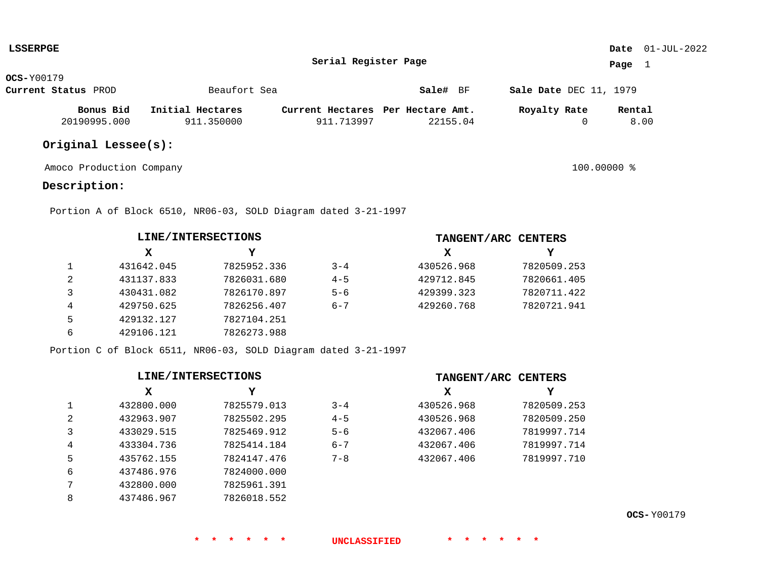**LSSERPGE**

**Date** 01-JUL-2022

**Serial Register Page**

**OCS-** Y00179

**Current Status** PROD &nbsp;&nbsp;&nbsp;&nbsp; Beaufort Sea &nbsp;&nbsp;&nbsp;&nbsp; **Sale#** BF &nbsp;&nbsp;&nbsp;&nbsp; **Sale Date** DEC 11, 1979

| Bonus Bid | Initial Hectares | Current Hectares | Per Hectare Amt. | Royalty Rate | Rental |
|---|---|---|---|---|---|
| 20190995.000 | 911.350000 | 911.713997 | 22155.04 | 0 | 8.00 |

## Original Lessee(s):

Amoco Production Company &nbsp;&nbsp;&nbsp;&nbsp; 100.00000 %

## Description:

Portion A of Block 6510, NR06-03, SOLD Diagram dated 3-21-1997

| | LINE/INTERSECTIONS X | LINE/INTERSECTIONS Y | | TANGENT/ARC CENTERS X | TANGENT/ARC CENTERS Y |
|---|---|---|---|---|---|
| 1 | 431642.045 | 7825952.336 | 3-4 | 430526.968 | 7820509.253 |
| 2 | 431137.833 | 7826031.680 | 4-5 | 429712.845 | 7820661.405 |
| 3 | 430431.082 | 7826170.897 | 5-6 | 429399.323 | 7820711.422 |
| 4 | 429750.625 | 7826256.407 | 6-7 | 429260.768 | 7820721.941 |
| 5 | 429132.127 | 7827104.251 | | | |
| 6 | 429106.121 | 7826273.988 | | | |

Portion C of Block 6511, NR06-03, SOLD Diagram dated 3-21-1997

| | LINE/INTERSECTIONS X | LINE/INTERSECTIONS Y | | TANGENT/ARC CENTERS X | TANGENT/ARC CENTERS Y |
|---|---|---|---|---|---|
| 1 | 432800.000 | 7825579.013 | 3-4 | 430526.968 | 7820509.253 |
| 2 | 432963.907 | 7825502.295 | 4-5 | 430526.968 | 7820509.250 |
| 3 | 433029.515 | 7825469.912 | 5-6 | 432067.406 | 7819997.714 |
| 4 | 433304.736 | 7825414.184 | 6-7 | 432067.406 | 7819997.714 |
| 5 | 435762.155 | 7824147.476 | 7-8 | 432067.406 | 7819997.710 |
| 6 | 437486.976 | 7824000.000 | | | |
| 7 | 432800.000 | 7825961.391 | | | |
| 8 | 437486.967 | 7826018.552 | | | |

**OCS-** Y00179

\* \* \* \* \* \* UNCLASSIFIED \* \* \* \* \* \*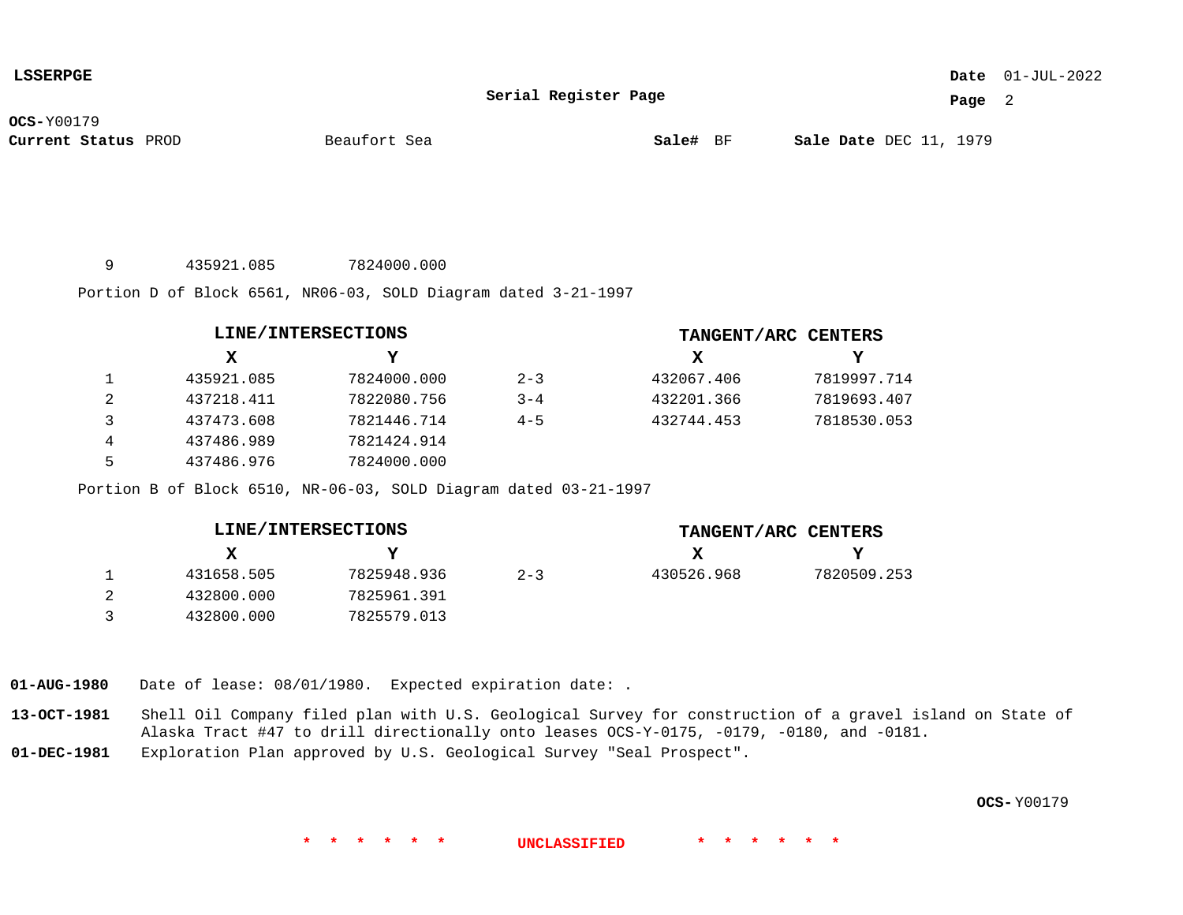**LSSERPGE**

**Serial Register Page**

**OCS-**Y00179

**Current Status** PROD Beaufort Sea **Sale#** BF **Sale Date** DEC 11, 1979

| | X | Y |
|---|---|---|
| 9 | 435921.085 | 7824000.000 |

Portion D of Block 6561, NR06-03, SOLD Diagram dated 3-21-1997

| | LINE/INTERSECTIONS | | | TANGENT/ARC CENTERS | |
|---|---|---|---|---|---|
| | **X** | **Y** | | **X** | **Y** |
| 1 | 435921.085 | 7824000.000 | 2-3 | 432067.406 | 7819997.714 |
| 2 | 437218.411 | 7822080.756 | 3-4 | 432201.366 | 7819693.407 |
| 3 | 437473.608 | 7821446.714 | 4-5 | 432744.453 | 7818530.053 |
| 4 | 437486.989 | 7821424.914 | | | |
| 5 | 437486.976 | 7824000.000 | | | |

Portion B of Block 6510, NR-06-03, SOLD Diagram dated 03-21-1997

| | LINE/INTERSECTIONS | | | TANGENT/ARC CENTERS | |
|---|---|---|---|---|---|
| | **X** | **Y** | | **X** | **Y** |
| 1 | 431658.505 | 7825948.936 | 2-3 | 430526.968 | 7820509.253 |
| 2 | 432800.000 | 7825961.391 | | | |
| 3 | 432800.000 | 7825579.013 | | | |

**01-AUG-1980** Date of lease: 08/01/1980. Expected expiration date: .

**13-OCT-1981** Shell Oil Company filed plan with U.S. Geological Survey for construction of a gravel island on State of Alaska Tract #47 to drill directionally onto leases OCS-Y-0175, -0179, -0180, and -0181.

**01-DEC-1981** Exploration Plan approved by U.S. Geological Survey "Seal Prospect".

**OCS-**Y00179

\* \* \* \* \* \* UNCLASSIFIED \* \* \* \* \* \*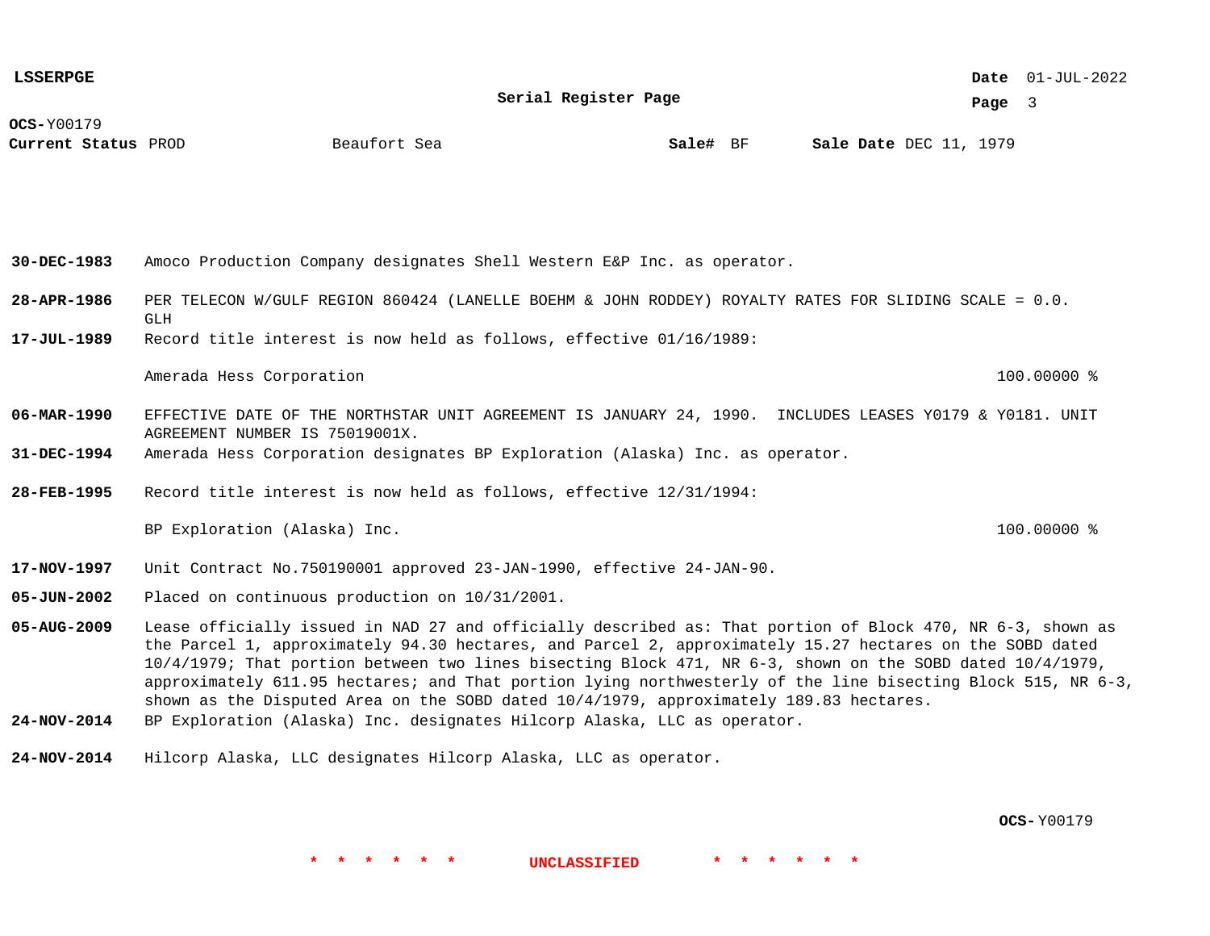**OCS-**Y00179
**Current Status** PROD Beaufort Sea **Sale#** BF **Sale Date** DEC 11, 1979

**30-DEC-1983** Amoco Production Company designates Shell Western E&P Inc. as operator.

**28-APR-1986** PER TELECON W/GULF REGION 860424 (LANELLE BOEHM & JOHN RODDEY) ROYALTY RATES FOR SLIDING SCALE = 0.0. GLH

**17-JUL-1989** Record title interest is now held as follows, effective 01/16/1989:

| | |
|---|---|
| Amerada Hess Corporation | 100.00000 % |

**06-MAR-1990** EFFECTIVE DATE OF THE NORTHSTAR UNIT AGREEMENT IS JANUARY 24, 1990. INCLUDES LEASES Y0179 & Y0181. UNIT AGREEMENT NUMBER IS 75019001X.

**31-DEC-1994** Amerada Hess Corporation designates BP Exploration (Alaska) Inc. as operator.

**28-FEB-1995** Record title interest is now held as follows, effective 12/31/1994:

| | |
|---|---|
| BP Exploration (Alaska) Inc. | 100.00000 % |

**17-NOV-1997** Unit Contract No.750190001 approved 23-JAN-1990, effective 24-JAN-90.

**05-JUN-2002** Placed on continuous production on 10/31/2001.

**05-AUG-2009** Lease officially issued in NAD 27 and officially described as: That portion of Block 470, NR 6-3, shown as the Parcel 1, approximately 94.30 hectares, and Parcel 2, approximately 15.27 hectares on the SOBD dated 10/4/1979; That portion between two lines bisecting Block 471, NR 6-3, shown on the SOBD dated 10/4/1979, approximately 611.95 hectares; and That portion lying northwesterly of the line bisecting Block 515, NR 6-3, shown as the Disputed Area on the SOBD dated 10/4/1979, approximately 189.83 hectares.

**24-NOV-2014** BP Exploration (Alaska) Inc. designates Hilcorp Alaska, LLC as operator.

**24-NOV-2014** Hilcorp Alaska, LLC designates Hilcorp Alaska, LLC as operator.

**OCS-**Y00179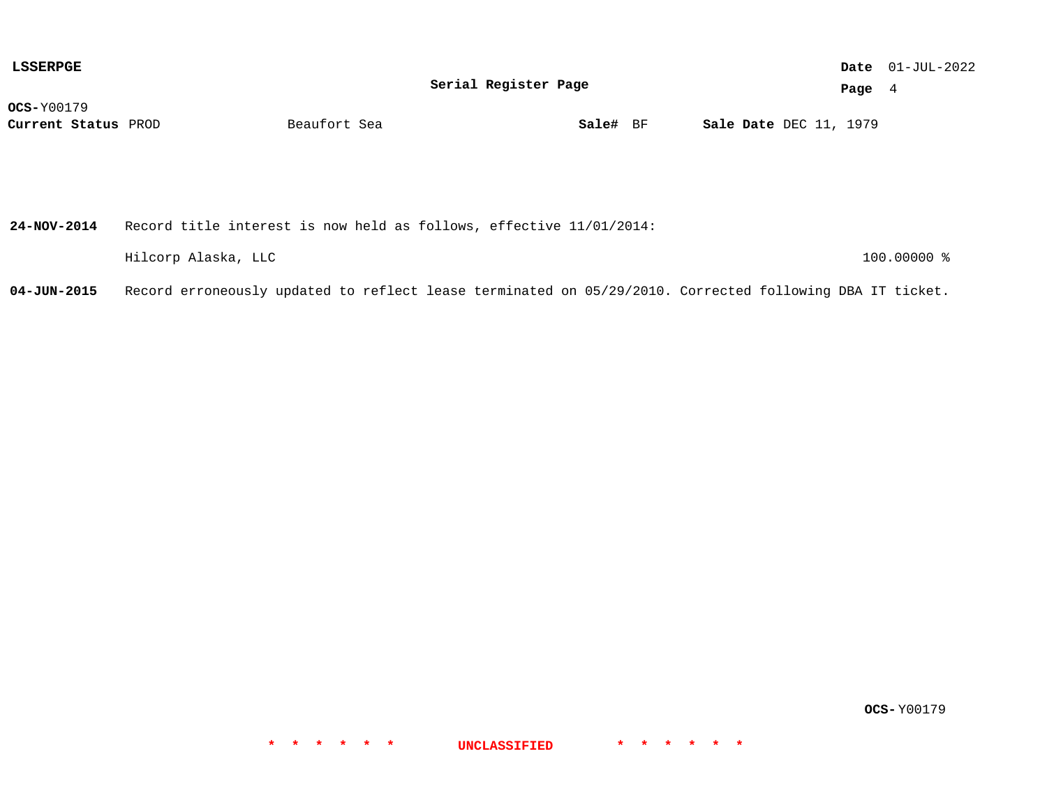**OCS-** Y00179
**Current Status** PROD    Beaufort Sea    **Sale#** BF    **Sale Date** DEC 11, 1979

**24-NOV-2014** Record title interest is now held as follows, effective 11/01/2014:

| | |
|---|---|
| Hilcorp Alaska, LLC | 100.00000 % |

**04-JUN-2015** Record erroneously updated to reflect lease terminated on 05/29/2010. Corrected following DBA IT ticket.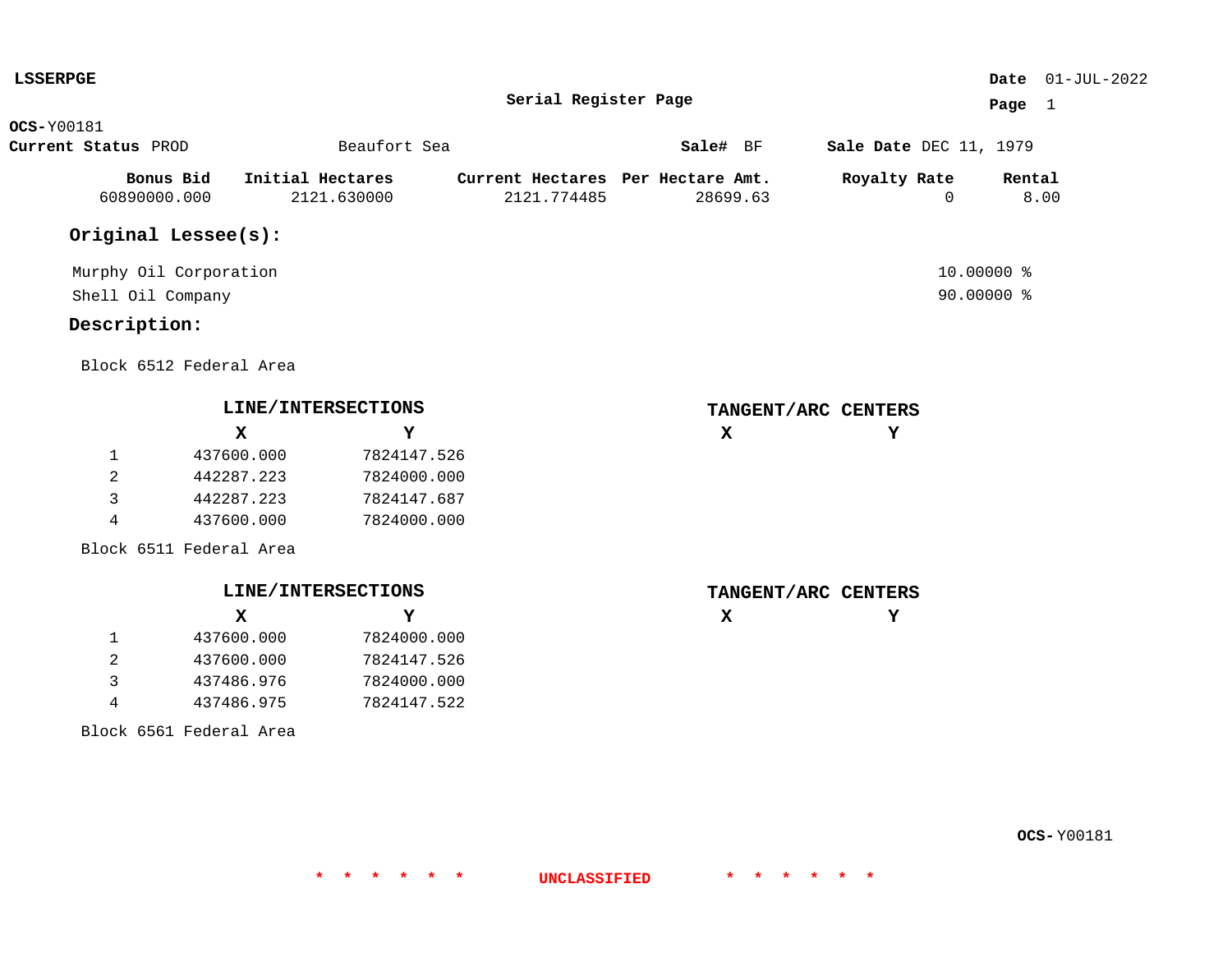**LSSERPGE**

**Serial Register Page**

**Date** 01-JUL-2022

**OCS-**Y00181

**Current Status** PROD Beaufort Sea **Sale#** BF **Sale Date** DEC 11, 1979

| Bonus Bid | Initial Hectares | Current Hectares | Per Hectare Amt. | Royalty Rate | Rental |
|---|---|---|---|---|---|
| 60890000.000 | 2121.630000 | 2121.774485 | 28699.63 | 0 | 8.00 |

## Original Lessee(s):

| | |
|---|---|
| Murphy Oil Corporation | 10.00000 % |
| Shell Oil Company | 90.00000 % |

## Description:

Block 6512 Federal Area

| | LINE/INTERSECTIONS X | LINE/INTERSECTIONS Y | TANGENT/ARC CENTERS X | TANGENT/ARC CENTERS Y |
|---|---|---|---|---|
| 1 | 437600.000 | 7824147.526 | | |
| 2 | 442287.223 | 7824000.000 | | |
| 3 | 442287.223 | 7824147.687 | | |
| 4 | 437600.000 | 7824000.000 | | |

Block 6511 Federal Area

| | LINE/INTERSECTIONS X | LINE/INTERSECTIONS Y | TANGENT/ARC CENTERS X | TANGENT/ARC CENTERS Y |
|---|---|---|---|---|
| 1 | 437600.000 | 7824000.000 | | |
| 2 | 437600.000 | 7824147.526 | | |
| 3 | 437486.976 | 7824000.000 | | |
| 4 | 437486.975 | 7824147.522 | | |

Block 6561 Federal Area

**OCS-**Y00181

\* \* \* \* \* \* UNCLASSIFIED \* \* \* \* \* \*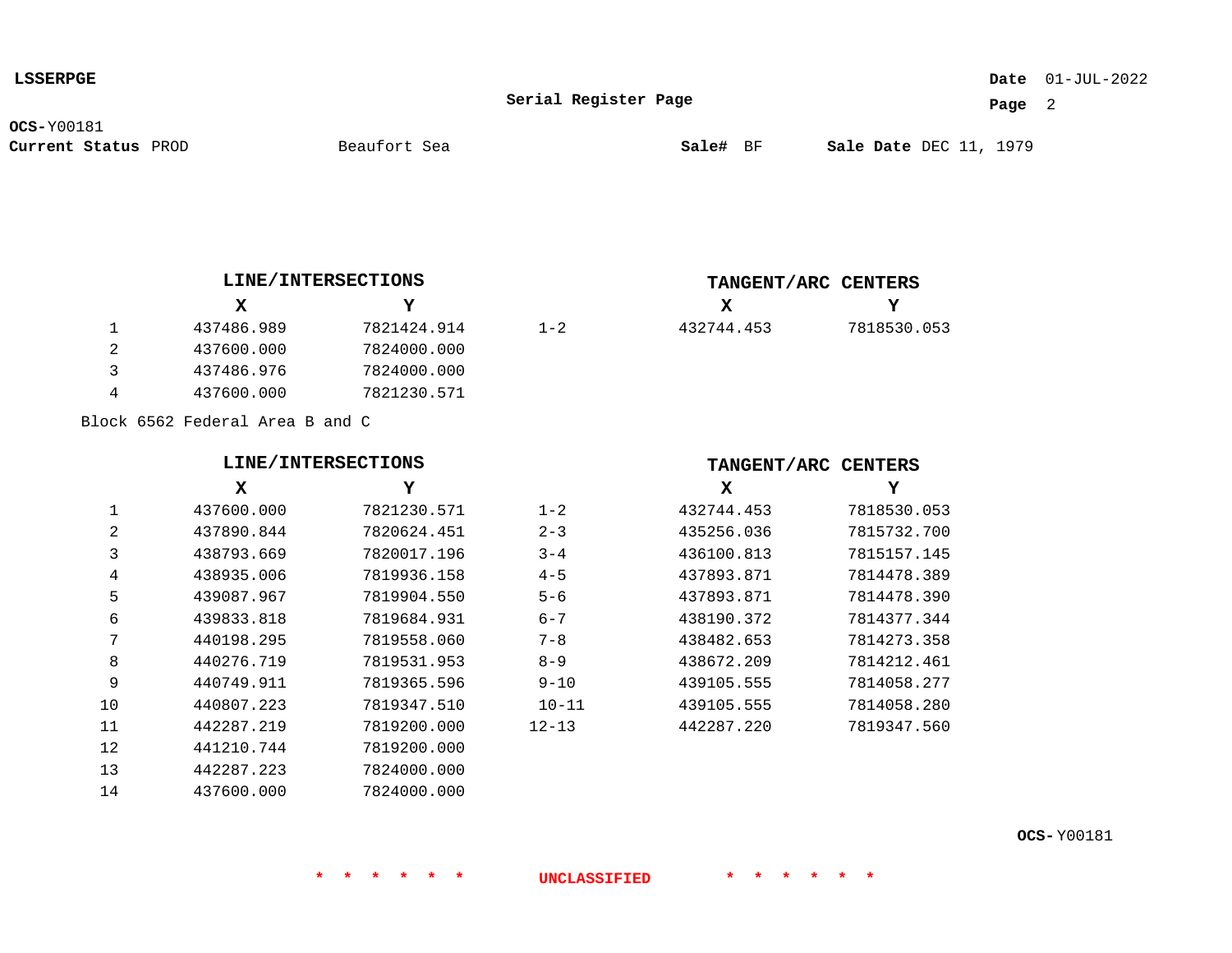**LSSERPGE**

**Serial Register Page**

**Date** 01-JUL-2022

**OCS-**Y00181

**Current Status** PROD    Beaufort Sea    **Sale#** BF    **Sale Date** DEC 11, 1979

| | LINE/INTERSECTIONS X | LINE/INTERSECTIONS Y | | TANGENT/ARC CENTERS X | TANGENT/ARC CENTERS Y |
|---|---|---|---|---|---|
| 1 | 437486.989 | 7821424.914 | 1-2 | 432744.453 | 7818530.053 |
| 2 | 437600.000 | 7824000.000 | | | |
| 3 | 437486.976 | 7824000.000 | | | |
| 4 | 437600.000 | 7821230.571 | | | |

Block 6562 Federal Area B and C

| | LINE/INTERSECTIONS X | LINE/INTERSECTIONS Y | | TANGENT/ARC CENTERS X | TANGENT/ARC CENTERS Y |
|---|---|---|---|---|---|
| 1 | 437600.000 | 7821230.571 | 1-2 | 432744.453 | 7818530.053 |
| 2 | 437890.844 | 7820624.451 | 2-3 | 435256.036 | 7815732.700 |
| 3 | 438793.669 | 7820017.196 | 3-4 | 436100.813 | 7815157.145 |
| 4 | 438935.006 | 7819936.158 | 4-5 | 437893.871 | 7814478.389 |
| 5 | 439087.967 | 7819904.550 | 5-6 | 437893.871 | 7814478.390 |
| 6 | 439833.818 | 7819684.931 | 6-7 | 438190.372 | 7814377.344 |
| 7 | 440198.295 | 7819558.060 | 7-8 | 438482.653 | 7814273.358 |
| 8 | 440276.719 | 7819531.953 | 8-9 | 438672.209 | 7814212.461 |
| 9 | 440749.911 | 7819365.596 | 9-10 | 439105.555 | 7814058.277 |
| 10 | 440807.223 | 7819347.510 | 10-11 | 439105.555 | 7814058.280 |
| 11 | 442287.219 | 7819200.000 | 12-13 | 442287.220 | 7819347.560 |
| 12 | 441210.744 | 7819200.000 | | | |
| 13 | 442287.223 | 7824000.000 | | | |
| 14 | 437600.000 | 7824000.000 | | | |

**OCS-**Y00181

* * * * * * UNCLASSIFIED * * * * * *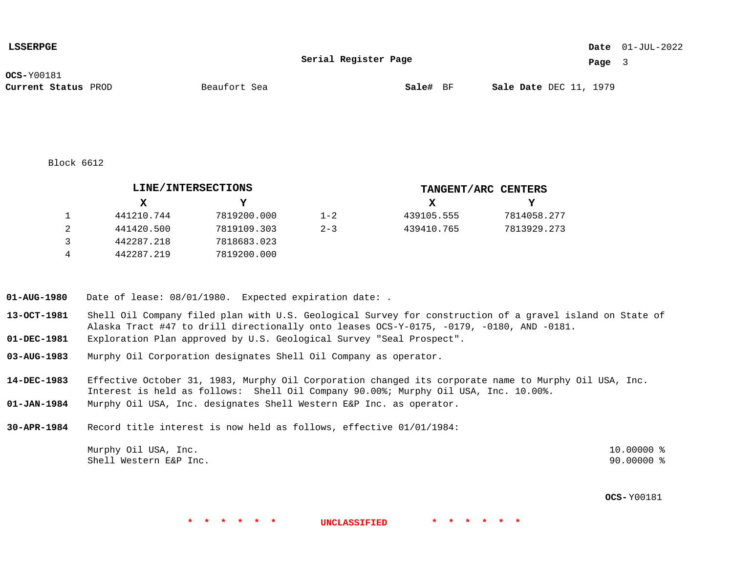**LSSERPGE**

**Serial Register Page**

**OCS-**Y00181

**Current Status** PROD    Beaufort Sea    **Sale#** BF    **Sale Date** DEC 11, 1979

Block 6612

| | LINE/INTERSECTIONS | | | TANGENT/ARC CENTERS | |
|---|---|---|---|---|---|
| | **X** | **Y** | | **X** | **Y** |
| 1 | 441210.744 | 7819200.000 | 1-2 | 439105.555 | 7814058.277 |
| 2 | 441420.500 | 7819109.303 | 2-3 | 439410.765 | 7813929.273 |
| 3 | 442287.218 | 7818683.023 | | | |
| 4 | 442287.219 | 7819200.000 | | | |

**01-AUG-1980** Date of lease: 08/01/1980. Expected expiration date: .

**13-OCT-1981** Shell Oil Company filed plan with U.S. Geological Survey for construction of a gravel island on State of Alaska Tract #47 to drill directionally onto leases OCS-Y-0175, -0179, -0180, AND -0181.

**01-DEC-1981** Exploration Plan approved by U.S. Geological Survey "Seal Prospect".

**03-AUG-1983** Murphy Oil Corporation designates Shell Oil Company as operator.

**14-DEC-1983** Effective October 31, 1983, Murphy Oil Corporation changed its corporate name to Murphy Oil USA, Inc. Interest is held as follows: Shell Oil Company 90.00%; Murphy Oil USA, Inc. 10.00%.

**01-JAN-1984** Murphy Oil USA, Inc. designates Shell Western E&P Inc. as operator.

**30-APR-1984** Record title interest is now held as follows, effective 01/01/1984:

| | |
|---|---|
| Murphy Oil USA, Inc. | 10.00000 % |
| Shell Western E&P Inc. | 90.00000 % |

**OCS-**Y00181

\* \* \* \* \* \* UNCLASSIFIED \* \* \* \* \* \*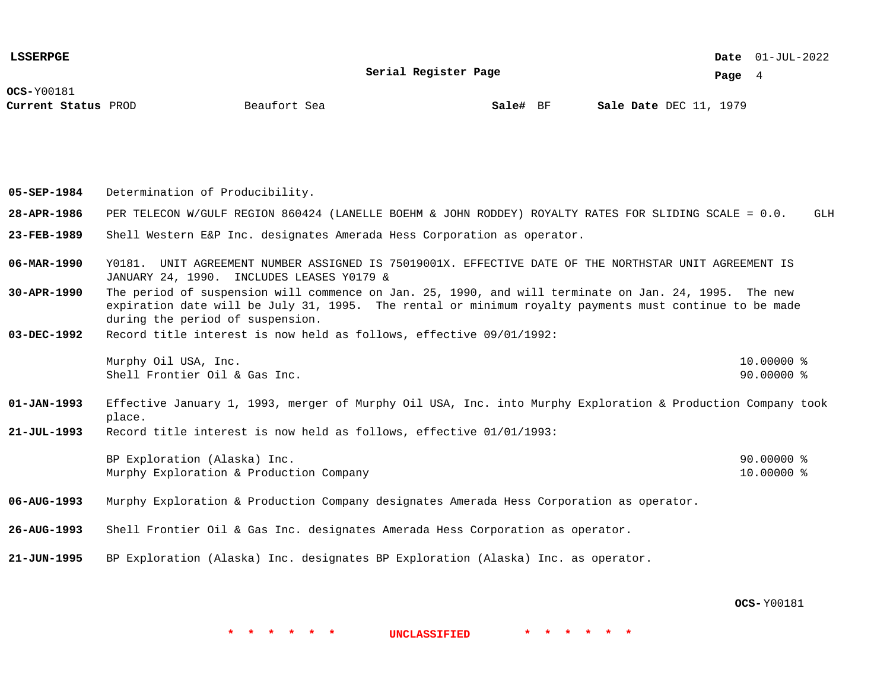**OCS-**Y00181
**Current Status** PROD  Beaufort Sea  **Sale#** BF  **Sale Date** DEC 11, 1979

**05-SEP-1984** Determination of Producibility.

**28-APR-1986** PER TELECON W/GULF REGION 860424 (LANELLE BOEHM & JOHN RODDEY) ROYALTY RATES FOR SLIDING SCALE = 0.0. GLH

**23-FEB-1989** Shell Western E&P Inc. designates Amerada Hess Corporation as operator.

**06-MAR-1990** Y0181. UNIT AGREEMENT NUMBER ASSIGNED IS 75019001X. EFFECTIVE DATE OF THE NORTHSTAR UNIT AGREEMENT IS JANUARY 24, 1990. INCLUDES LEASES Y0179 &

**30-APR-1990** The period of suspension will commence on Jan. 25, 1990, and will terminate on Jan. 24, 1995. The new expiration date will be July 31, 1995. The rental or minimum royalty payments must continue to be made during the period of suspension.

**03-DEC-1992** Record title interest is now held as follows, effective 09/01/1992:

| | |
|---|---|
| Murphy Oil USA, Inc. | 10.00000 % |
| Shell Frontier Oil & Gas Inc. | 90.00000 % |

**01-JAN-1993** Effective January 1, 1993, merger of Murphy Oil USA, Inc. into Murphy Exploration & Production Company took place.

**21-JUL-1993** Record title interest is now held as follows, effective 01/01/1993:

| | |
|---|---|
| BP Exploration (Alaska) Inc. | 90.00000 % |
| Murphy Exploration & Production Company | 10.00000 % |

**06-AUG-1993** Murphy Exploration & Production Company designates Amerada Hess Corporation as operator.

**26-AUG-1993** Shell Frontier Oil & Gas Inc. designates Amerada Hess Corporation as operator.

**21-JUN-1995** BP Exploration (Alaska) Inc. designates BP Exploration (Alaska) Inc. as operator.

**OCS-**Y00181

* * * * * * UNCLASSIFIED * * * * * *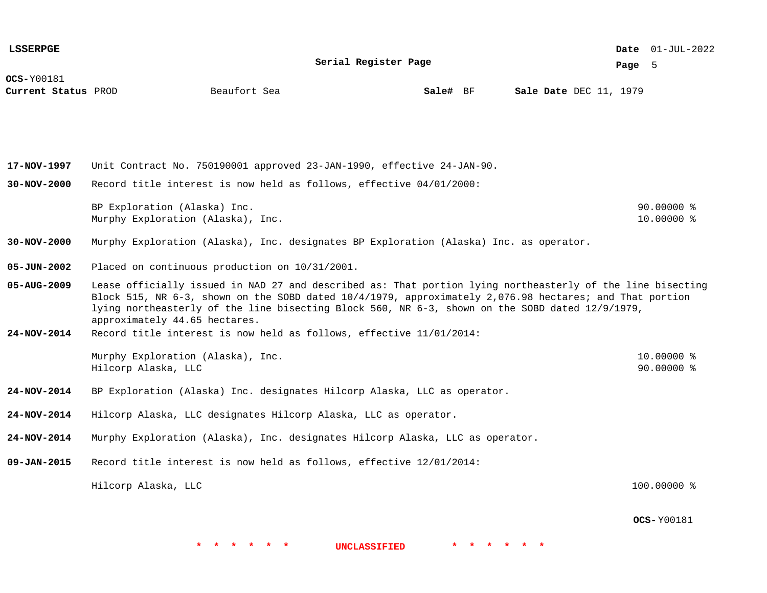**LSSERPGE**

**Serial Register Page**

**Date** 01-JUL-2022

**OCS-**Y00181

**Current Status** PROD Beaufort Sea **Sale#** BF **Sale Date** DEC 11, 1979

| | | |
|---|---|---|
| **17-NOV-1997** | Unit Contract No. 750190001 approved 23-JAN-1990, effective 24-JAN-90. | |
| **30-NOV-2000** | Record title interest is now held as follows, effective 04/01/2000: | |
| | BP Exploration (Alaska) Inc. | 90.00000 % |
| | Murphy Exploration (Alaska), Inc. | 10.00000 % |
| **30-NOV-2000** | Murphy Exploration (Alaska), Inc. designates BP Exploration (Alaska) Inc. as operator. | |
| **05-JUN-2002** | Placed on continuous production on 10/31/2001. | |
| **05-AUG-2009** | Lease officially issued in NAD 27 and described as: That portion lying northeasterly of the line bisecting Block 515, NR 6-3, shown on the SOBD dated 10/4/1979, approximately 2,076.98 hectares; and That portion lying northeasterly of the line bisecting Block 560, NR 6-3, shown on the SOBD dated 12/9/1979, approximately 44.65 hectares. | |
| **24-NOV-2014** | Record title interest is now held as follows, effective 11/01/2014: | |
| | Murphy Exploration (Alaska), Inc. | 10.00000 % |
| | Hilcorp Alaska, LLC | 90.00000 % |
| **24-NOV-2014** | BP Exploration (Alaska) Inc. designates Hilcorp Alaska, LLC as operator. | |
| **24-NOV-2014** | Hilcorp Alaska, LLC designates Hilcorp Alaska, LLC as operator. | |
| **24-NOV-2014** | Murphy Exploration (Alaska), Inc. designates Hilcorp Alaska, LLC as operator. | |
| **09-JAN-2015** | Record title interest is now held as follows, effective 12/01/2014: | |
| | Hilcorp Alaska, LLC | 100.00000 % |

**OCS-**Y00181

* * * * * * **UNCLASSIFIED** * * * * * *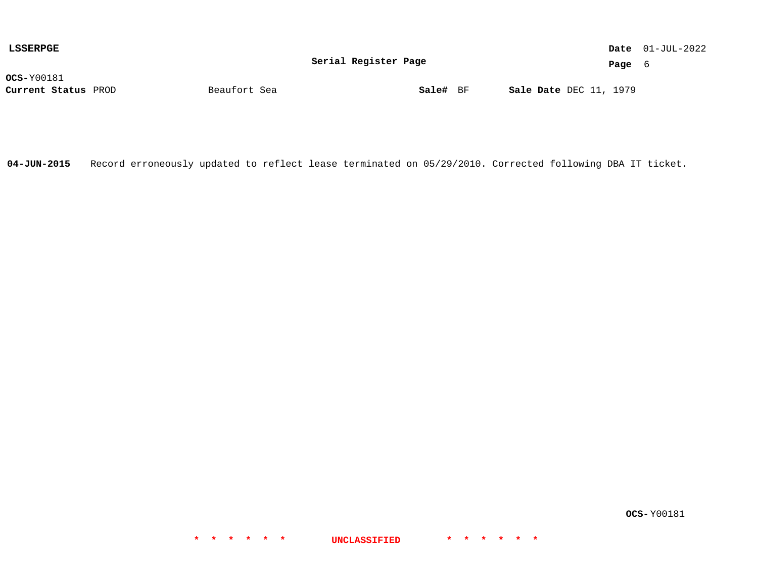**LSSERPGE**

**Serial Register Page**

**OCS-** Y00181
**Current Status** PROD    Beaufort Sea    **Sale#** BF    **Sale Date** DEC 11, 1979

**04-JUN-2015**    Record erroneously updated to reflect lease terminated on 05/29/2010. Corrected following DBA IT ticket.

**OCS-** Y00181

* * * * * * UNCLASSIFIED * * * * * *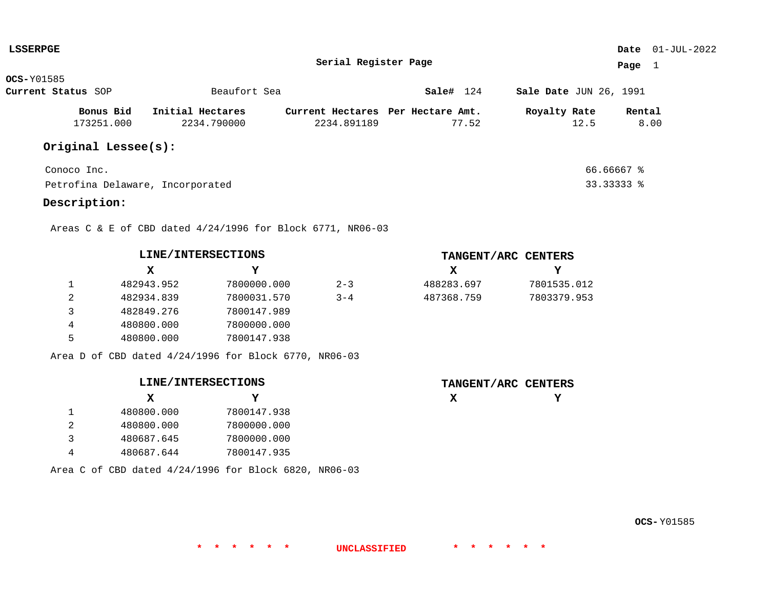**LSSERPGE**

**Date** 01-JUL-2022

**Serial Register Page**

**Page** 1

**OCS-**Y01585

**Current Status** SOP | Beaufort Sea | **Sale#** 124 | **Sale Date** JUN 26, 1991

| Bonus Bid | Initial Hectares | Current Hectares | Per Hectare Amt. | Royalty Rate | Rental |
|---|---|---|---|---|---|
| 173251.000 | 2234.790000 | 2234.891189 | 77.52 | 12.5 | 8.00 |

## Original Lessee(s):

| | |
|---|---|
| Conoco Inc. | 66.66667 % |
| Petrofina Delaware, Incorporated | 33.33333 % |

## Description:

Areas C & E of CBD dated 4/24/1996 for Block 6771, NR06-03

| | LINE/INTERSECTIONS | | | TANGENT/ARC CENTERS | |
|---|---|---|---|---|---|
| | X | Y | | X | Y |
| 1 | 482943.952 | 7800000.000 | 2-3 | 488283.697 | 7801535.012 |
| 2 | 482934.839 | 7800031.570 | 3-4 | 487368.759 | 7803379.953 |
| 3 | 482849.276 | 7800147.989 | | | |
| 4 | 480800.000 | 7800000.000 | | | |
| 5 | 480800.000 | 7800147.938 | | | |

Area D of CBD dated 4/24/1996 for Block 6770, NR06-03

| | LINE/INTERSECTIONS | | | TANGENT/ARC CENTERS | |
|---|---|---|---|---|---|
| | X | Y | | X | Y |
| 1 | 480800.000 | 7800147.938 | | | |
| 2 | 480800.000 | 7800000.000 | | | |
| 3 | 480687.645 | 7800000.000 | | | |
| 4 | 480687.644 | 7800147.935 | | | |

Area C of CBD dated 4/24/1996 for Block 6820, NR06-03

**OCS-**Y01585

\* \* \* \* \* \* UNCLASSIFIED \* \* \* \* \* \*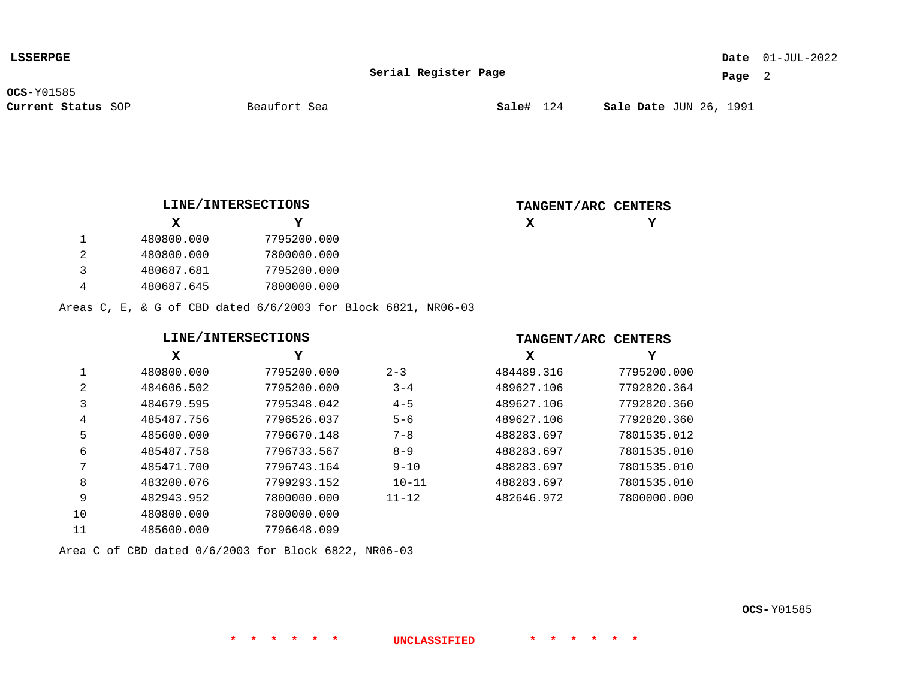**LSSERPGE**

**Serial Register Page**

**Date** 01-JUL-2022

**OCS-**Y01585

**Current Status** SOP　　Beaufort Sea　　**Sale#** 124　　**Sale Date** JUN 26, 1991

| | **LINE/INTERSECTIONS** | | | **TANGENT/ARC CENTERS** | |
|---|---|---|---|---|---|
| | **X** | **Y** | | **X** | **Y** |
| 1 | 480800.000 | 7795200.000 | | | |
| 2 | 480800.000 | 7800000.000 | | | |
| 3 | 480687.681 | 7795200.000 | | | |
| 4 | 480687.645 | 7800000.000 | | | |

Areas C, E, & G of CBD dated 6/6/2003 for Block 6821, NR06-03

| | **LINE/INTERSECTIONS** | | | **TANGENT/ARC CENTERS** | |
|---|---|---|---|---|---|
| | **X** | **Y** | | **X** | **Y** |
| 1 | 480800.000 | 7795200.000 | 2-3 | 484489.316 | 7795200.000 |
| 2 | 484606.502 | 7795200.000 | 3-4 | 489627.106 | 7792820.364 |
| 3 | 484679.595 | 7795348.042 | 4-5 | 489627.106 | 7792820.360 |
| 4 | 485487.756 | 7796526.037 | 5-6 | 489627.106 | 7792820.360 |
| 5 | 485600.000 | 7796670.148 | 7-8 | 488283.697 | 7801535.012 |
| 6 | 485487.758 | 7796733.567 | 8-9 | 488283.697 | 7801535.010 |
| 7 | 485471.700 | 7796743.164 | 9-10 | 488283.697 | 7801535.010 |
| 8 | 483200.076 | 7799293.152 | 10-11 | 488283.697 | 7801535.010 |
| 9 | 482943.952 | 7800000.000 | 11-12 | 482646.972 | 7800000.000 |
| 10 | 480800.000 | 7800000.000 | | | |
| 11 | 485600.000 | 7796648.099 | | | |

Area C of CBD dated 0/6/2003 for Block 6822, NR06-03

**OCS-**Y01585

\* \* \* \* \* \* **UNCLASSIFIED** \* \* \* \* \* \*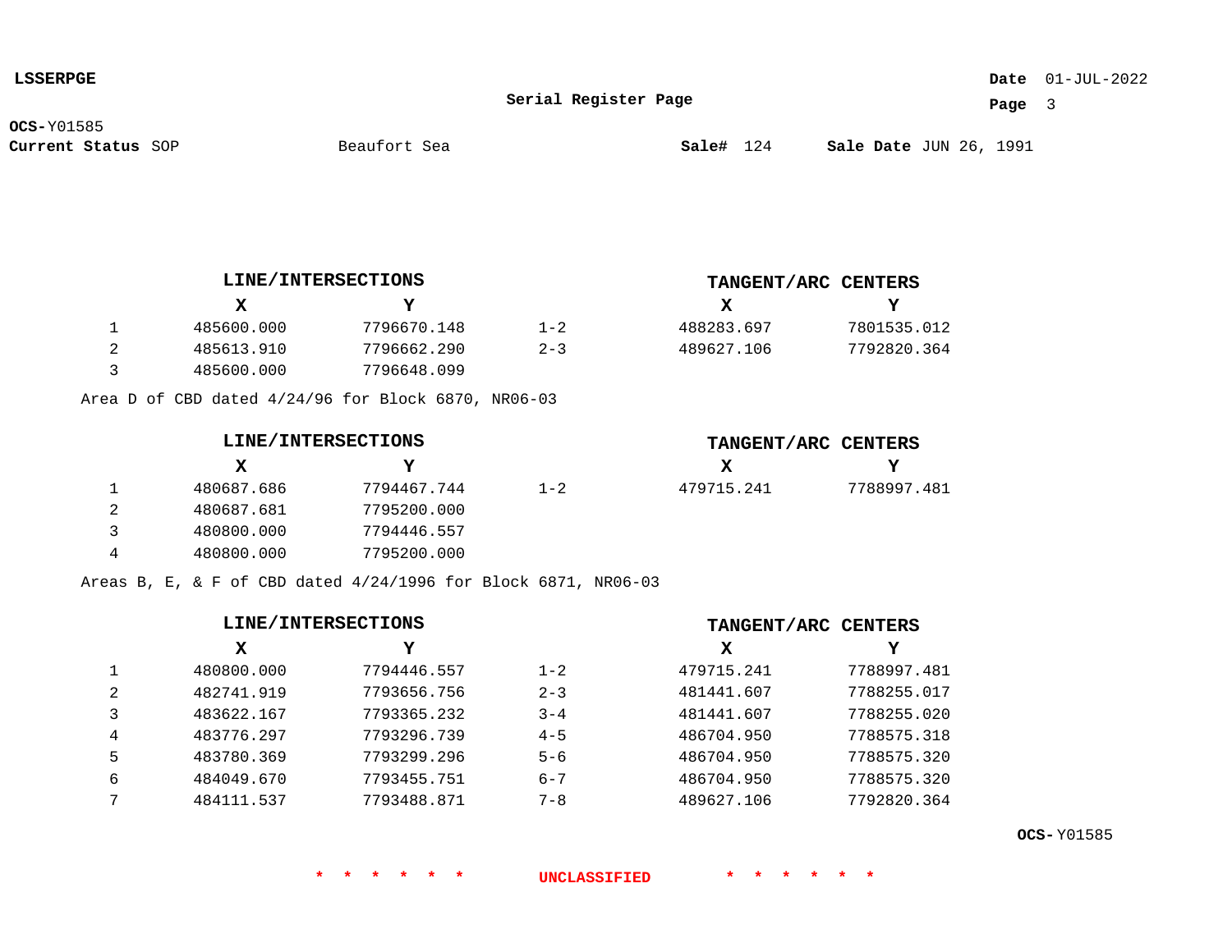**OCS-**Y01585
**Current Status** SOP Beaufort Sea **Sale#** 124 **Sale Date** JUN 26, 1991

| | LINE/INTERSECTIONS | | | TANGENT/ARC CENTERS | |
|---|---|---|---|---|---|
| | **X** | **Y** | | **X** | **Y** |
| 1 | 485600.000 | 7796670.148 | 1-2 | 488283.697 | 7801535.012 |
| 2 | 485613.910 | 7796662.290 | 2-3 | 489627.106 | 7792820.364 |
| 3 | 485600.000 | 7796648.099 | | | |

Area D of CBD dated 4/24/96 for Block 6870, NR06-03

| | LINE/INTERSECTIONS | | | TANGENT/ARC CENTERS | |
|---|---|---|---|---|---|
| | **X** | **Y** | | **X** | **Y** |
| 1 | 480687.686 | 7794467.744 | 1-2 | 479715.241 | 7788997.481 |
| 2 | 480687.681 | 7795200.000 | | | |
| 3 | 480800.000 | 7794446.557 | | | |
| 4 | 480800.000 | 7795200.000 | | | |

Areas B, E, & F of CBD dated 4/24/1996 for Block 6871, NR06-03

| | LINE/INTERSECTIONS | | | TANGENT/ARC CENTERS | |
|---|---|---|---|---|---|
| | **X** | **Y** | | **X** | **Y** |
| 1 | 480800.000 | 7794446.557 | 1-2 | 479715.241 | 7788997.481 |
| 2 | 482741.919 | 7793656.756 | 2-3 | 481441.607 | 7788255.017 |
| 3 | 483622.167 | 7793365.232 | 3-4 | 481441.607 | 7788255.020 |
| 4 | 483776.297 | 7793296.739 | 4-5 | 486704.950 | 7788575.318 |
| 5 | 483780.369 | 7793299.296 | 5-6 | 486704.950 | 7788575.320 |
| 6 | 484049.670 | 7793455.751 | 6-7 | 486704.950 | 7788575.320 |
| 7 | 484111.537 | 7793488.871 | 7-8 | 489627.106 | 7792820.364 |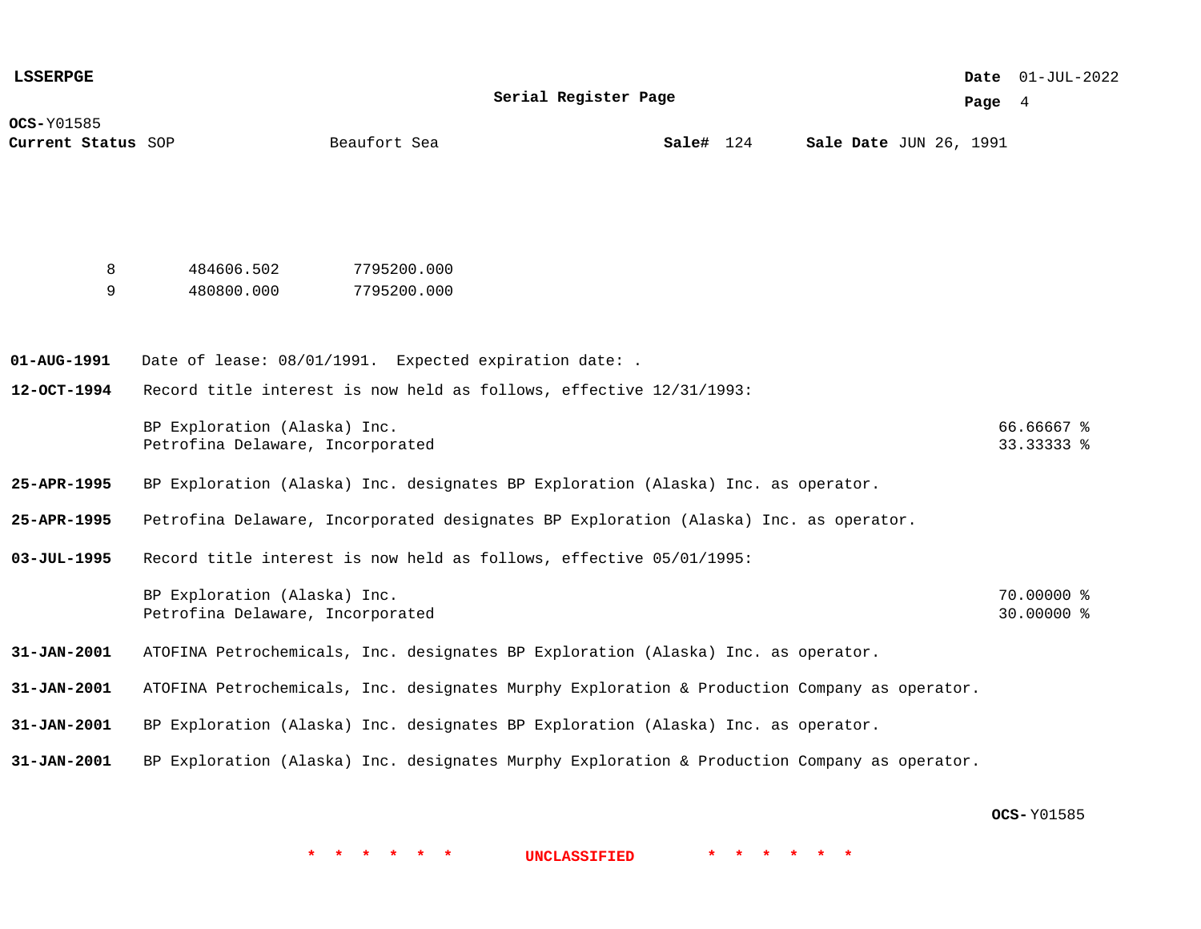**OCS-** Y01585
**Current Status** SOP Beaufort Sea **Sale#** 124 **Sale Date** JUN 26, 1991

| | | |
|---|---|---|
| 8 | 484606.502 | 7795200.000 |
| 9 | 480800.000 | 7795200.000 |

**01-AUG-1991** Date of lease: 08/01/1991. Expected expiration date: .

**12-OCT-1994** Record title interest is now held as follows, effective 12/31/1993:

| | |
|---|---|
| BP Exploration (Alaska) Inc. | 66.66667 % |
| Petrofina Delaware, Incorporated | 33.33333 % |

**25-APR-1995** BP Exploration (Alaska) Inc. designates BP Exploration (Alaska) Inc. as operator.

**25-APR-1995** Petrofina Delaware, Incorporated designates BP Exploration (Alaska) Inc. as operator.

**03-JUL-1995** Record title interest is now held as follows, effective 05/01/1995:

| | |
|---|---|
| BP Exploration (Alaska) Inc. | 70.00000 % |
| Petrofina Delaware, Incorporated | 30.00000 % |

**31-JAN-2001** ATOFINA Petrochemicals, Inc. designates BP Exploration (Alaska) Inc. as operator.

**31-JAN-2001** ATOFINA Petrochemicals, Inc. designates Murphy Exploration & Production Company as operator.

**31-JAN-2001** BP Exploration (Alaska) Inc. designates BP Exploration (Alaska) Inc. as operator.

**31-JAN-2001** BP Exploration (Alaska) Inc. designates Murphy Exploration & Production Company as operator.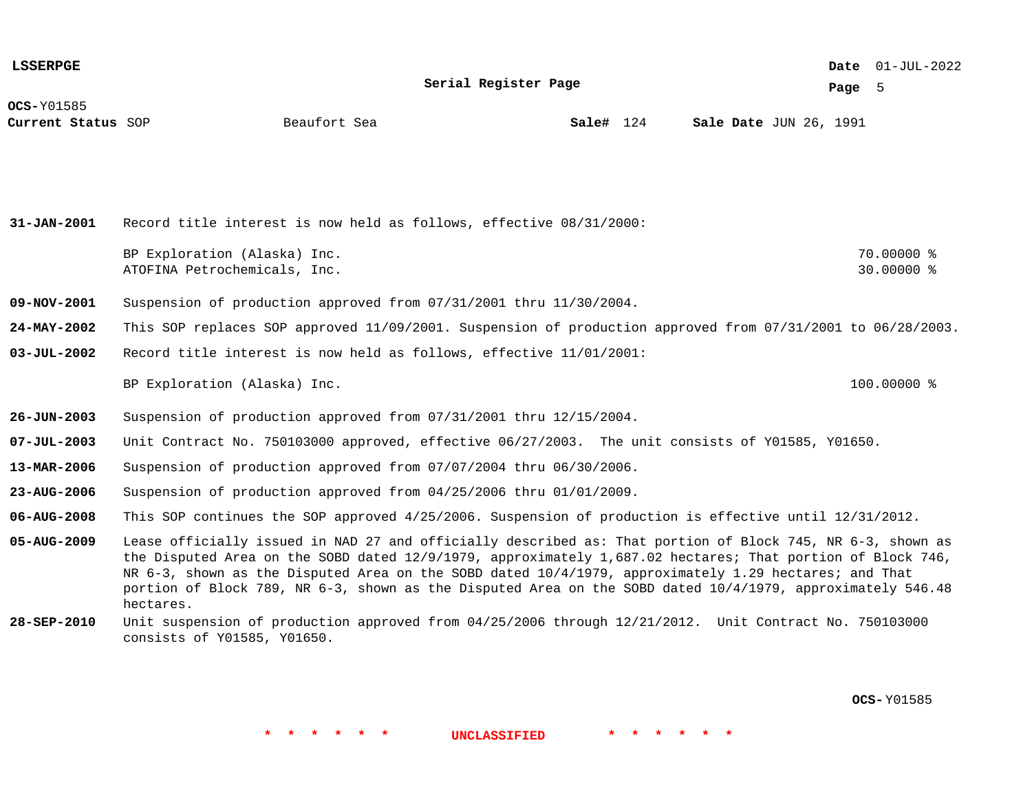**OCS-** Y01585
**Current Status** SOP Beaufort Sea **Sale#** 124 **Sale Date** JUN 26, 1991

**31-JAN-2001** Record title interest is now held as follows, effective 08/31/2000:

| | |
|---|---|
| BP Exploration (Alaska) Inc. | 70.00000 % |
| ATOFINA Petrochemicals, Inc. | 30.00000 % |

**09-NOV-2001** Suspension of production approved from 07/31/2001 thru 11/30/2004.

**24-MAY-2002** This SOP replaces SOP approved 11/09/2001. Suspension of production approved from 07/31/2001 to 06/28/2003.

**03-JUL-2002** Record title interest is now held as follows, effective 11/01/2001:

| | |
|---|---|
| BP Exploration (Alaska) Inc. | 100.00000 % |

**26-JUN-2003** Suspension of production approved from 07/31/2001 thru 12/15/2004.

**07-JUL-2003** Unit Contract No. 750103000 approved, effective 06/27/2003. The unit consists of Y01585, Y01650.

**13-MAR-2006** Suspension of production approved from 07/07/2004 thru 06/30/2006.

**23-AUG-2006** Suspension of production approved from 04/25/2006 thru 01/01/2009.

**06-AUG-2008** This SOP continues the SOP approved 4/25/2006. Suspension of production is effective until 12/31/2012.

**05-AUG-2009** Lease officially issued in NAD 27 and officially described as: That portion of Block 745, NR 6-3, shown as the Disputed Area on the SOBD dated 12/9/1979, approximately 1,687.02 hectares; That portion of Block 746, NR 6-3, shown as the Disputed Area on the SOBD dated 10/4/1979, approximately 1.29 hectares; and That portion of Block 789, NR 6-3, shown as the Disputed Area on the SOBD dated 10/4/1979, approximately 546.48 hectares.

**28-SEP-2010** Unit suspension of production approved from 04/25/2006 through 12/21/2012. Unit Contract No. 750103000 consists of Y01585, Y01650.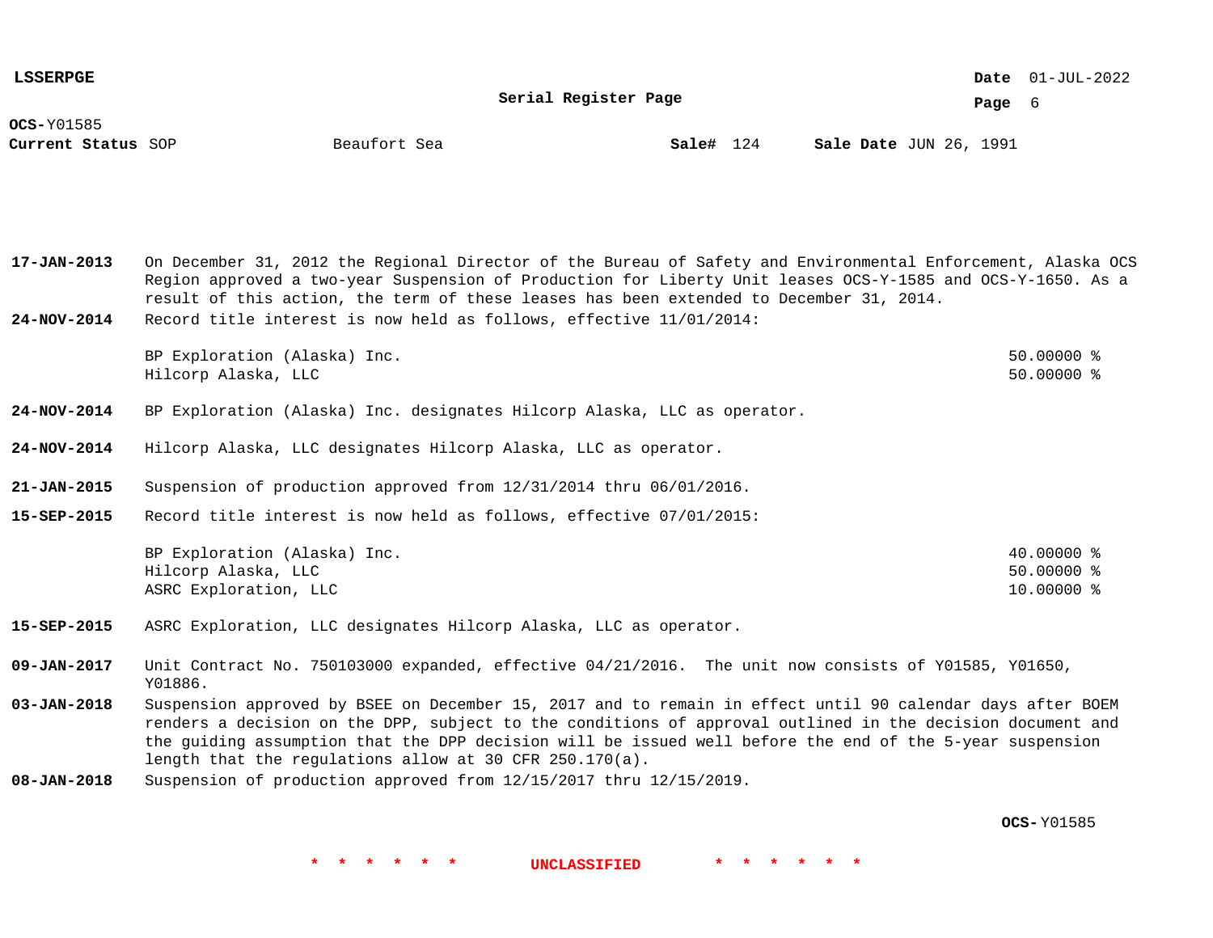**OCS-** Y01585
**Current Status** SOP Beaufort Sea **Sale#** 124 **Sale Date** JUN 26, 1991

**17-JAN-2013** On December 31, 2012 the Regional Director of the Bureau of Safety and Environmental Enforcement, Alaska OCS Region approved a two-year Suspension of Production for Liberty Unit leases OCS-Y-1585 and OCS-Y-1650. As a result of this action, the term of these leases has been extended to December 31, 2014.

**24-NOV-2014** Record title interest is now held as follows, effective 11/01/2014:

| | |
|---|---|
| BP Exploration (Alaska) Inc. | 50.00000 % |
| Hilcorp Alaska, LLC | 50.00000 % |

**24-NOV-2014** BP Exploration (Alaska) Inc. designates Hilcorp Alaska, LLC as operator.

**24-NOV-2014** Hilcorp Alaska, LLC designates Hilcorp Alaska, LLC as operator.

**21-JAN-2015** Suspension of production approved from 12/31/2014 thru 06/01/2016.

**15-SEP-2015** Record title interest is now held as follows, effective 07/01/2015:

| | |
|---|---|
| BP Exploration (Alaska) Inc. | 40.00000 % |
| Hilcorp Alaska, LLC | 50.00000 % |
| ASRC Exploration, LLC | 10.00000 % |

**15-SEP-2015** ASRC Exploration, LLC designates Hilcorp Alaska, LLC as operator.

**09-JAN-2017** Unit Contract No. 750103000 expanded, effective 04/21/2016. The unit now consists of Y01585, Y01650, Y01886.

**03-JAN-2018** Suspension approved by BSEE on December 15, 2017 and to remain in effect until 90 calendar days after BOEM renders a decision on the DPP, subject to the conditions of approval outlined in the decision document and the guiding assumption that the DPP decision will be issued well before the end of the 5-year suspension length that the regulations allow at 30 CFR 250.170(a).

**08-JAN-2018** Suspension of production approved from 12/15/2017 thru 12/15/2019.

**OCS-** Y01585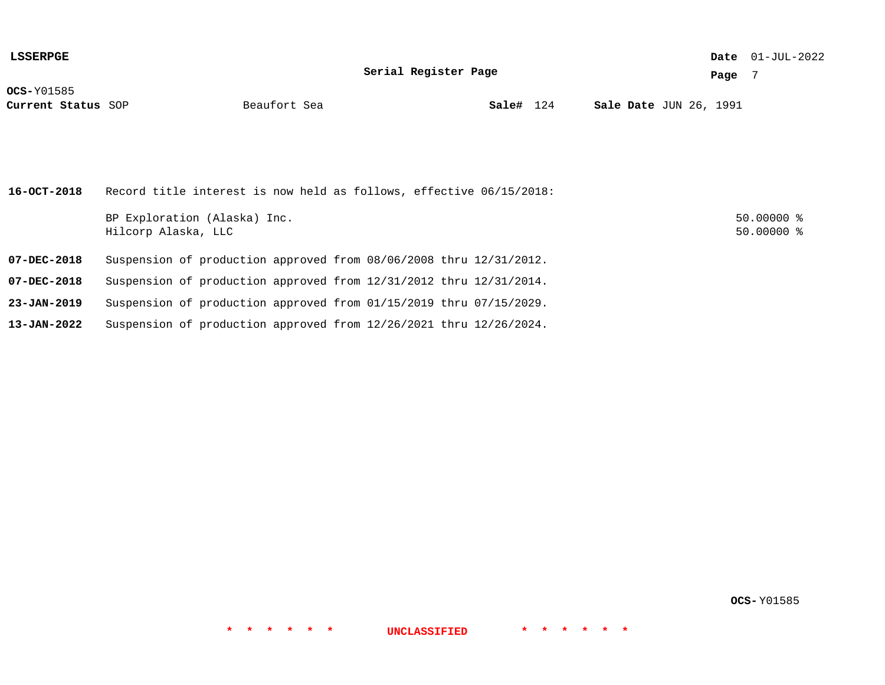**OCS-** Y01585
**Current Status** SOP Beaufort Sea **Sale#** 124 **Sale Date** JUN 26, 1991

| Date | Action | Interest |
| --- | --- | --- |
| **16-OCT-2018** | Record title interest is now held as follows, effective 06/15/2018: | |
| | BP Exploration (Alaska) Inc. | 50.00000 % |
| | Hilcorp Alaska, LLC | 50.00000 % |
| **07-DEC-2018** | Suspension of production approved from 08/06/2008 thru 12/31/2012. | |
| **07-DEC-2018** | Suspension of production approved from 12/31/2012 thru 12/31/2014. | |
| **23-JAN-2019** | Suspension of production approved from 01/15/2019 thru 07/15/2029. | |
| **13-JAN-2022** | Suspension of production approved from 12/26/2021 thru 12/26/2024. | |

**OCS-** Y01585

* * * * * * UNCLASSIFIED * * * * * *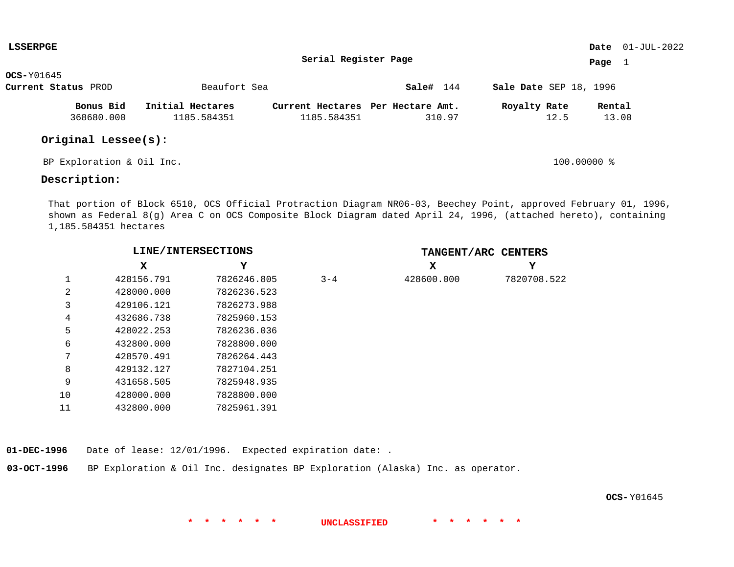**LSSERPGE**

**Date** 01-JUL-2022

## Serial Register Page

**OCS-**Y01645

**Current Status** PROD    Beaufort Sea    **Sale#** 144    **Sale Date** SEP 18, 1996

| Bonus Bid | Initial Hectares | Current Hectares | Per Hectare Amt. | Royalty Rate | Rental |
|---|---|---|---|---|---|
| 368680.000 | 1185.584351 | 1185.584351 | 310.97 | 12.5 | 13.00 |

### Original Lessee(s):

BP Exploration & Oil Inc.    100.00000 %

### Description:

That portion of Block 6510, OCS Official Protraction Diagram NR06-03, Beechey Point, approved February 01, 1996, shown as Federal 8(g) Area C on OCS Composite Block Diagram dated April 24, 1996, (attached hereto), containing 1,185.584351 hectares

**LINE/INTERSECTIONS**

| | X | Y |
|---|---|---|
| 1 | 428156.791 | 7826246.805 |
| 2 | 428000.000 | 7826236.523 |
| 3 | 429106.121 | 7826273.988 |
| 4 | 432686.738 | 7825960.153 |
| 5 | 428022.253 | 7826236.036 |
| 6 | 432800.000 | 7828800.000 |
| 7 | 428570.491 | 7826264.443 |
| 8 | 429132.127 | 7827104.251 |
| 9 | 431658.505 | 7825948.935 |
| 10 | 428000.000 | 7828800.000 |
| 11 | 432800.000 | 7825961.391 |

**TANGENT/ARC CENTERS**

| | X | Y |
|---|---|---|
| 3-4 | 428600.000 | 7820708.522 |

**01-DEC-1996** Date of lease: 12/01/1996. Expected expiration date: .

**03-OCT-1996** BP Exploration & Oil Inc. designates BP Exploration (Alaska) Inc. as operator.

**OCS-**Y01645

\* \* \* \* \* \* **UNCLASSIFIED** \* \* \* \* \* \*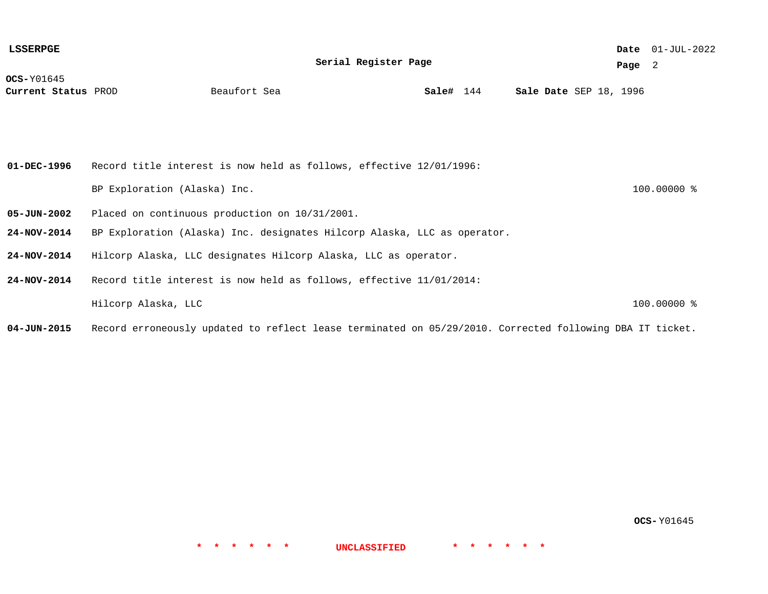**LSSERPGE**

**Serial Register Page**

**OCS-**Y01645
**Current Status** PROD    Beaufort Sea    **Sale#** 144    **Sale Date** SEP 18, 1996

| | | |
|---|---|---|
| **01-DEC-1996** | Record title interest is now held as follows, effective 12/01/1996: | |
| | BP Exploration (Alaska) Inc. | 100.00000 % |
| **05-JUN-2002** | Placed on continuous production on 10/31/2001. | |
| **24-NOV-2014** | BP Exploration (Alaska) Inc. designates Hilcorp Alaska, LLC as operator. | |
| **24-NOV-2014** | Hilcorp Alaska, LLC designates Hilcorp Alaska, LLC as operator. | |
| **24-NOV-2014** | Record title interest is now held as follows, effective 11/01/2014: | |
| | Hilcorp Alaska, LLC | 100.00000 % |
| **04-JUN-2015** | Record erroneously updated to reflect lease terminated on 05/29/2010. Corrected following DBA IT ticket. | |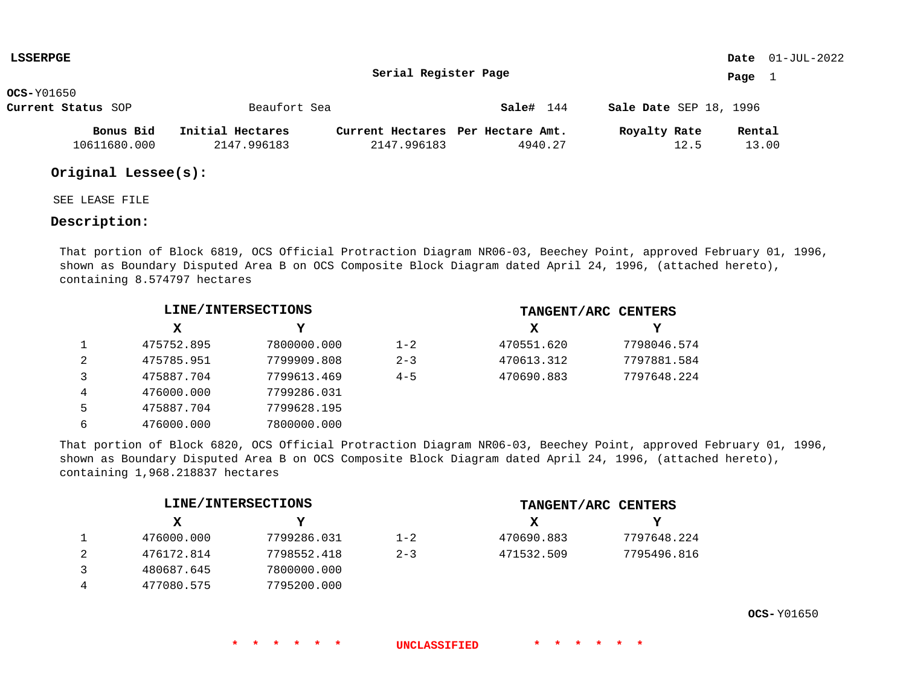**LSSERPGE** **Date** 01-JUL-2022

**Serial Register Page**

**OCS-**Y01650

**Current Status** SOP Beaufort Sea **Sale#** 144 **Sale Date** SEP 18, 1996

| Bonus Bid | Initial Hectares | Current Hectares | Per Hectare Amt. | Royalty Rate | Rental |
|---|---|---|---|---|---|
| 10611680.000 | 2147.996183 | 2147.996183 | 4940.27 | 12.5 | 13.00 |

## Original Lessee(s):

SEE LEASE FILE

## Description:

That portion of Block 6819, OCS Official Protraction Diagram NR06-03, Beechey Point, approved February 01, 1996, shown as Boundary Disputed Area B on OCS Composite Block Diagram dated April 24, 1996, (attached hereto), containing 8.574797 hectares

| | LINE/INTERSECTIONS X | LINE/INTERSECTIONS Y | | TANGENT/ARC CENTERS X | TANGENT/ARC CENTERS Y |
|---|---|---|---|---|---|
| 1 | 475752.895 | 7800000.000 | 1-2 | 470551.620 | 7798046.574 |
| 2 | 475785.951 | 7799909.808 | 2-3 | 470613.312 | 7797881.584 |
| 3 | 475887.704 | 7799613.469 | 4-5 | 470690.883 | 7797648.224 |
| 4 | 476000.000 | 7799286.031 | | | |
| 5 | 475887.704 | 7799628.195 | | | |
| 6 | 476000.000 | 7800000.000 | | | |

That portion of Block 6820, OCS Official Protraction Diagram NR06-03, Beechey Point, approved February 01, 1996, shown as Boundary Disputed Area B on OCS Composite Block Diagram dated April 24, 1996, (attached hereto), containing 1,968.218837 hectares

| | LINE/INTERSECTIONS X | LINE/INTERSECTIONS Y | | TANGENT/ARC CENTERS X | TANGENT/ARC CENTERS Y |
|---|---|---|---|---|---|
| 1 | 476000.000 | 7799286.031 | 1-2 | 470690.883 | 7797648.224 |
| 2 | 476172.814 | 7798552.418 | 2-3 | 471532.509 | 7795496.816 |
| 3 | 480687.645 | 7800000.000 | | | |
| 4 | 477080.575 | 7795200.000 | | | |

**OCS-**Y01650

* * * * * * UNCLASSIFIED * * * * * *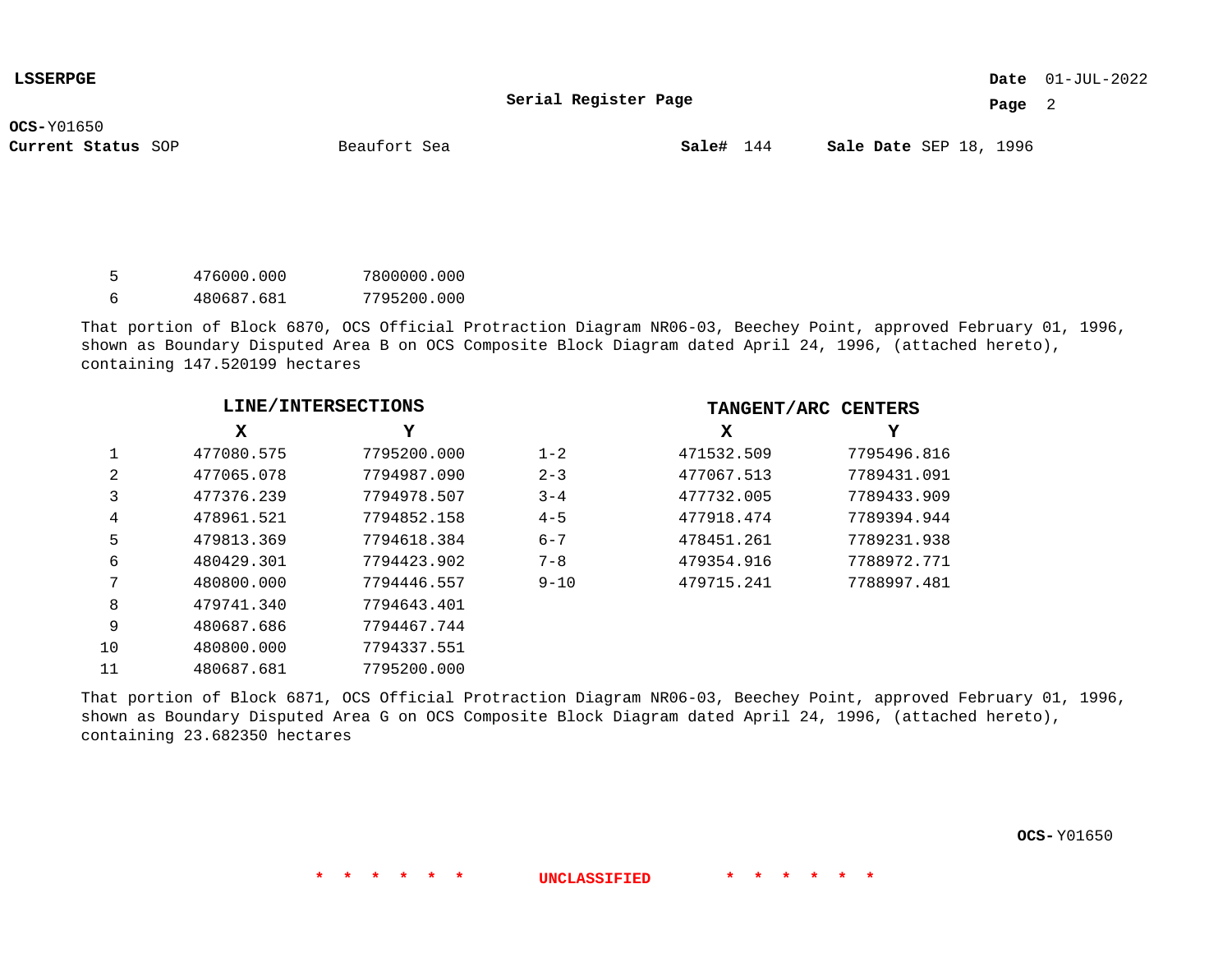| | | |
|---|---|---|
| 5 | 476000.000 | 7800000.000 |
| 6 | 480687.681 | 7795200.000 |

That portion of Block 6870, OCS Official Protraction Diagram NR06-03, Beechey Point, approved February 01, 1996, shown as Boundary Disputed Area B on OCS Composite Block Diagram dated April 24, 1996, (attached hereto), containing 147.520199 hectares

| | LINE/INTERSECTIONS | | | TANGENT/ARC CENTERS | |
|---|---|---|---|---|---|
| | **X** | **Y** | | **X** | **Y** |
| 1 | 477080.575 | 7795200.000 | 1-2 | 471532.509 | 7795496.816 |
| 2 | 477065.078 | 7794987.090 | 2-3 | 477067.513 | 7789431.091 |
| 3 | 477376.239 | 7794978.507 | 3-4 | 477732.005 | 7789433.909 |
| 4 | 478961.521 | 7794852.158 | 4-5 | 477918.474 | 7789394.944 |
| 5 | 479813.369 | 7794618.384 | 6-7 | 478451.261 | 7789231.938 |
| 6 | 480429.301 | 7794423.902 | 7-8 | 479354.916 | 7788972.771 |
| 7 | 480800.000 | 7794446.557 | 9-10 | 479715.241 | 7788997.481 |
| 8 | 479741.340 | 7794643.401 | | | |
| 9 | 480687.686 | 7794467.744 | | | |
| 10 | 480800.000 | 7794337.551 | | | |
| 11 | 480687.681 | 7795200.000 | | | |

That portion of Block 6871, OCS Official Protraction Diagram NR06-03, Beechey Point, approved February 01, 1996, shown as Boundary Disputed Area G on OCS Composite Block Diagram dated April 24, 1996, (attached hereto), containing 23.682350 hectares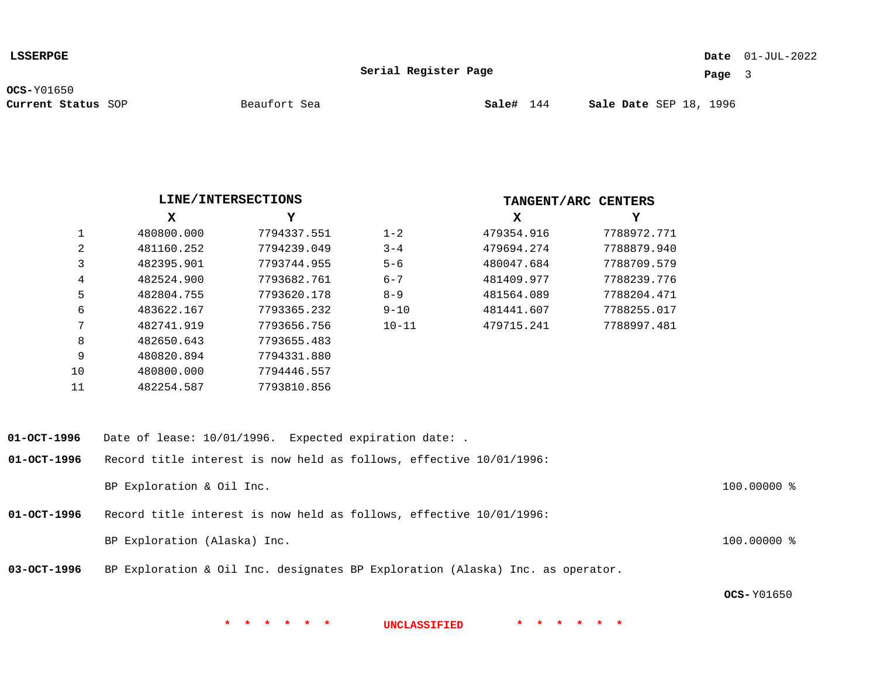**LSSERPGE**

**Serial Register Page**

**OCS-**Y01650
**Current Status** SOP    Beaufort Sea    **Sale#** 144    **Sale Date** SEP 18, 1996

**LINE/INTERSECTIONS**

| | X | Y |
|---|---|---|
| 1 | 480800.000 | 7794337.551 |
| 2 | 481160.252 | 7794239.049 |
| 3 | 482395.901 | 7793744.955 |
| 4 | 482524.900 | 7793682.761 |
| 5 | 482804.755 | 7793620.178 |
| 6 | 483622.167 | 7793365.232 |
| 7 | 482741.919 | 7793656.756 |
| 8 | 482650.643 | 7793655.483 |
| 9 | 480820.894 | 7794331.880 |
| 10 | 480800.000 | 7794446.557 |
| 11 | 482254.587 | 7793810.856 |

**TANGENT/ARC CENTERS**

| | X | Y |
|---|---|---|
| 1-2 | 479354.916 | 7788972.771 |
| 3-4 | 479694.274 | 7788879.940 |
| 5-6 | 480047.684 | 7788709.579 |
| 6-7 | 481409.977 | 7788239.776 |
| 8-9 | 481564.089 | 7788204.471 |
| 9-10 | 481441.607 | 7788255.017 |
| 10-11 | 479715.241 | 7788997.481 |

**01-OCT-1996** Date of lease: 10/01/1996. Expected expiration date: .

**01-OCT-1996** Record title interest is now held as follows, effective 10/01/1996:

BP Exploration & Oil Inc. 100.00000 %

**01-OCT-1996** Record title interest is now held as follows, effective 10/01/1996:

BP Exploration (Alaska) Inc. 100.00000 %

**03-OCT-1996** BP Exploration & Oil Inc. designates BP Exploration (Alaska) Inc. as operator.

**OCS-**Y01650

* * * * * * UNCLASSIFIED * * * * * *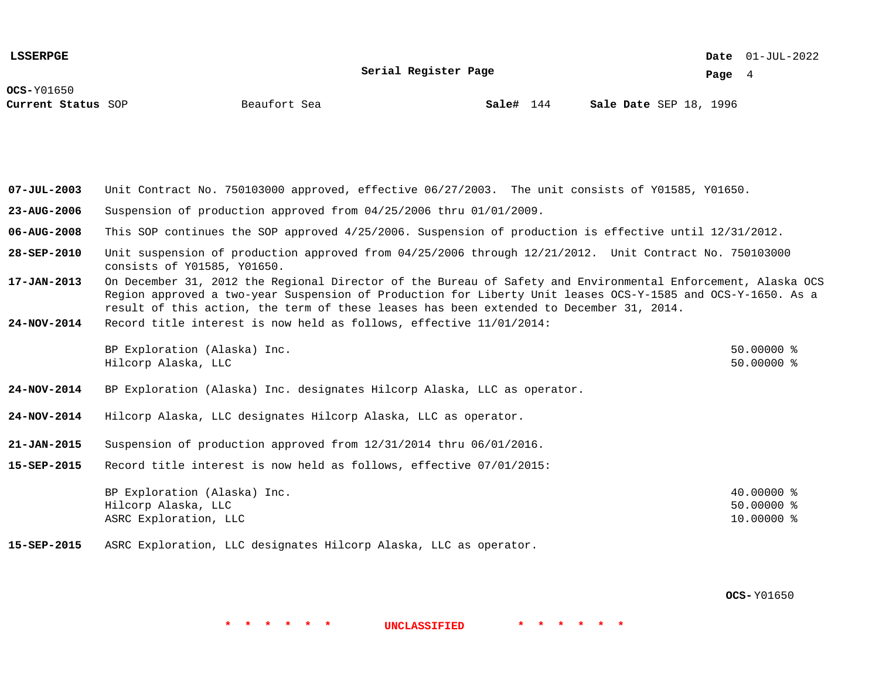**OCS-**Y01650
**Current Status** SOP　　Beaufort Sea　　**Sale#** 144　　**Sale Date** SEP 18, 1996

**07-JUL-2003** Unit Contract No. 750103000 approved, effective 06/27/2003. The unit consists of Y01585, Y01650.

**23-AUG-2006** Suspension of production approved from 04/25/2006 thru 01/01/2009.

**06-AUG-2008** This SOP continues the SOP approved 4/25/2006. Suspension of production is effective until 12/31/2012.

**28-SEP-2010** Unit suspension of production approved from 04/25/2006 through 12/21/2012. Unit Contract No. 750103000 consists of Y01585, Y01650.

**17-JAN-2013** On December 31, 2012 the Regional Director of the Bureau of Safety and Environmental Enforcement, Alaska OCS Region approved a two-year Suspension of Production for Liberty Unit leases OCS-Y-1585 and OCS-Y-1650. As a result of this action, the term of these leases has been extended to December 31, 2014.

**24-NOV-2014** Record title interest is now held as follows, effective 11/01/2014:

| Holder | Interest |
|---|---|
| BP Exploration (Alaska) Inc. | 50.00000 % |
| Hilcorp Alaska, LLC | 50.00000 % |

**24-NOV-2014** BP Exploration (Alaska) Inc. designates Hilcorp Alaska, LLC as operator.

**24-NOV-2014** Hilcorp Alaska, LLC designates Hilcorp Alaska, LLC as operator.

**21-JAN-2015** Suspension of production approved from 12/31/2014 thru 06/01/2016.

**15-SEP-2015** Record title interest is now held as follows, effective 07/01/2015:

| Holder | Interest |
|---|---|
| BP Exploration (Alaska) Inc. | 40.00000 % |
| Hilcorp Alaska, LLC | 50.00000 % |
| ASRC Exploration, LLC | 10.00000 % |

**15-SEP-2015** ASRC Exploration, LLC designates Hilcorp Alaska, LLC as operator.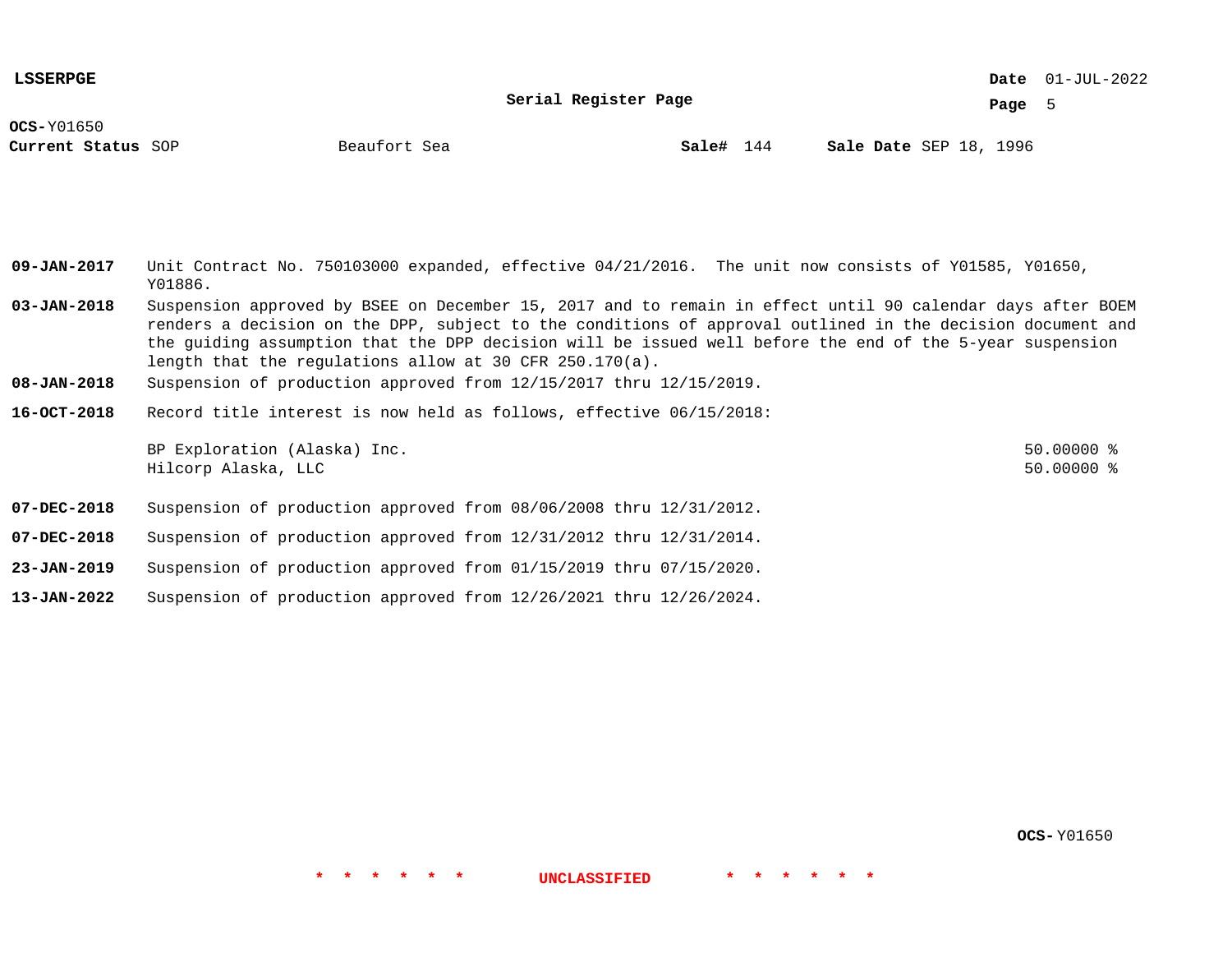**OCS-**Y01650

**Current Status** SOP    Beaufort Sea    **Sale#** 144    **Sale Date** SEP 18, 1996

**09-JAN-2017** Unit Contract No. 750103000 expanded, effective 04/21/2016. The unit now consists of Y01585, Y01650, Y01886.

**03-JAN-2018** Suspension approved by BSEE on December 15, 2017 and to remain in effect until 90 calendar days after BOEM renders a decision on the DPP, subject to the conditions of approval outlined in the decision document and the guiding assumption that the DPP decision will be issued well before the end of the 5-year suspension length that the regulations allow at 30 CFR 250.170(a).

**08-JAN-2018** Suspension of production approved from 12/15/2017 thru 12/15/2019.

**16-OCT-2018** Record title interest is now held as follows, effective 06/15/2018:

| | |
|---|---|
| BP Exploration (Alaska) Inc. | 50.00000 % |
| Hilcorp Alaska, LLC | 50.00000 % |

**07-DEC-2018** Suspension of production approved from 08/06/2008 thru 12/31/2012.

**07-DEC-2018** Suspension of production approved from 12/31/2012 thru 12/31/2014.

**23-JAN-2019** Suspension of production approved from 01/15/2019 thru 07/15/2020.

**13-JAN-2022** Suspension of production approved from 12/26/2021 thru 12/26/2024.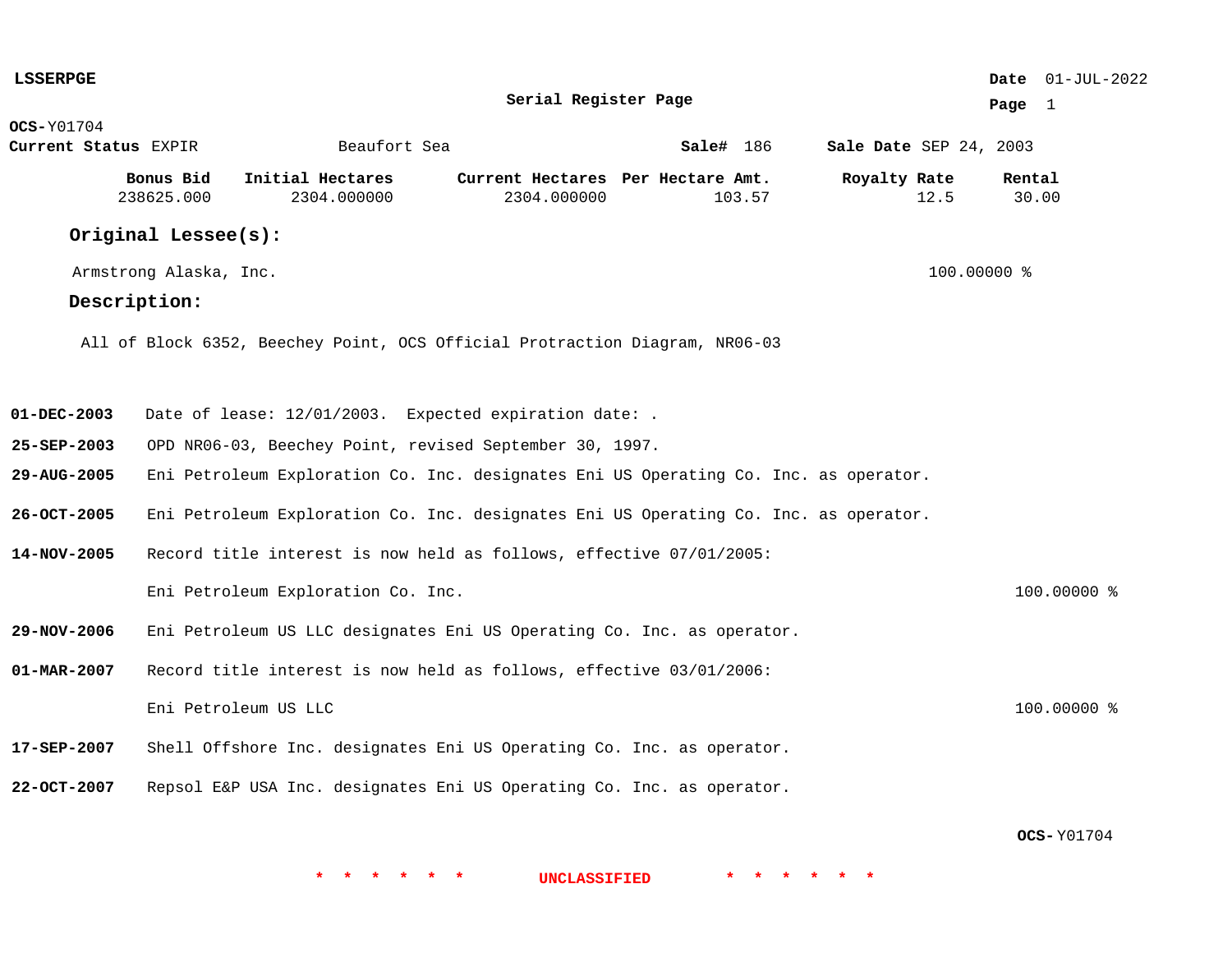**LSSERPGE**

**Serial Register Page**

**Date** 01-JUL-2022

**OCS-**Y01704

**Current Status** EXPIR  Beaufort Sea  **Sale#** 186  **Sale Date** SEP 24, 2003

| Bonus Bid | Initial Hectares | Current Hectares | Per Hectare Amt. | Royalty Rate | Rental |
|---|---|---|---|---|---|
| 238625.000 | 2304.000000 | 2304.000000 | 103.57 | 12.5 | 30.00 |

## Original Lessee(s):

Armstrong Alaska, Inc. 100.00000 %

## Description:

All of Block 6352, Beechey Point, OCS Official Protraction Diagram, NR06-03

**01-DEC-2003** Date of lease: 12/01/2003. Expected expiration date: .

**25-SEP-2003** OPD NR06-03, Beechey Point, revised September 30, 1997.

**29-AUG-2005** Eni Petroleum Exploration Co. Inc. designates Eni US Operating Co. Inc. as operator.

**26-OCT-2005** Eni Petroleum Exploration Co. Inc. designates Eni US Operating Co. Inc. as operator.

**14-NOV-2005** Record title interest is now held as follows, effective 07/01/2005:

Eni Petroleum Exploration Co. Inc. 100.00000 %

**29-NOV-2006** Eni Petroleum US LLC designates Eni US Operating Co. Inc. as operator.

**01-MAR-2007** Record title interest is now held as follows, effective 03/01/2006:

Eni Petroleum US LLC 100.00000 %

**17-SEP-2007** Shell Offshore Inc. designates Eni US Operating Co. Inc. as operator.

**22-OCT-2007** Repsol E&P USA Inc. designates Eni US Operating Co. Inc. as operator.

**OCS-**Y01704

* * * * * * UNCLASSIFIED * * * * * *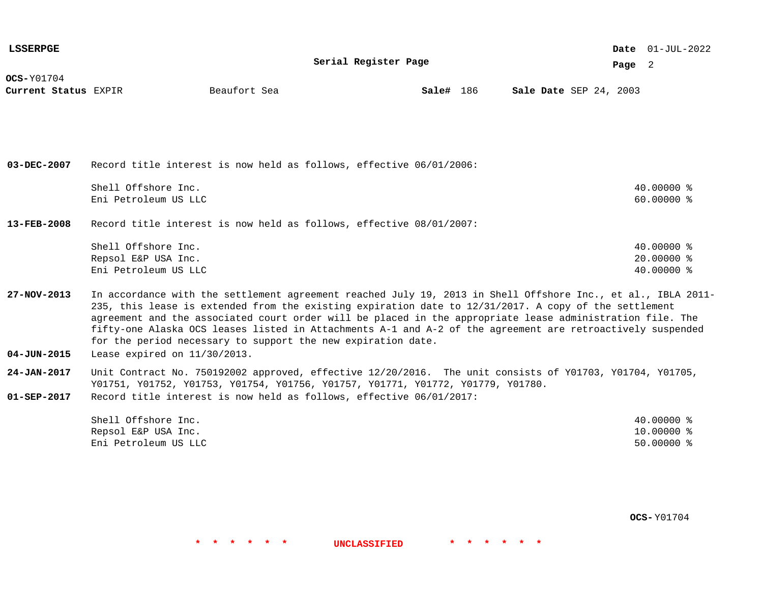**OCS-** Y01704
**Current Status** EXPIR        Beaufort Sea        **Sale#** 186        **Sale Date** SEP 24, 2003

**03-DEC-2007** Record title interest is now held as follows, effective 06/01/2006:

| | |
|---|---|
| Shell Offshore Inc. | 40.00000 % |
| Eni Petroleum US LLC | 60.00000 % |

**13-FEB-2008** Record title interest is now held as follows, effective 08/01/2007:

| | |
|---|---|
| Shell Offshore Inc. | 40.00000 % |
| Repsol E&P USA Inc. | 20.00000 % |
| Eni Petroleum US LLC | 40.00000 % |

**27-NOV-2013** In accordance with the settlement agreement reached July 19, 2013 in Shell Offshore Inc., et al., IBLA 2011-235, this lease is extended from the existing expiration date to 12/31/2017. A copy of the settlement agreement and the associated court order will be placed in the appropriate lease administration file. The fifty-one Alaska OCS leases listed in Attachments A-1 and A-2 of the agreement are retroactively suspended for the period necessary to support the new expiration date.

**04-JUN-2015** Lease expired on 11/30/2013.

**24-JAN-2017** Unit Contract No. 750192002 approved, effective 12/20/2016. The unit consists of Y01703, Y01704, Y01705, Y01751, Y01752, Y01753, Y01754, Y01756, Y01757, Y01771, Y01772, Y01779, Y01780.

**01-SEP-2017** Record title interest is now held as follows, effective 06/01/2017:

| | |
|---|---|
| Shell Offshore Inc. | 40.00000 % |
| Repsol E&P USA Inc. | 10.00000 % |
| Eni Petroleum US LLC | 50.00000 % |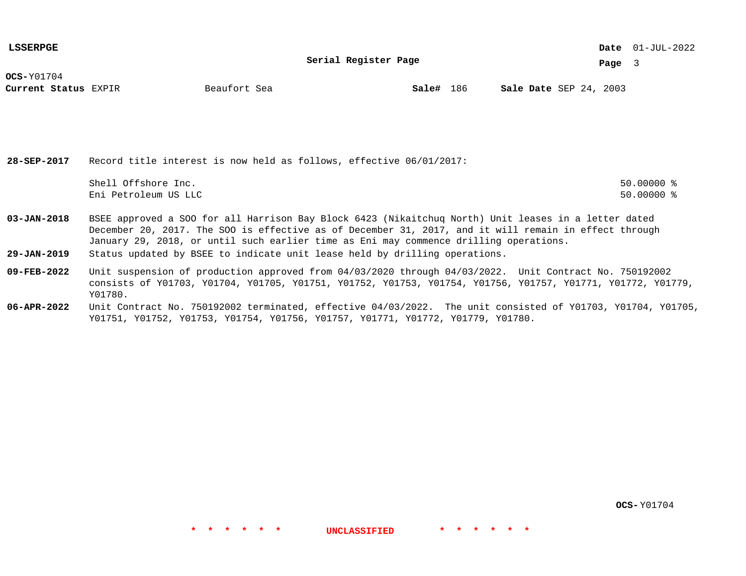**OCS-** Y01704
**Current Status** EXPIR Beaufort Sea **Sale#** 186 **Sale Date** SEP 24, 2003

| Date | Entry |
|---|---|
| **28-SEP-2017** | Record title interest is now held as follows, effective 06/01/2017:<br>Shell Offshore Inc. 50.00000 %<br>Eni Petroleum US LLC 50.00000 % |
| **03-JAN-2018** | BSEE approved a SOO for all Harrison Bay Block 6423 (Nikaitchuq North) Unit leases in a letter dated December 20, 2017. The SOO is effective as of December 31, 2017, and it will remain in effect through January 29, 2018, or until such earlier time as Eni may commence drilling operations. |
| **29-JAN-2019** | Status updated by BSEE to indicate unit lease held by drilling operations. |
| **09-FEB-2022** | Unit suspension of production approved from 04/03/2020 through 04/03/2022. Unit Contract No. 750192002 consists of Y01703, Y01704, Y01705, Y01751, Y01752, Y01753, Y01754, Y01756, Y01757, Y01771, Y01772, Y01779, Y01780. |
| **06-APR-2022** | Unit Contract No. 750192002 terminated, effective 04/03/2022. The unit consisted of Y01703, Y01704, Y01705, Y01751, Y01752, Y01753, Y01754, Y01756, Y01757, Y01771, Y01772, Y01779, Y01780. |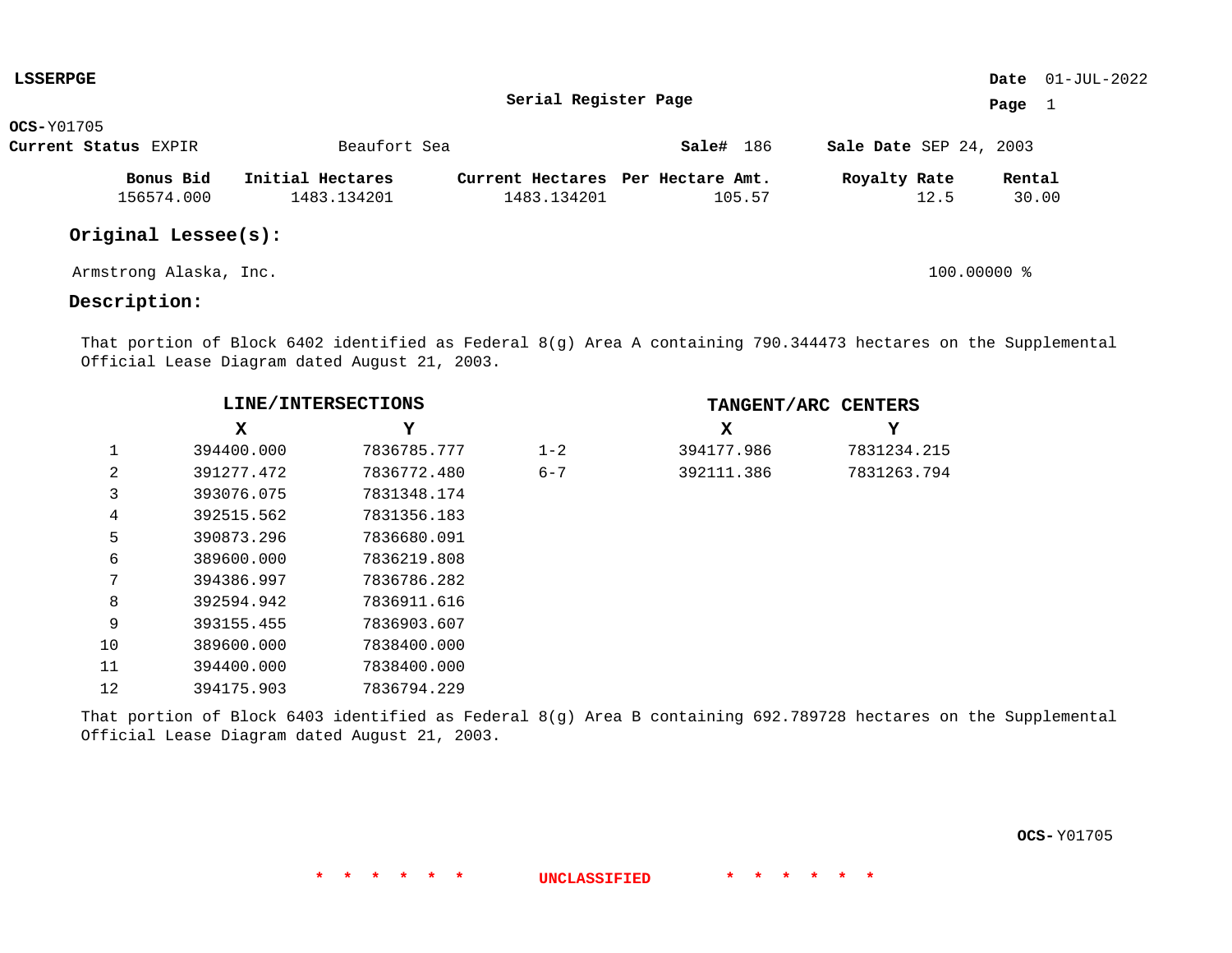**LSSERPGE**

**Serial Register Page**

**Date** 01-JUL-2022

**OCS-**Y01705

**Current Status** EXPIR    Beaufort Sea    **Sale#** 186    **Sale Date** SEP 24, 2003

| Bonus Bid | Initial Hectares | Current Hectares | Per Hectare Amt. | Royalty Rate | Rental |
|---|---|---|---|---|---|
| 156574.000 | 1483.134201 | 1483.134201 | 105.57 | 12.5 | 30.00 |

## Original Lessee(s):

Armstrong Alaska, Inc.    100.00000 %

## Description:

That portion of Block 6402 identified as Federal 8(g) Area A containing 790.344473 hectares on the Supplemental Official Lease Diagram dated August 21, 2003.

| | LINE/INTERSECTIONS | | | TANGENT/ARC CENTERS | |
|---|---|---|---|---|---|
| | X | Y | | X | Y |
| 1 | 394400.000 | 7836785.777 | 1-2 | 394177.986 | 7831234.215 |
| 2 | 391277.472 | 7836772.480 | 6-7 | 392111.386 | 7831263.794 |
| 3 | 393076.075 | 7831348.174 | | | |
| 4 | 392515.562 | 7831356.183 | | | |
| 5 | 390873.296 | 7836680.091 | | | |
| 6 | 389600.000 | 7836219.808 | | | |
| 7 | 394386.997 | 7836786.282 | | | |
| 8 | 392594.942 | 7836911.616 | | | |
| 9 | 393155.455 | 7836903.607 | | | |
| 10 | 389600.000 | 7838400.000 | | | |
| 11 | 394400.000 | 7838400.000 | | | |
| 12 | 394175.903 | 7836794.229 | | | |

That portion of Block 6403 identified as Federal 8(g) Area B containing 692.789728 hectares on the Supplemental Official Lease Diagram dated August 21, 2003.

**OCS-**Y01705

* * * * * * UNCLASSIFIED * * * * * *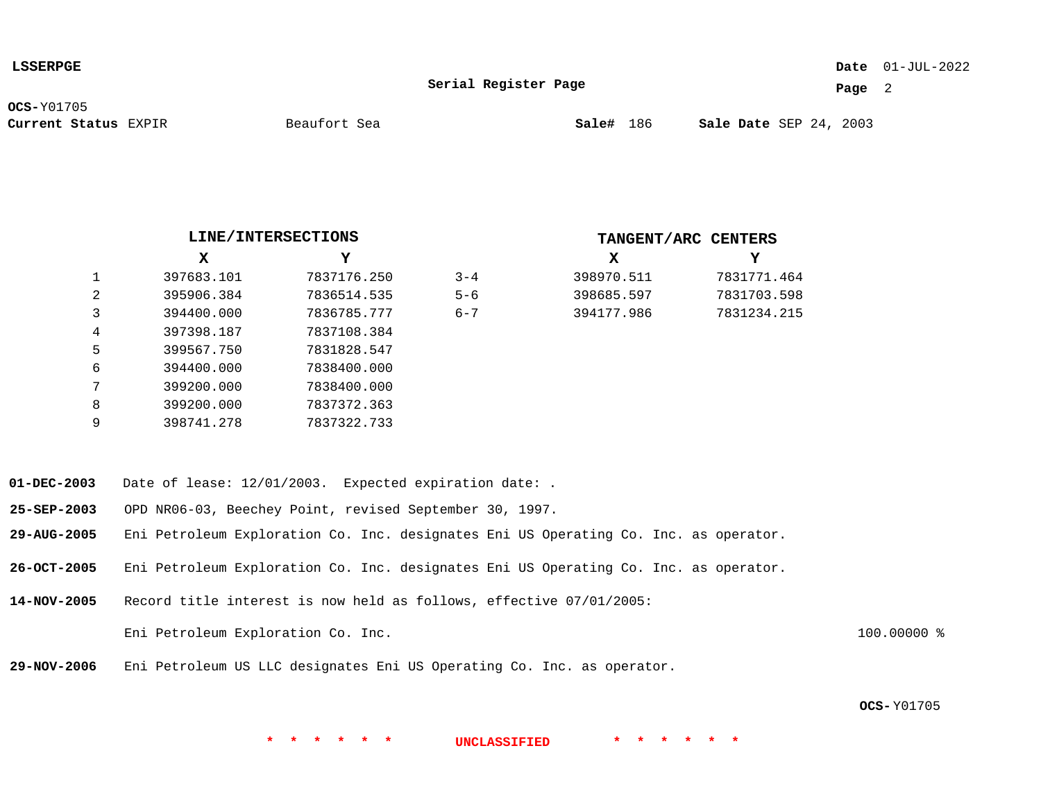**LSSERPGE**

**Serial Register Page**

**Date** 01-JUL-2022

**OCS-**Y01705

**Current Status** EXPIR    Beaufort Sea    **Sale#** 186    **Sale Date** SEP 24, 2003

**LINE/INTERSECTIONS**

| | X | Y |
|---|---|---|
| 1 | 397683.101 | 7837176.250 |
| 2 | 395906.384 | 7836514.535 |
| 3 | 394400.000 | 7836785.777 |
| 4 | 397398.187 | 7837108.384 |
| 5 | 399567.750 | 7831828.547 |
| 6 | 394400.000 | 7838400.000 |
| 7 | 399200.000 | 7838400.000 |
| 8 | 399200.000 | 7837372.363 |
| 9 | 398741.278 | 7837322.733 |

**TANGENT/ARC CENTERS**

| | X | Y |
|---|---|---|
| 3-4 | 398970.511 | 7831771.464 |
| 5-6 | 398685.597 | 7831703.598 |
| 6-7 | 394177.986 | 7831234.215 |

**01-DEC-2003** Date of lease: 12/01/2003. Expected expiration date: .

**25-SEP-2003** OPD NR06-03, Beechey Point, revised September 30, 1997.

**29-AUG-2005** Eni Petroleum Exploration Co. Inc. designates Eni US Operating Co. Inc. as operator.

**26-OCT-2005** Eni Petroleum Exploration Co. Inc. designates Eni US Operating Co. Inc. as operator.

**14-NOV-2005** Record title interest is now held as follows, effective 07/01/2005:

Eni Petroleum Exploration Co. Inc. 100.00000 %

**29-NOV-2006** Eni Petroleum US LLC designates Eni US Operating Co. Inc. as operator.

**OCS-**Y01705

* * * * * * UNCLASSIFIED * * * * * *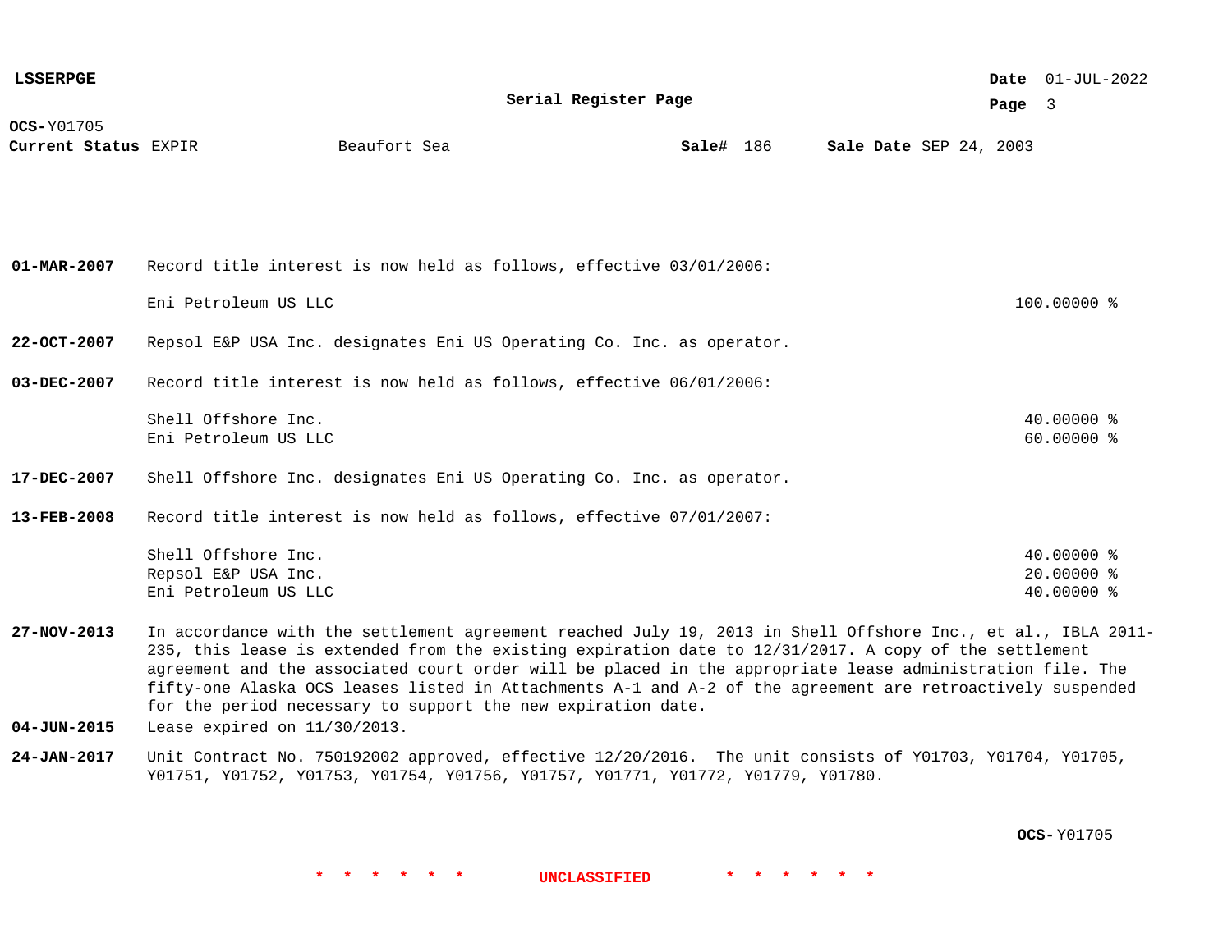**OCS-** Y01705

**Current Status** EXPIR Beaufort Sea **Sale#** 186 **Sale Date** SEP 24, 2003

**01-MAR-2007** Record title interest is now held as follows, effective 03/01/2006:

| | |
|---|---|
| Eni Petroleum US LLC | 100.00000 % |

**22-OCT-2007** Repsol E&P USA Inc. designates Eni US Operating Co. Inc. as operator.

**03-DEC-2007** Record title interest is now held as follows, effective 06/01/2006:

| | |
|---|---|
| Shell Offshore Inc. | 40.00000 % |
| Eni Petroleum US LLC | 60.00000 % |

**17-DEC-2007** Shell Offshore Inc. designates Eni US Operating Co. Inc. as operator.

**13-FEB-2008** Record title interest is now held as follows, effective 07/01/2007:

| | |
|---|---|
| Shell Offshore Inc. | 40.00000 % |
| Repsol E&P USA Inc. | 20.00000 % |
| Eni Petroleum US LLC | 40.00000 % |

**27-NOV-2013** In accordance with the settlement agreement reached July 19, 2013 in Shell Offshore Inc., et al., IBLA 2011-235, this lease is extended from the existing expiration date to 12/31/2017. A copy of the settlement agreement and the associated court order will be placed in the appropriate lease administration file. The fifty-one Alaska OCS leases listed in Attachments A-1 and A-2 of the agreement are retroactively suspended for the period necessary to support the new expiration date.

**04-JUN-2015** Lease expired on 11/30/2013.

**24-JAN-2017** Unit Contract No. 750192002 approved, effective 12/20/2016. The unit consists of Y01703, Y01704, Y01705, Y01751, Y01752, Y01753, Y01754, Y01756, Y01757, Y01771, Y01772, Y01779, Y01780.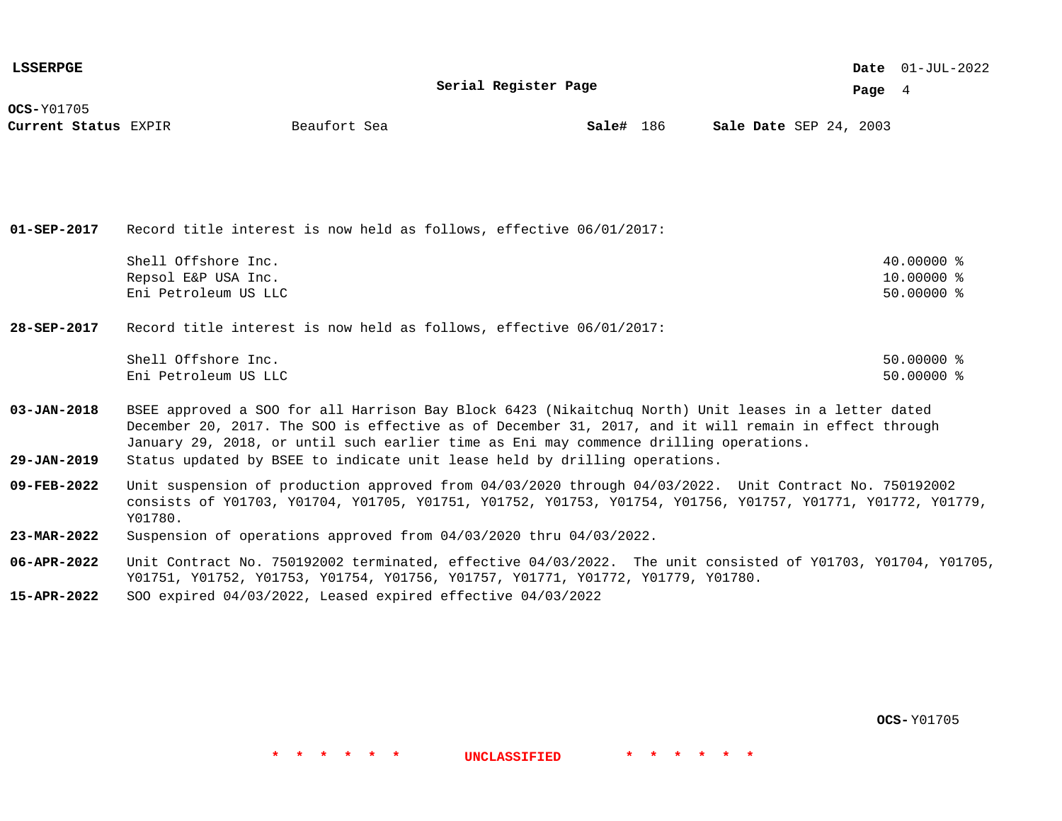**OCS-** Y01705
**Current Status** EXPIR    Beaufort Sea    **Sale#** 186    **Sale Date** SEP 24, 2003

**01-SEP-2017** Record title interest is now held as follows, effective 06/01/2017:

| | |
|---|---|
| Shell Offshore Inc. | 40.00000 % |
| Repsol E&P USA Inc. | 10.00000 % |
| Eni Petroleum US LLC | 50.00000 % |

**28-SEP-2017** Record title interest is now held as follows, effective 06/01/2017:

| | |
|---|---|
| Shell Offshore Inc. | 50.00000 % |
| Eni Petroleum US LLC | 50.00000 % |

**03-JAN-2018** BSEE approved a SOO for all Harrison Bay Block 6423 (Nikaitchuq North) Unit leases in a letter dated December 20, 2017. The SOO is effective as of December 31, 2017, and it will remain in effect through January 29, 2018, or until such earlier time as Eni may commence drilling operations.

**29-JAN-2019** Status updated by BSEE to indicate unit lease held by drilling operations.

**09-FEB-2022** Unit suspension of production approved from 04/03/2020 through 04/03/2022. Unit Contract No. 750192002 consists of Y01703, Y01704, Y01705, Y01751, Y01752, Y01753, Y01754, Y01756, Y01757, Y01771, Y01772, Y01779, Y01780.

**23-MAR-2022** Suspension of operations approved from 04/03/2020 thru 04/03/2022.

**06-APR-2022** Unit Contract No. 750192002 terminated, effective 04/03/2022. The unit consisted of Y01703, Y01704, Y01705, Y01751, Y01752, Y01753, Y01754, Y01756, Y01757, Y01771, Y01772, Y01779, Y01780.

**15-APR-2022** SOO expired 04/03/2022, Leased expired effective 04/03/2022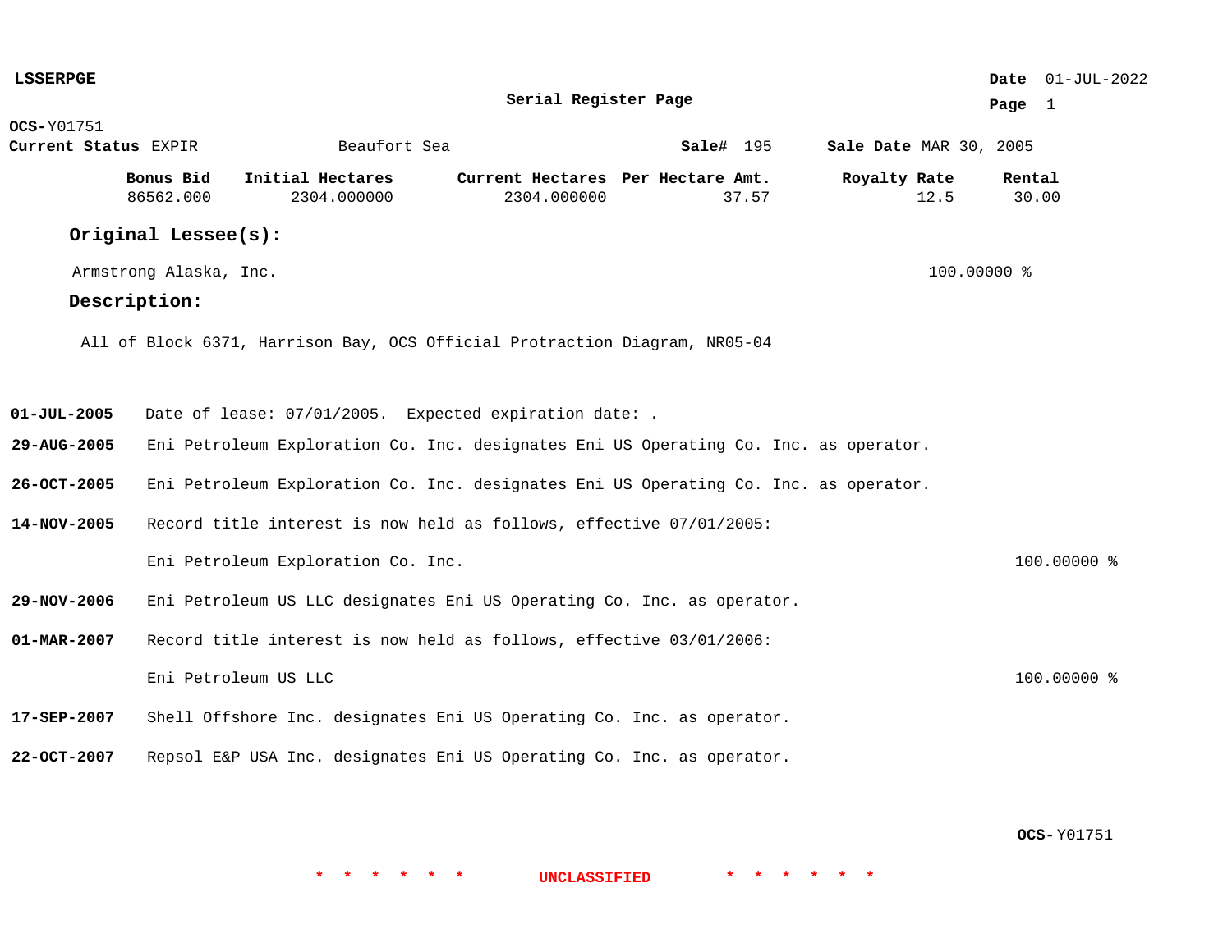**LSSERPGE**

**Serial Register Page**

**Date** 01-JUL-2022

**OCS-**Y01751

**Current Status** EXPIR &nbsp;&nbsp;&nbsp; Beaufort Sea &nbsp;&nbsp;&nbsp; **Sale#** 195 &nbsp;&nbsp;&nbsp; **Sale Date** MAR 30, 2005

| Bonus Bid | Initial Hectares | Current Hectares | Per Hectare Amt. | Royalty Rate | Rental |
|---|---|---|---|---|---|
| 86562.000 | 2304.000000 | 2304.000000 | 37.57 | 12.5 | 30.00 |

## Original Lessee(s):

Armstrong Alaska, Inc. &nbsp;&nbsp;&nbsp; 100.00000 %

## Description:

All of Block 6371, Harrison Bay, OCS Official Protraction Diagram, NR05-04

**01-JUL-2005** Date of lease: 07/01/2005. Expected expiration date: .

**29-AUG-2005** Eni Petroleum Exploration Co. Inc. designates Eni US Operating Co. Inc. as operator.

**26-OCT-2005** Eni Petroleum Exploration Co. Inc. designates Eni US Operating Co. Inc. as operator.

**14-NOV-2005** Record title interest is now held as follows, effective 07/01/2005:

Eni Petroleum Exploration Co. Inc. &nbsp;&nbsp;&nbsp; 100.00000 %

**29-NOV-2006** Eni Petroleum US LLC designates Eni US Operating Co. Inc. as operator.

**01-MAR-2007** Record title interest is now held as follows, effective 03/01/2006:

Eni Petroleum US LLC &nbsp;&nbsp;&nbsp; 100.00000 %

**17-SEP-2007** Shell Offshore Inc. designates Eni US Operating Co. Inc. as operator.

**22-OCT-2007** Repsol E&P USA Inc. designates Eni US Operating Co. Inc. as operator.

**OCS-**Y01751

* * * * * * UNCLASSIFIED * * * * * *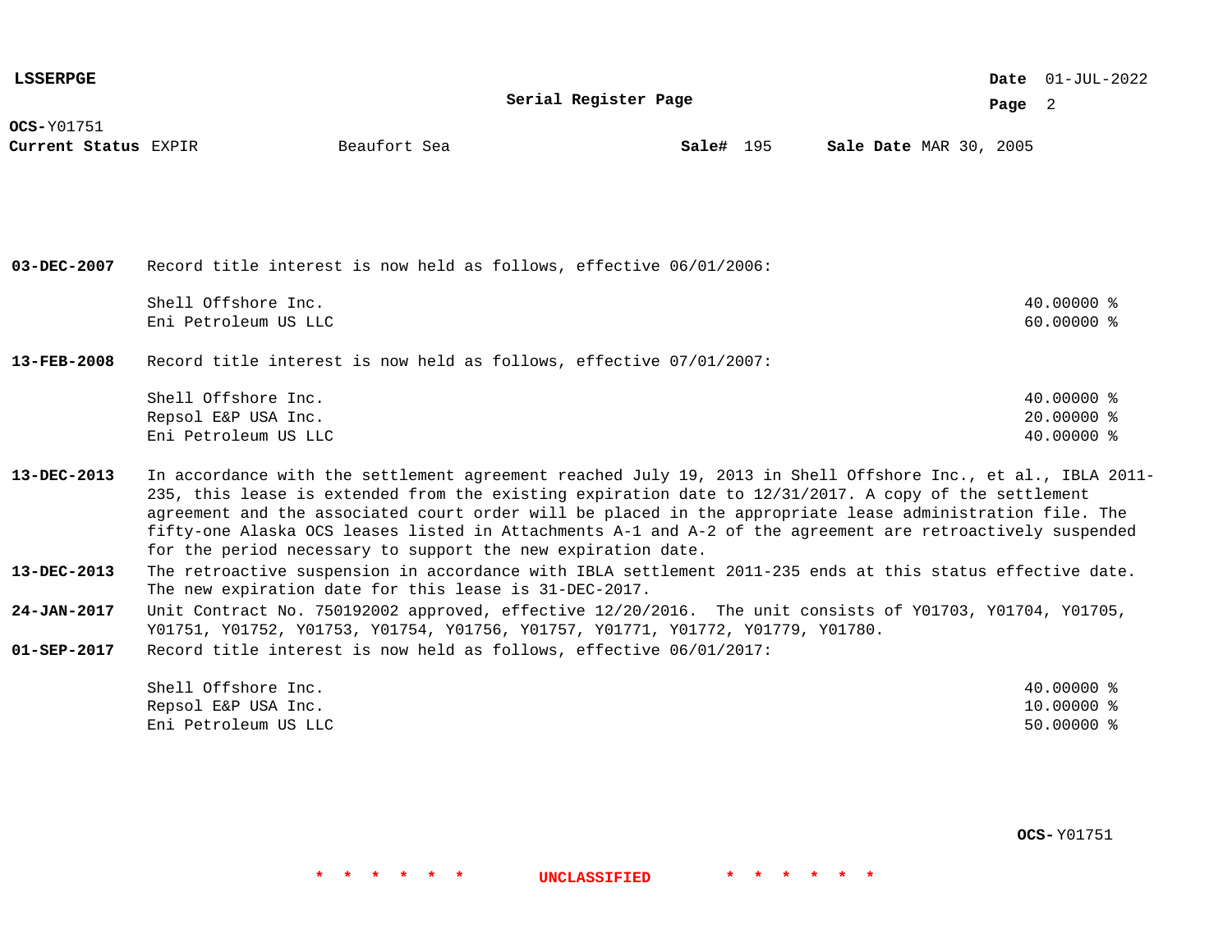**LSSERPGE**

**Serial Register Page**

**Date** 01-JUL-2022

**OCS-**Y01751

**Current Status** EXPIR | Beaufort Sea | **Sale#** 195 | **Sale Date** MAR 30, 2005

**03-DEC-2007** Record title interest is now held as follows, effective 06/01/2006:

| | |
|---|---|
| Shell Offshore Inc. | 40.00000 % |
| Eni Petroleum US LLC | 60.00000 % |

**13-FEB-2008** Record title interest is now held as follows, effective 07/01/2007:

| | |
|---|---|
| Shell Offshore Inc. | 40.00000 % |
| Repsol E&P USA Inc. | 20.00000 % |
| Eni Petroleum US LLC | 40.00000 % |

**13-DEC-2013** In accordance with the settlement agreement reached July 19, 2013 in Shell Offshore Inc., et al., IBLA 2011-235, this lease is extended from the existing expiration date to 12/31/2017. A copy of the settlement agreement and the associated court order will be placed in the appropriate lease administration file. The fifty-one Alaska OCS leases listed in Attachments A-1 and A-2 of the agreement are retroactively suspended for the period necessary to support the new expiration date.

**13-DEC-2013** The retroactive suspension in accordance with IBLA settlement 2011-235 ends at this status effective date. The new expiration date for this lease is 31-DEC-2017.

**24-JAN-2017** Unit Contract No. 750192002 approved, effective 12/20/2016. The unit consists of Y01703, Y01704, Y01705, Y01751, Y01752, Y01753, Y01754, Y01756, Y01757, Y01771, Y01772, Y01779, Y01780.

**01-SEP-2017** Record title interest is now held as follows, effective 06/01/2017:

| | |
|---|---|
| Shell Offshore Inc. | 40.00000 % |
| Repsol E&P USA Inc. | 10.00000 % |
| Eni Petroleum US LLC | 50.00000 % |

**OCS-**Y01751

\* \* \* \* \* \* UNCLASSIFIED \* \* \* \* \* \*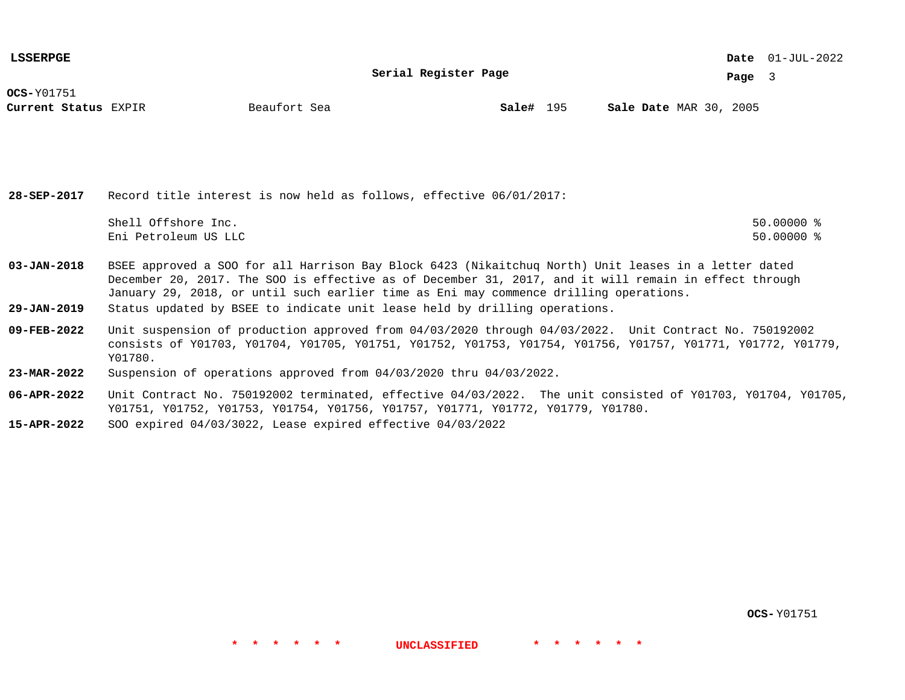**LSSERPGE**

**Serial Register Page**

**OCS-** Y01751

**Current Status** EXPIR Beaufort Sea **Sale#** 195 **Sale Date** MAR 30, 2005

**28-SEP-2017** Record title interest is now held as follows, effective 06/01/2017:

| | |
|---|---|
| Shell Offshore Inc. | 50.00000 % |
| Eni Petroleum US LLC | 50.00000 % |

**03-JAN-2018** BSEE approved a SOO for all Harrison Bay Block 6423 (Nikaitchuq North) Unit leases in a letter dated December 20, 2017. The SOO is effective as of December 31, 2017, and it will remain in effect through January 29, 2018, or until such earlier time as Eni may commence drilling operations.

**29-JAN-2019** Status updated by BSEE to indicate unit lease held by drilling operations.

**09-FEB-2022** Unit suspension of production approved from 04/03/2020 through 04/03/2022. Unit Contract No. 750192002 consists of Y01703, Y01704, Y01705, Y01751, Y01752, Y01753, Y01754, Y01756, Y01757, Y01771, Y01772, Y01779, Y01780.

**23-MAR-2022** Suspension of operations approved from 04/03/2020 thru 04/03/2022.

**06-APR-2022** Unit Contract No. 750192002 terminated, effective 04/03/2022. The unit consisted of Y01703, Y01704, Y01705, Y01751, Y01752, Y01753, Y01754, Y01756, Y01757, Y01771, Y01772, Y01779, Y01780.

**15-APR-2022** SOO expired 04/03/3022, Lease expired effective 04/03/2022

**OCS-** Y01751

\* \* \* \* \* \* **UNCLASSIFIED** \* \* \* \* \* \*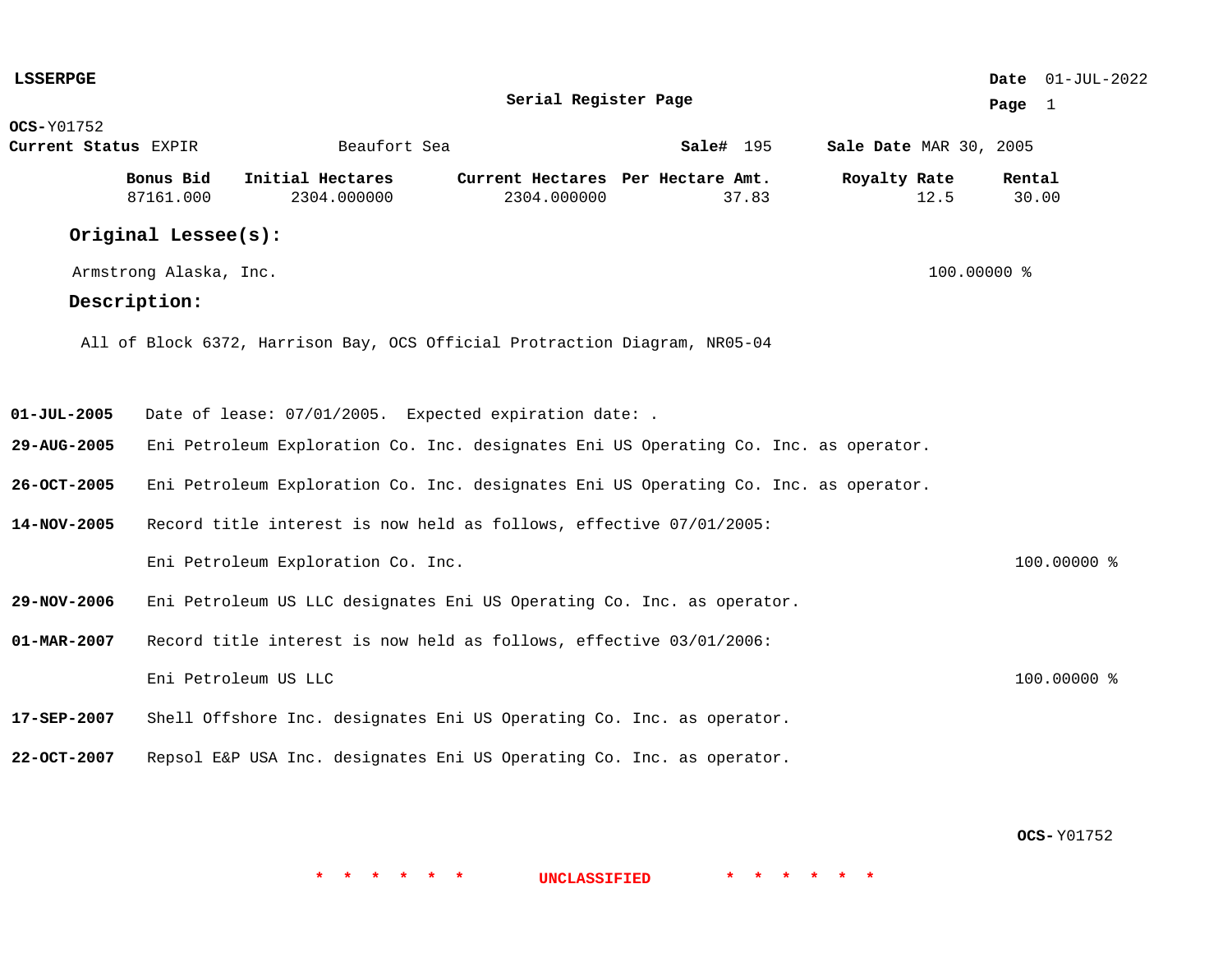**LSSERPGE**

**Serial Register Page**

**Date** 01-JUL-2022

**Page** 1

**OCS-** Y01752

**Current Status** EXPIR　　Beaufort Sea　　**Sale#** 195　　**Sale Date** MAR 30, 2005

| Bonus Bid | Initial Hectares | Current Hectares | Per Hectare Amt. | Royalty Rate | Rental |
|---|---|---|---|---|---|
| 87161.000 | 2304.000000 | 2304.000000 | 37.83 | 12.5 | 30.00 |

## Original Lessee(s):

Armstrong Alaska, Inc. 100.00000 %

## Description:

All of Block 6372, Harrison Bay, OCS Official Protraction Diagram, NR05-04

**01-JUL-2005** Date of lease: 07/01/2005. Expected expiration date: .

**29-AUG-2005** Eni Petroleum Exploration Co. Inc. designates Eni US Operating Co. Inc. as operator.

**26-OCT-2005** Eni Petroleum Exploration Co. Inc. designates Eni US Operating Co. Inc. as operator.

**14-NOV-2005** Record title interest is now held as follows, effective 07/01/2005:

Eni Petroleum Exploration Co. Inc. 100.00000 %

**29-NOV-2006** Eni Petroleum US LLC designates Eni US Operating Co. Inc. as operator.

**01-MAR-2007** Record title interest is now held as follows, effective 03/01/2006:

Eni Petroleum US LLC 100.00000 %

**17-SEP-2007** Shell Offshore Inc. designates Eni US Operating Co. Inc. as operator.

**22-OCT-2007** Repsol E&P USA Inc. designates Eni US Operating Co. Inc. as operator.

**OCS-** Y01752

* * * * * * UNCLASSIFIED * * * * * *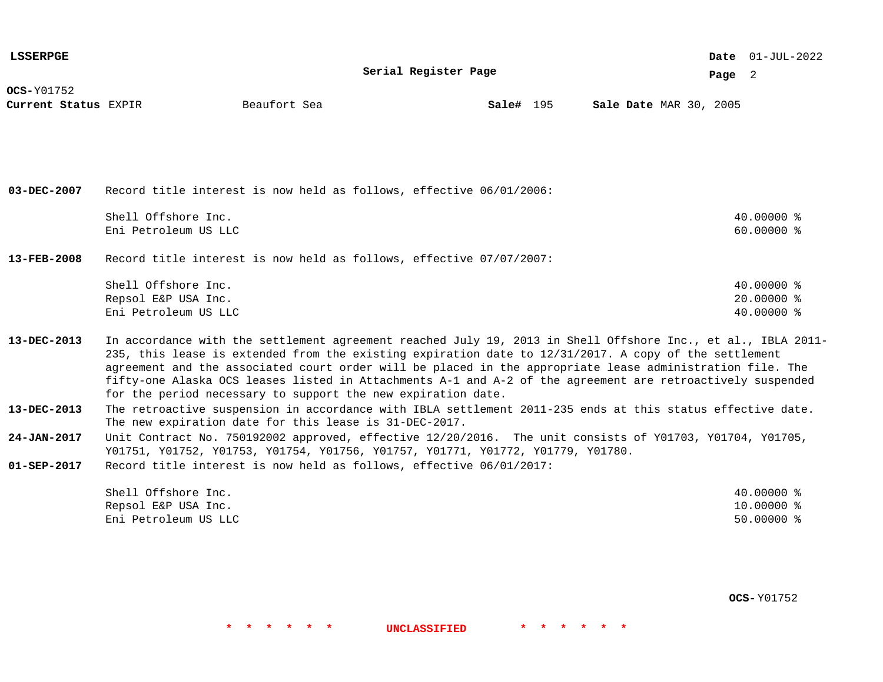**OCS-**Y01752
**Current Status** EXPIR    Beaufort Sea    **Sale#** 195    **Sale Date** MAR 30, 2005

**03-DEC-2007** Record title interest is now held as follows, effective 06/01/2006:

| | |
|---|---|
| Shell Offshore Inc. | 40.00000 % |
| Eni Petroleum US LLC | 60.00000 % |

**13-FEB-2008** Record title interest is now held as follows, effective 07/07/2007:

| | |
|---|---|
| Shell Offshore Inc. | 40.00000 % |
| Repsol E&P USA Inc. | 20.00000 % |
| Eni Petroleum US LLC | 40.00000 % |

**13-DEC-2013** In accordance with the settlement agreement reached July 19, 2013 in Shell Offshore Inc., et al., IBLA 2011-235, this lease is extended from the existing expiration date to 12/31/2017. A copy of the settlement agreement and the associated court order will be placed in the appropriate lease administration file. The fifty-one Alaska OCS leases listed in Attachments A-1 and A-2 of the agreement are retroactively suspended for the period necessary to support the new expiration date.

**13-DEC-2013** The retroactive suspension in accordance with IBLA settlement 2011-235 ends at this status effective date. The new expiration date for this lease is 31-DEC-2017.

**24-JAN-2017** Unit Contract No. 750192002 approved, effective 12/20/2016. The unit consists of Y01703, Y01704, Y01705, Y01751, Y01752, Y01753, Y01754, Y01756, Y01757, Y01771, Y01772, Y01779, Y01780.

**01-SEP-2017** Record title interest is now held as follows, effective 06/01/2017:

| | |
|---|---|
| Shell Offshore Inc. | 40.00000 % |
| Repsol E&P USA Inc. | 10.00000 % |
| Eni Petroleum US LLC | 50.00000 % |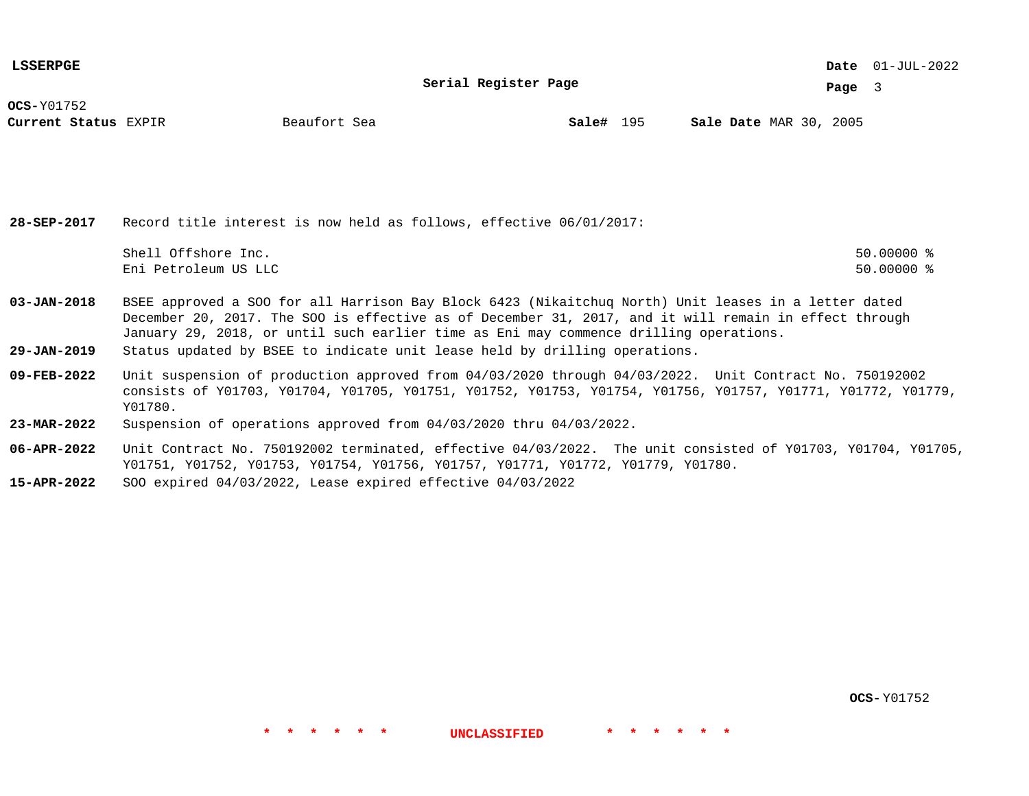**LSSERPGE**

**Serial Register Page**

**OCS-** Y01752

**Current Status** EXPIR     Beaufort Sea     **Sale#** 195     **Sale Date** MAR 30, 2005

**28-SEP-2017** Record title interest is now held as follows, effective 06/01/2017:

| | |
|---|---|
| Shell Offshore Inc. | 50.00000 % |
| Eni Petroleum US LLC | 50.00000 % |

**03-JAN-2018** BSEE approved a SOO for all Harrison Bay Block 6423 (Nikaitchuq North) Unit leases in a letter dated December 20, 2017. The SOO is effective as of December 31, 2017, and it will remain in effect through January 29, 2018, or until such earlier time as Eni may commence drilling operations.

**29-JAN-2019** Status updated by BSEE to indicate unit lease held by drilling operations.

**09-FEB-2022** Unit suspension of production approved from 04/03/2020 through 04/03/2022. Unit Contract No. 750192002 consists of Y01703, Y01704, Y01705, Y01751, Y01752, Y01753, Y01754, Y01756, Y01757, Y01771, Y01772, Y01779, Y01780.

**23-MAR-2022** Suspension of operations approved from 04/03/2020 thru 04/03/2022.

**06-APR-2022** Unit Contract No. 750192002 terminated, effective 04/03/2022. The unit consisted of Y01703, Y01704, Y01705, Y01751, Y01752, Y01753, Y01754, Y01756, Y01757, Y01771, Y01772, Y01779, Y01780.

**15-APR-2022** SOO expired 04/03/2022, Lease expired effective 04/03/2022

**OCS-** Y01752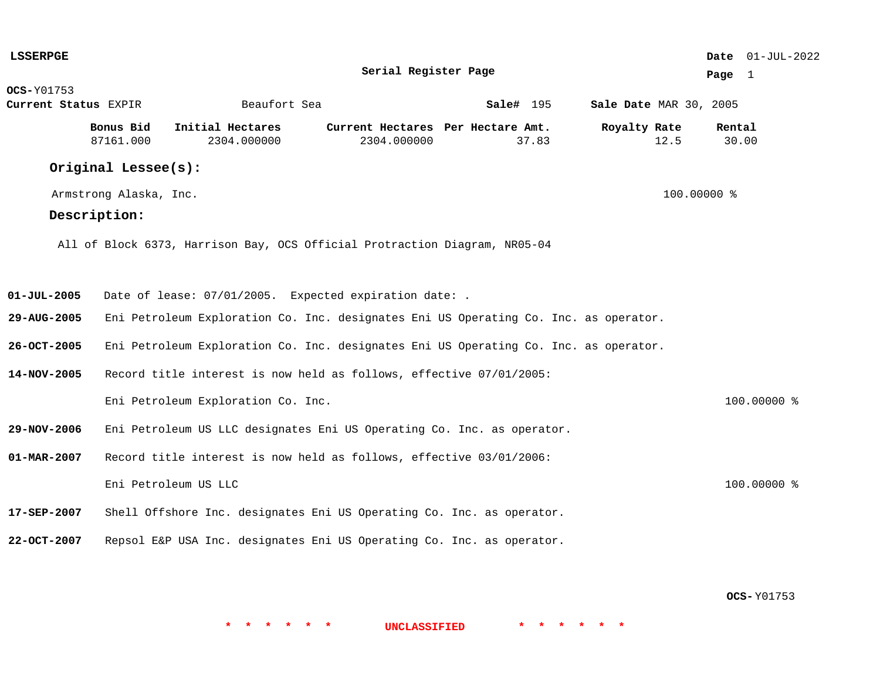**LSSERPGE**

**Date** 01-JUL-2022

## Serial Register Page

**OCS-**Y01753

**Current Status** EXPIR    Beaufort Sea    **Sale#** 195    **Sale Date** MAR 30, 2005

| Bonus Bid | Initial Hectares | Current Hectares | Per Hectare Amt. | Royalty Rate | Rental |
|---|---|---|---|---|---|
| 87161.000 | 2304.000000 | 2304.000000 | 37.83 | 12.5 | 30.00 |

### Original Lessee(s):

Armstrong Alaska, Inc.    100.00000 %

### Description:

All of Block 6373, Harrison Bay, OCS Official Protraction Diagram, NR05-04

**01-JUL-2005** Date of lease: 07/01/2005. Expected expiration date: .

**29-AUG-2005** Eni Petroleum Exploration Co. Inc. designates Eni US Operating Co. Inc. as operator.

**26-OCT-2005** Eni Petroleum Exploration Co. Inc. designates Eni US Operating Co. Inc. as operator.

**14-NOV-2005** Record title interest is now held as follows, effective 07/01/2005:

Eni Petroleum Exploration Co. Inc.    100.00000 %

**29-NOV-2006** Eni Petroleum US LLC designates Eni US Operating Co. Inc. as operator.

**01-MAR-2007** Record title interest is now held as follows, effective 03/01/2006:

Eni Petroleum US LLC    100.00000 %

**17-SEP-2007** Shell Offshore Inc. designates Eni US Operating Co. Inc. as operator.

**22-OCT-2007** Repsol E&P USA Inc. designates Eni US Operating Co. Inc. as operator.

**OCS-**Y01753

* * * * * * UNCLASSIFIED * * * * * *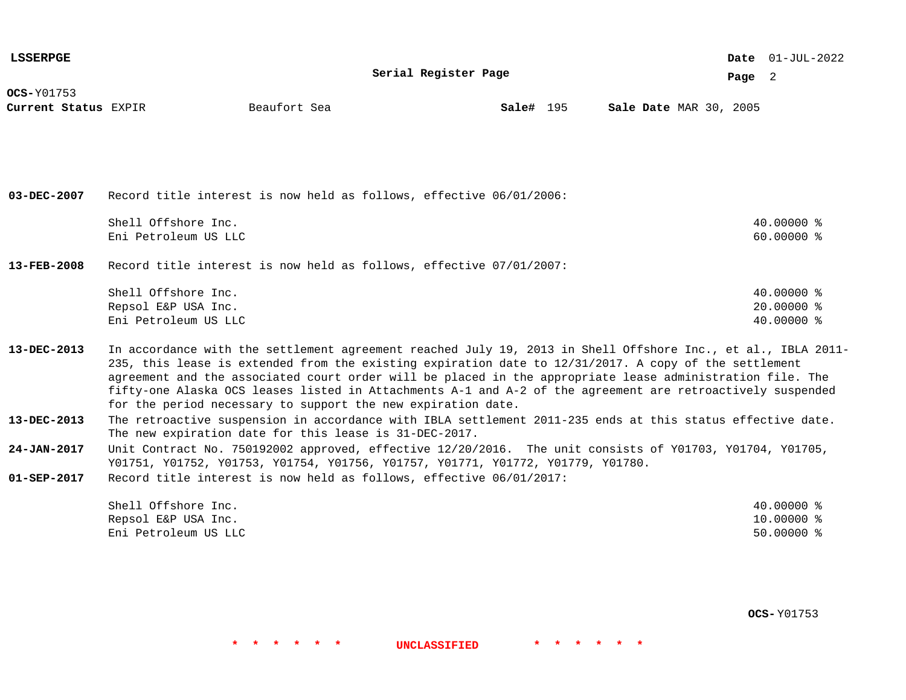**LSSERPGE**

**Serial Register Page**

**OCS-**Y01753
**Current Status** EXPIR    Beaufort Sea    **Sale#** 195    **Sale Date** MAR 30, 2005

**03-DEC-2007** Record title interest is now held as follows, effective 06/01/2006:

| | |
|---|---|
| Shell Offshore Inc. | 40.00000 % |
| Eni Petroleum US LLC | 60.00000 % |

**13-FEB-2008** Record title interest is now held as follows, effective 07/01/2007:

| | |
|---|---|
| Shell Offshore Inc. | 40.00000 % |
| Repsol E&P USA Inc. | 20.00000 % |
| Eni Petroleum US LLC | 40.00000 % |

**13-DEC-2013** In accordance with the settlement agreement reached July 19, 2013 in Shell Offshore Inc., et al., IBLA 2011-235, this lease is extended from the existing expiration date to 12/31/2017. A copy of the settlement agreement and the associated court order will be placed in the appropriate lease administration file. The fifty-one Alaska OCS leases listed in Attachments A-1 and A-2 of the agreement are retroactively suspended for the period necessary to support the new expiration date.

**13-DEC-2013** The retroactive suspension in accordance with IBLA settlement 2011-235 ends at this status effective date. The new expiration date for this lease is 31-DEC-2017.

**24-JAN-2017** Unit Contract No. 750192002 approved, effective 12/20/2016. The unit consists of Y01703, Y01704, Y01705, Y01751, Y01752, Y01753, Y01754, Y01756, Y01757, Y01771, Y01772, Y01779, Y01780.

**01-SEP-2017** Record title interest is now held as follows, effective 06/01/2017:

| | |
|---|---|
| Shell Offshore Inc. | 40.00000 % |
| Repsol E&P USA Inc. | 10.00000 % |
| Eni Petroleum US LLC | 50.00000 % |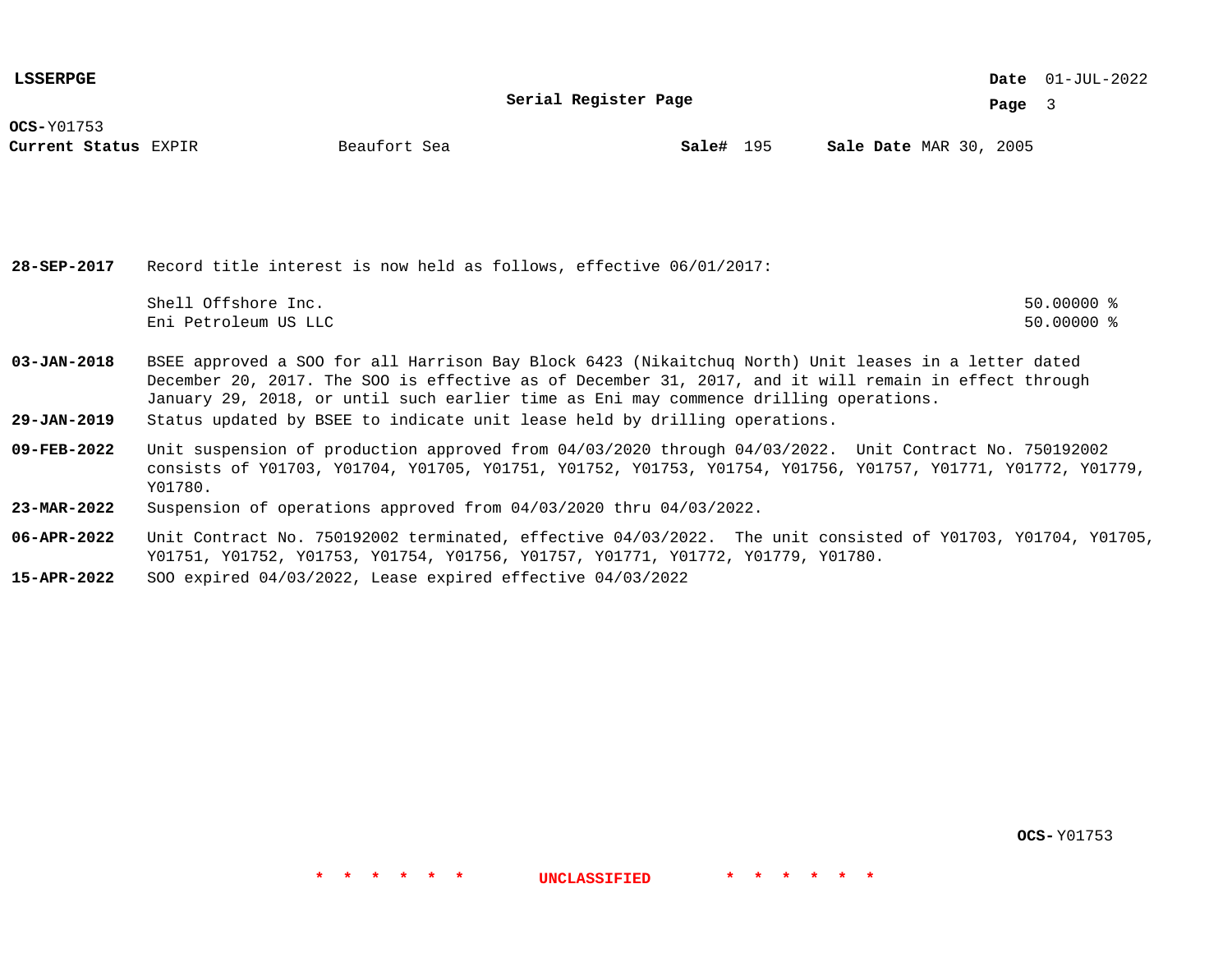**OCS-** Y01753
**Current Status** EXPIR Beaufort Sea **Sale#** 195 **Sale Date** MAR 30, 2005

**28-SEP-2017** Record title interest is now held as follows, effective 06/01/2017:

| | |
|---|---|
| Shell Offshore Inc. | 50.00000 % |
| Eni Petroleum US LLC | 50.00000 % |

**03-JAN-2018** BSEE approved a SOO for all Harrison Bay Block 6423 (Nikaitchuq North) Unit leases in a letter dated December 20, 2017. The SOO is effective as of December 31, 2017, and it will remain in effect through January 29, 2018, or until such earlier time as Eni may commence drilling operations.

**29-JAN-2019** Status updated by BSEE to indicate unit lease held by drilling operations.

**09-FEB-2022** Unit suspension of production approved from 04/03/2020 through 04/03/2022. Unit Contract No. 750192002 consists of Y01703, Y01704, Y01705, Y01751, Y01752, Y01753, Y01754, Y01756, Y01757, Y01771, Y01772, Y01779, Y01780.

**23-MAR-2022** Suspension of operations approved from 04/03/2020 thru 04/03/2022.

**06-APR-2022** Unit Contract No. 750192002 terminated, effective 04/03/2022. The unit consisted of Y01703, Y01704, Y01705, Y01751, Y01752, Y01753, Y01754, Y01756, Y01757, Y01771, Y01772, Y01779, Y01780.

**15-APR-2022** SOO expired 04/03/2022, Lease expired effective 04/03/2022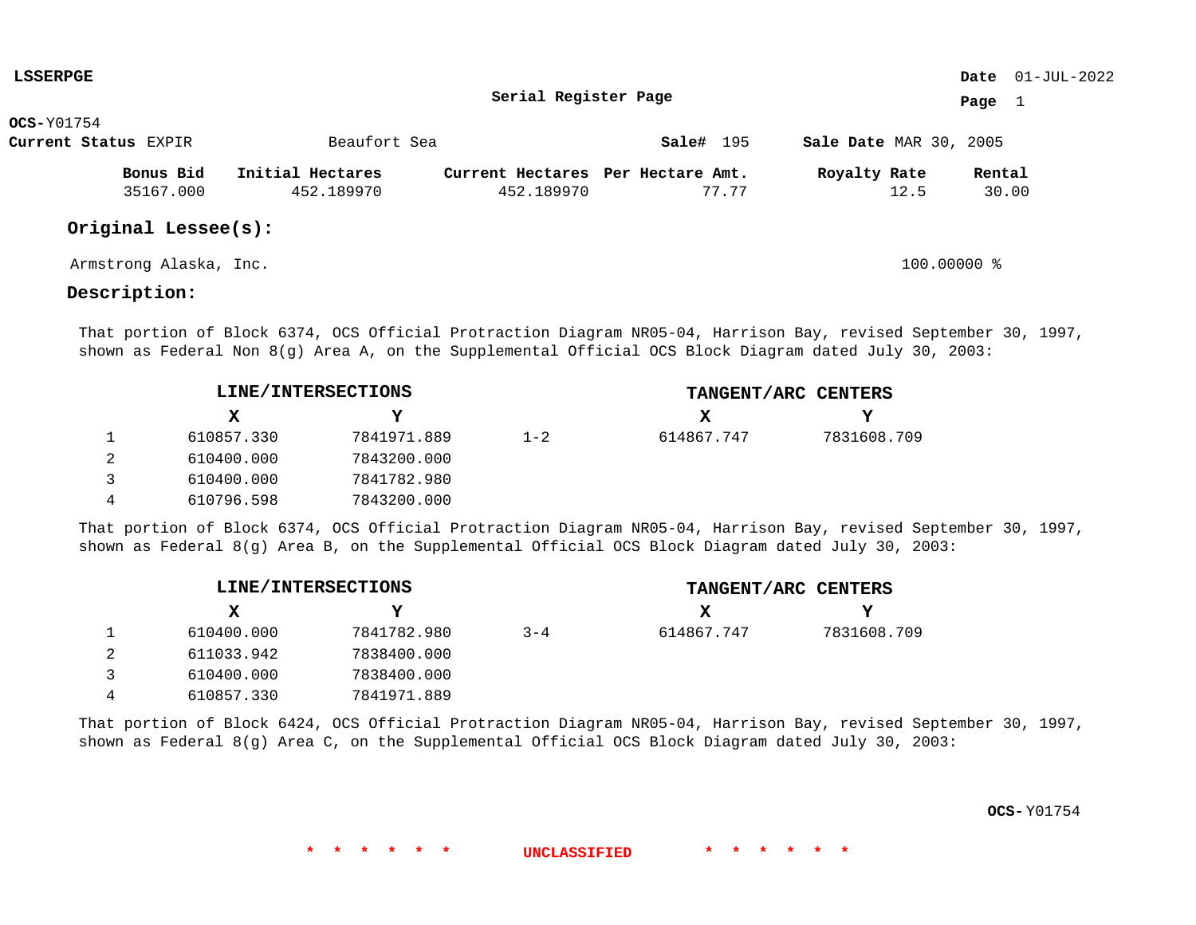**LSSERPGE**

**Serial Register Page**

**Date** 01-JUL-2022

**OCS-**Y01754

**Current Status** EXPIR    Beaufort Sea    **Sale#** 195    **Sale Date** MAR 30, 2005

| Bonus Bid | Initial Hectares | Current Hectares | Per Hectare Amt. | Royalty Rate | Rental |
|---|---|---|---|---|---|
| 35167.000 | 452.189970 | 452.189970 | 77.77 | 12.5 | 30.00 |

## Original Lessee(s):

Armstrong Alaska, Inc.    100.00000 %

## Description:

That portion of Block 6374, OCS Official Protraction Diagram NR05-04, Harrison Bay, revised September 30, 1997, shown as Federal Non 8(g) Area A, on the Supplemental Official OCS Block Diagram dated July 30, 2003:

| | LINE/INTERSECTIONS X | LINE/INTERSECTIONS Y | | TANGENT/ARC CENTERS X | TANGENT/ARC CENTERS Y |
|---|---|---|---|---|---|
| 1 | 610857.330 | 7841971.889 | 1-2 | 614867.747 | 7831608.709 |
| 2 | 610400.000 | 7843200.000 | | | |
| 3 | 610400.000 | 7841782.980 | | | |
| 4 | 610796.598 | 7843200.000 | | | |

That portion of Block 6374, OCS Official Protraction Diagram NR05-04, Harrison Bay, revised September 30, 1997, shown as Federal 8(g) Area B, on the Supplemental Official OCS Block Diagram dated July 30, 2003:

| | LINE/INTERSECTIONS X | LINE/INTERSECTIONS Y | | TANGENT/ARC CENTERS X | TANGENT/ARC CENTERS Y |
|---|---|---|---|---|---|
| 1 | 610400.000 | 7841782.980 | 3-4 | 614867.747 | 7831608.709 |
| 2 | 611033.942 | 7838400.000 | | | |
| 3 | 610400.000 | 7838400.000 | | | |
| 4 | 610857.330 | 7841971.889 | | | |

That portion of Block 6424, OCS Official Protraction Diagram NR05-04, Harrison Bay, revised September 30, 1997, shown as Federal 8(g) Area C, on the Supplemental Official OCS Block Diagram dated July 30, 2003:

**OCS-**Y01754

* * * * * * UNCLASSIFIED * * * * * *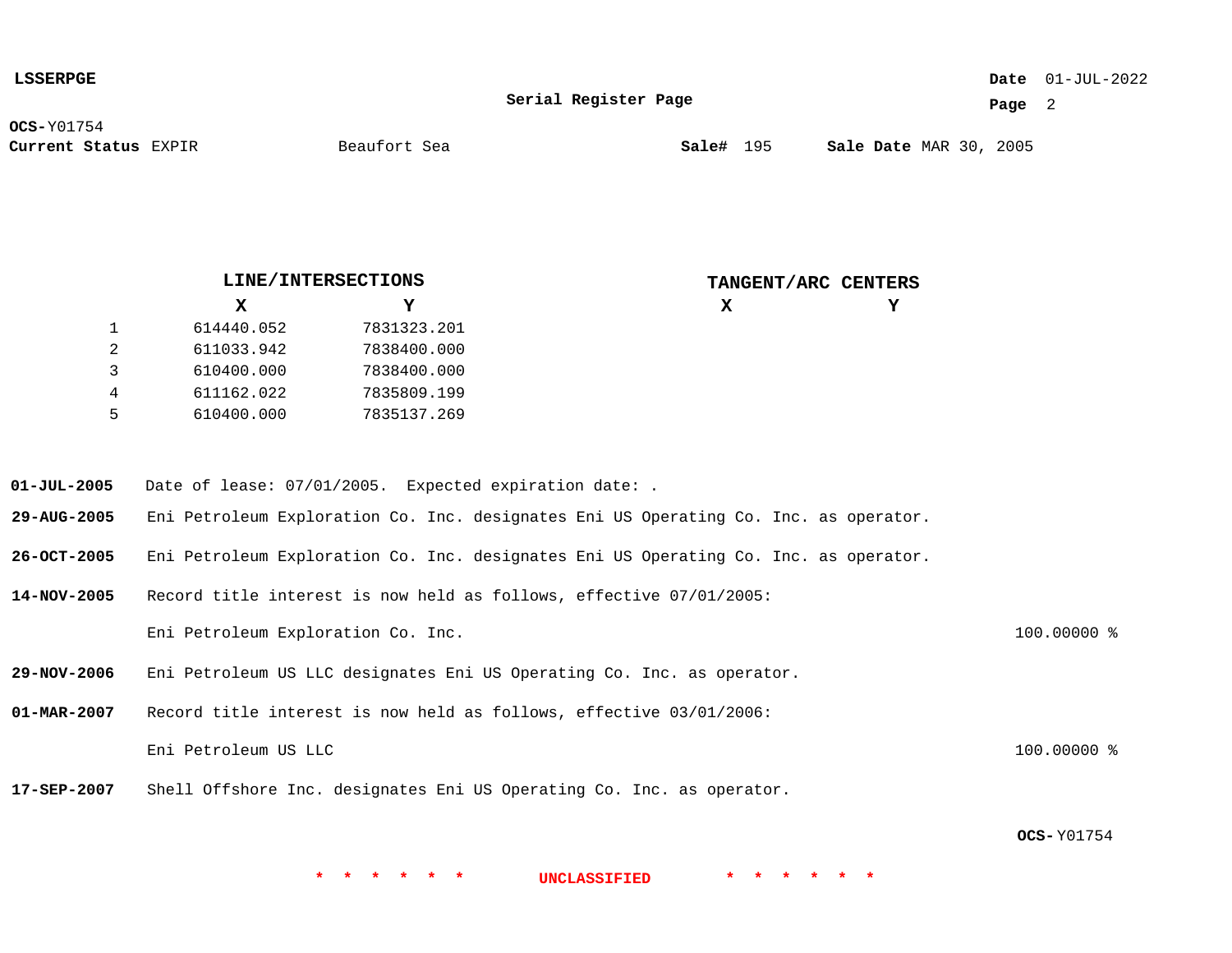**LSSERPGE**

**Serial Register Page**

**Date** 01-JUL-2022

**OCS-**Y01754
**Current Status** EXPIR Beaufort Sea **Sale#** 195 **Sale Date** MAR 30, 2005

| | LINE/INTERSECTIONS X | LINE/INTERSECTIONS Y | TANGENT/ARC CENTERS X | TANGENT/ARC CENTERS Y |
|---|---|---|---|---|
| 1 | 614440.052 | 7831323.201 | | |
| 2 | 611033.942 | 7838400.000 | | |
| 3 | 610400.000 | 7838400.000 | | |
| 4 | 611162.022 | 7835809.199 | | |
| 5 | 610400.000 | 7835137.269 | | |

**01-JUL-2005** Date of lease: 07/01/2005. Expected expiration date: .

**29-AUG-2005** Eni Petroleum Exploration Co. Inc. designates Eni US Operating Co. Inc. as operator.

**26-OCT-2005** Eni Petroleum Exploration Co. Inc. designates Eni US Operating Co. Inc. as operator.

**14-NOV-2005** Record title interest is now held as follows, effective 07/01/2005:

Eni Petroleum Exploration Co. Inc. 100.00000 %

**29-NOV-2006** Eni Petroleum US LLC designates Eni US Operating Co. Inc. as operator.

**01-MAR-2007** Record title interest is now held as follows, effective 03/01/2006:

Eni Petroleum US LLC 100.00000 %

**17-SEP-2007** Shell Offshore Inc. designates Eni US Operating Co. Inc. as operator.

**OCS-**Y01754

\* \* \* \* \* \* UNCLASSIFIED \* \* \* \* \* \*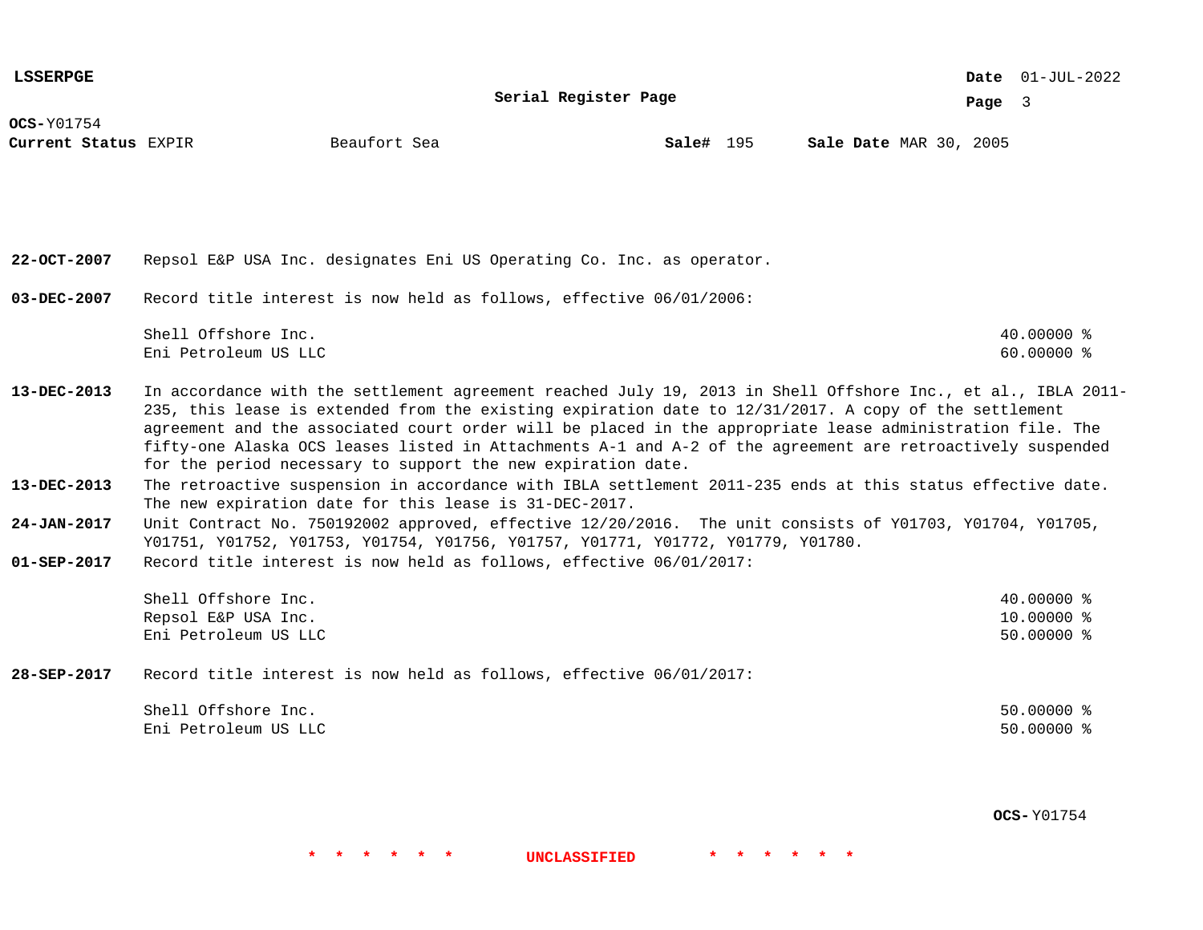**OCS-** Y01754

**Current Status** EXPIR    Beaufort Sea    **Sale#** 195    **Sale Date** MAR 30, 2005

**22-OCT-2007** Repsol E&P USA Inc. designates Eni US Operating Co. Inc. as operator.

**03-DEC-2007** Record title interest is now held as follows, effective 06/01/2006:

| | |
|---|---|
| Shell Offshore Inc. | 40.00000 % |
| Eni Petroleum US LLC | 60.00000 % |

**13-DEC-2013** In accordance with the settlement agreement reached July 19, 2013 in Shell Offshore Inc., et al., IBLA 2011-235, this lease is extended from the existing expiration date to 12/31/2017. A copy of the settlement agreement and the associated court order will be placed in the appropriate lease administration file. The fifty-one Alaska OCS leases listed in Attachments A-1 and A-2 of the agreement are retroactively suspended for the period necessary to support the new expiration date.

**13-DEC-2013** The retroactive suspension in accordance with IBLA settlement 2011-235 ends at this status effective date. The new expiration date for this lease is 31-DEC-2017.

**24-JAN-2017** Unit Contract No. 750192002 approved, effective 12/20/2016. The unit consists of Y01703, Y01704, Y01705, Y01751, Y01752, Y01753, Y01754, Y01756, Y01757, Y01771, Y01772, Y01779, Y01780.

**01-SEP-2017** Record title interest is now held as follows, effective 06/01/2017:

| | |
|---|---|
| Shell Offshore Inc. | 40.00000 % |
| Repsol E&P USA Inc. | 10.00000 % |
| Eni Petroleum US LLC | 50.00000 % |

**28-SEP-2017** Record title interest is now held as follows, effective 06/01/2017:

| | |
|---|---|
| Shell Offshore Inc. | 50.00000 % |
| Eni Petroleum US LLC | 50.00000 % |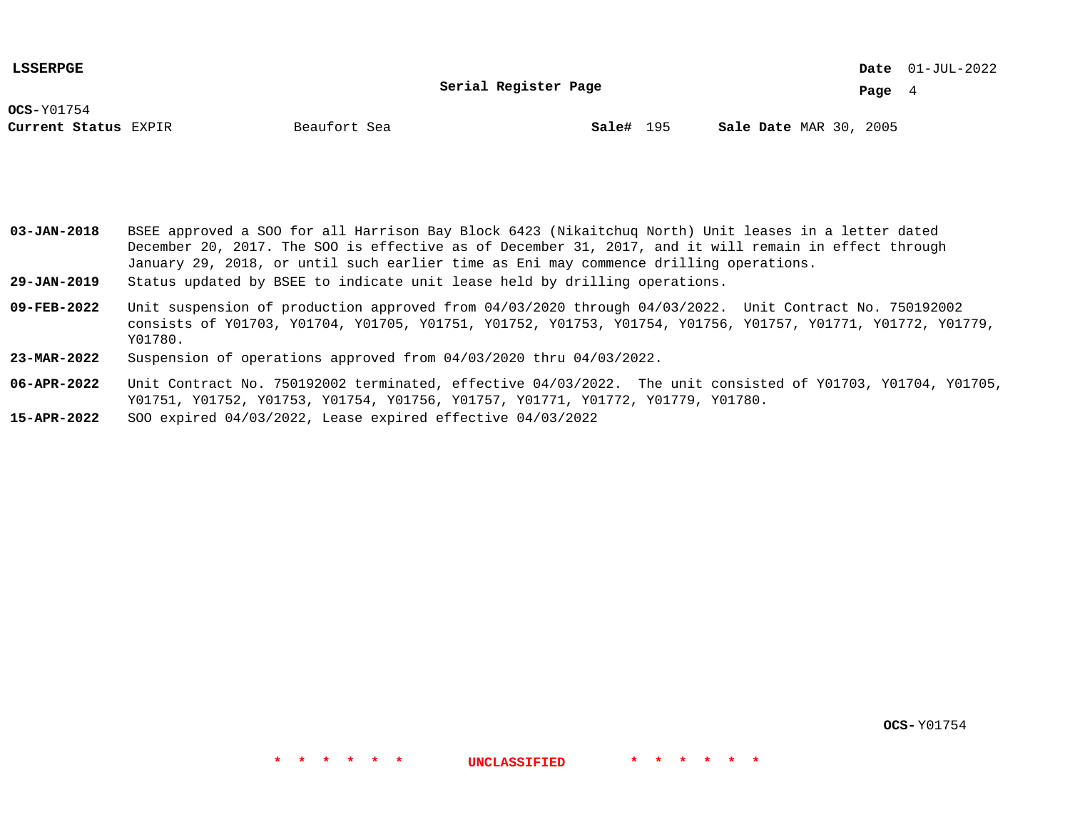**OCS-** Y01754

**Current Status** EXPIR Beaufort Sea **Sale#** 195 **Sale Date** MAR 30, 2005

| | |
|---|---|
| **03-JAN-2018** | BSEE approved a SOO for all Harrison Bay Block 6423 (Nikaitchuq North) Unit leases in a letter dated December 20, 2017. The SOO is effective as of December 31, 2017, and it will remain in effect through January 29, 2018, or until such earlier time as Eni may commence drilling operations. |
| **29-JAN-2019** | Status updated by BSEE to indicate unit lease held by drilling operations. |
| **09-FEB-2022** | Unit suspension of production approved from 04/03/2020 through 04/03/2022. Unit Contract No. 750192002 consists of Y01703, Y01704, Y01705, Y01751, Y01752, Y01753, Y01754, Y01756, Y01757, Y01771, Y01772, Y01779, Y01780. |
| **23-MAR-2022** | Suspension of operations approved from 04/03/2020 thru 04/03/2022. |
| **06-APR-2022** | Unit Contract No. 750192002 terminated, effective 04/03/2022. The unit consisted of Y01703, Y01704, Y01705, Y01751, Y01752, Y01753, Y01754, Y01756, Y01757, Y01771, Y01772, Y01779, Y01780. |
| **15-APR-2022** | SOO expired 04/03/2022, Lease expired effective 04/03/2022 |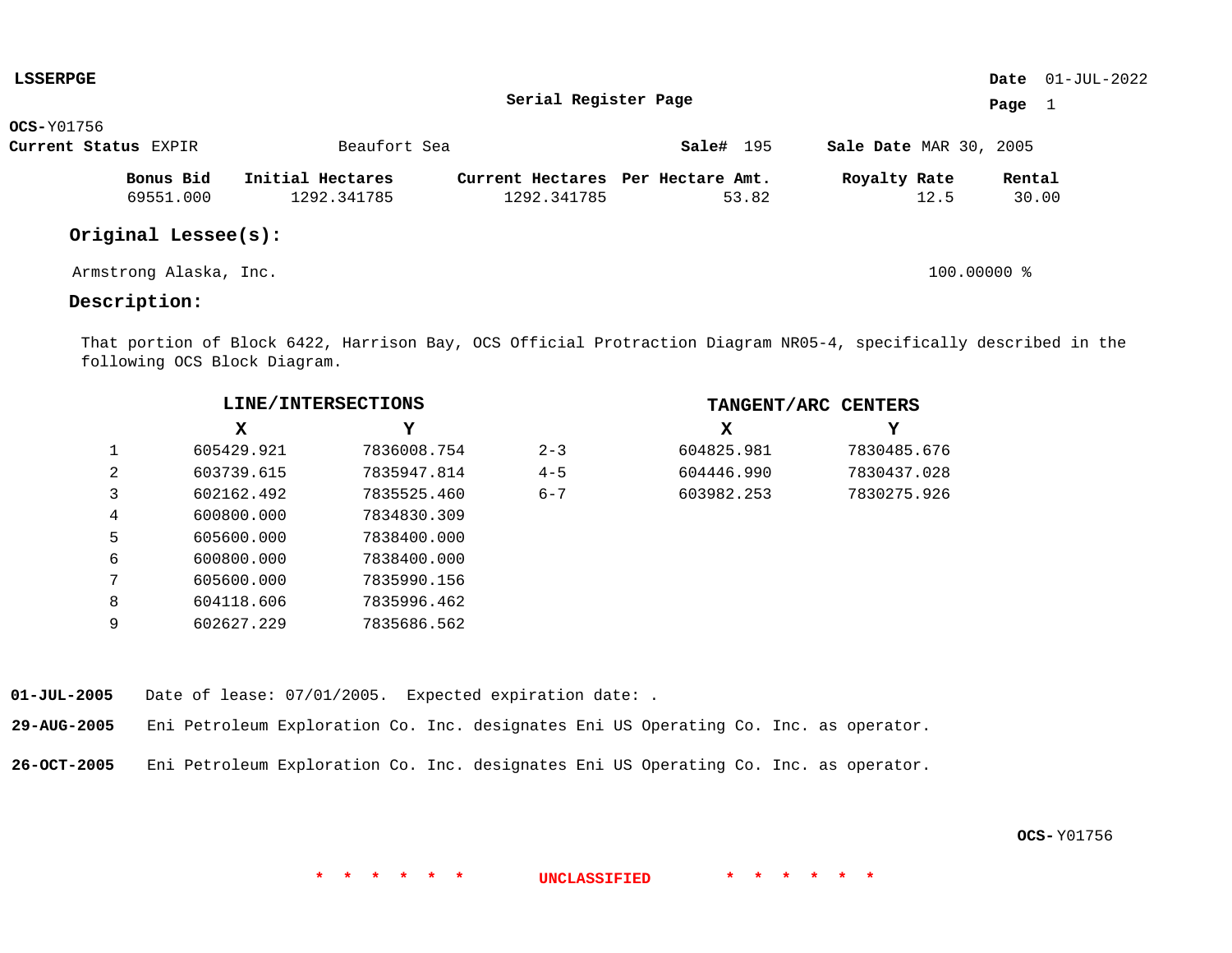**LSSERPGE**

**Date** 01-JUL-2022

**Serial Register Page**

**OCS-**Y01756

**Current Status** EXPIR    Beaufort Sea    **Sale#** 195    **Sale Date** MAR 30, 2005

| Bonus Bid | Initial Hectares | Current Hectares | Per Hectare Amt. | Royalty Rate | Rental |
|---|---|---|---|---|---|
| 69551.000 | 1292.341785 | 1292.341785 | 53.82 | 12.5 | 30.00 |

## Original Lessee(s):

Armstrong Alaska, Inc.    100.00000 %

## Description:

That portion of Block 6422, Harrison Bay, OCS Official Protraction Diagram NR05-4, specifically described in the following OCS Block Diagram.

| | LINE/INTERSECTIONS X | LINE/INTERSECTIONS Y | | TANGENT/ARC CENTERS X | TANGENT/ARC CENTERS Y |
|---|---|---|---|---|---|
| 1 | 605429.921 | 7836008.754 | 2-3 | 604825.981 | 7830485.676 |
| 2 | 603739.615 | 7835947.814 | 4-5 | 604446.990 | 7830437.028 |
| 3 | 602162.492 | 7835525.460 | 6-7 | 603982.253 | 7830275.926 |
| 4 | 600800.000 | 7834830.309 | | | |
| 5 | 605600.000 | 7838400.000 | | | |
| 6 | 600800.000 | 7838400.000 | | | |
| 7 | 605600.000 | 7835990.156 | | | |
| 8 | 604118.606 | 7835996.462 | | | |
| 9 | 602627.229 | 7835686.562 | | | |

**01-JUL-2005** Date of lease: 07/01/2005. Expected expiration date: .

**29-AUG-2005** Eni Petroleum Exploration Co. Inc. designates Eni US Operating Co. Inc. as operator.

**26-OCT-2005** Eni Petroleum Exploration Co. Inc. designates Eni US Operating Co. Inc. as operator.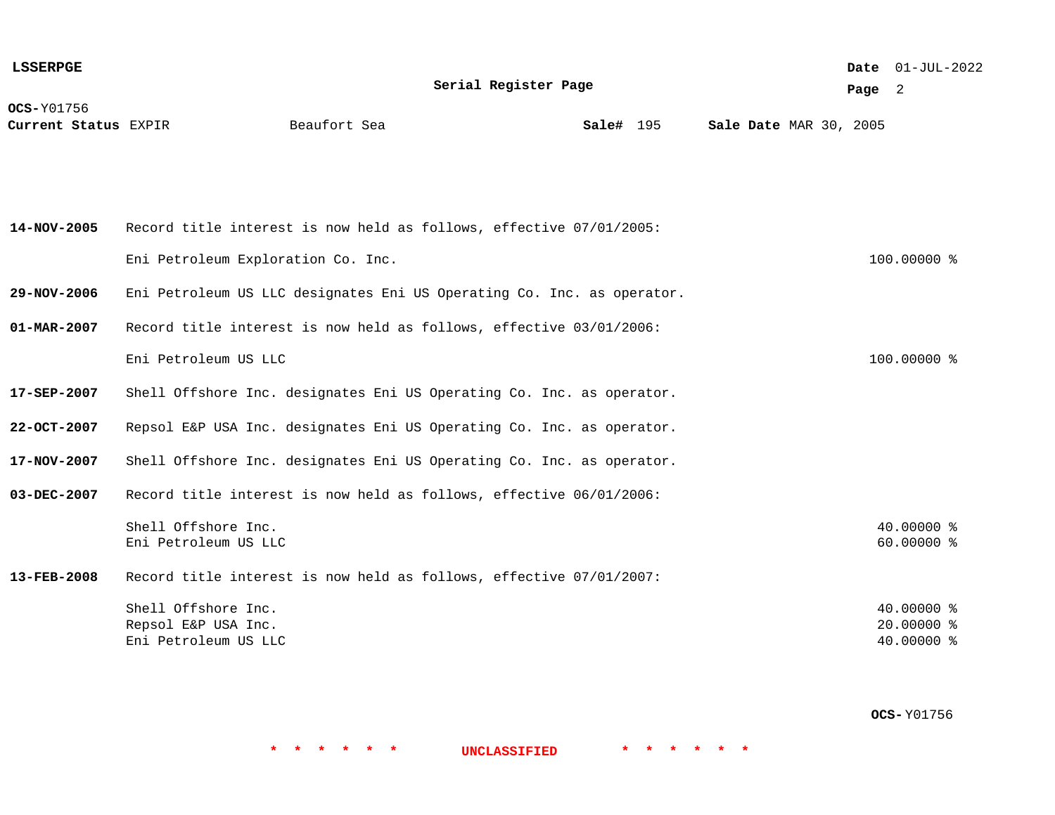**OCS-** Y01756
**Current Status** EXPIR    Beaufort Sea    **Sale#** 195    **Sale Date** MAR 30, 2005

| Date | Entry | Interest |
|---|---|---|
| **14-NOV-2005** | Record title interest is now held as follows, effective 07/01/2005: | |
| | Eni Petroleum Exploration Co. Inc. | 100.00000 % |
| **29-NOV-2006** | Eni Petroleum US LLC designates Eni US Operating Co. Inc. as operator. | |
| **01-MAR-2007** | Record title interest is now held as follows, effective 03/01/2006: | |
| | Eni Petroleum US LLC | 100.00000 % |
| **17-SEP-2007** | Shell Offshore Inc. designates Eni US Operating Co. Inc. as operator. | |
| **22-OCT-2007** | Repsol E&P USA Inc. designates Eni US Operating Co. Inc. as operator. | |
| **17-NOV-2007** | Shell Offshore Inc. designates Eni US Operating Co. Inc. as operator. | |
| **03-DEC-2007** | Record title interest is now held as follows, effective 06/01/2006: | |
| | Shell Offshore Inc. | 40.00000 % |
| | Eni Petroleum US LLC | 60.00000 % |
| **13-FEB-2008** | Record title interest is now held as follows, effective 07/01/2007: | |
| | Shell Offshore Inc. | 40.00000 % |
| | Repsol E&P USA Inc. | 20.00000 % |
| | Eni Petroleum US LLC | 40.00000 % |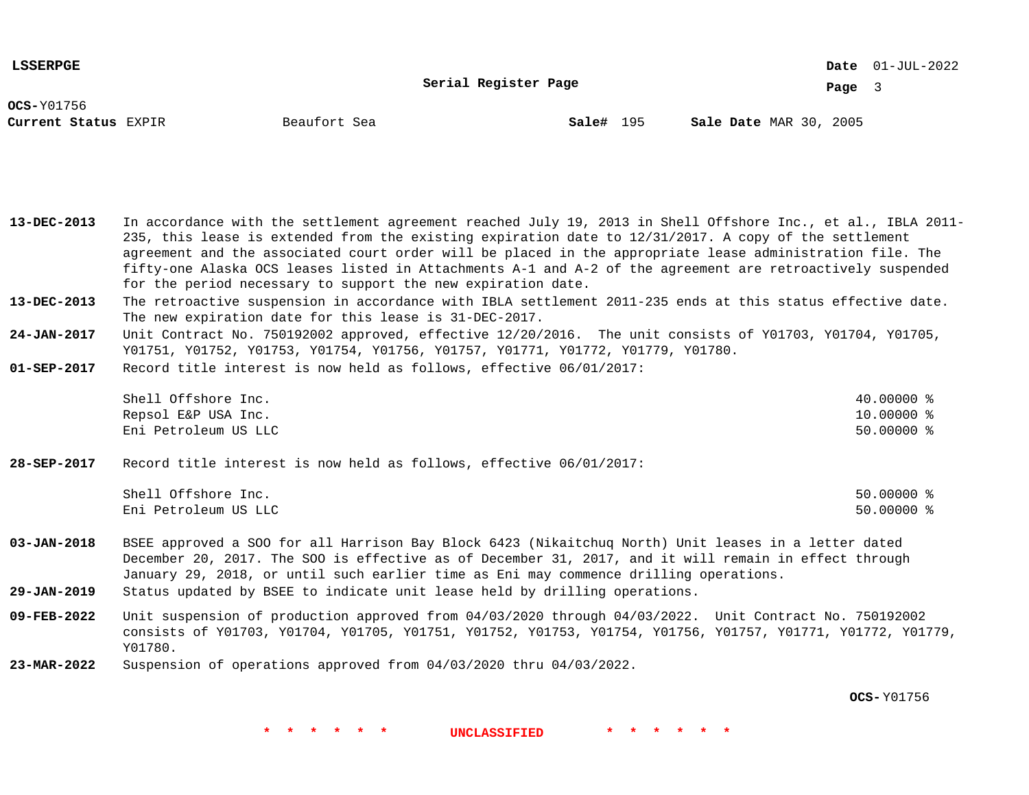**OCS-** Y01756
**Current Status** EXPIR Beaufort Sea **Sale#** 195 **Sale Date** MAR 30, 2005

**13-DEC-2013** In accordance with the settlement agreement reached July 19, 2013 in Shell Offshore Inc., et al., IBLA 2011-235, this lease is extended from the existing expiration date to 12/31/2017. A copy of the settlement agreement and the associated court order will be placed in the appropriate lease administration file. The fifty-one Alaska OCS leases listed in Attachments A-1 and A-2 of the agreement are retroactively suspended for the period necessary to support the new expiration date.

**13-DEC-2013** The retroactive suspension in accordance with IBLA settlement 2011-235 ends at this status effective date. The new expiration date for this lease is 31-DEC-2017.

**24-JAN-2017** Unit Contract No. 750192002 approved, effective 12/20/2016. The unit consists of Y01703, Y01704, Y01705, Y01751, Y01752, Y01753, Y01754, Y01756, Y01757, Y01771, Y01772, Y01779, Y01780.

**01-SEP-2017** Record title interest is now held as follows, effective 06/01/2017:

| | |
|---|---|
| Shell Offshore Inc. | 40.00000 % |
| Repsol E&P USA Inc. | 10.00000 % |
| Eni Petroleum US LLC | 50.00000 % |

**28-SEP-2017** Record title interest is now held as follows, effective 06/01/2017:

| | |
|---|---|
| Shell Offshore Inc. | 50.00000 % |
| Eni Petroleum US LLC | 50.00000 % |

**03-JAN-2018** BSEE approved a SOO for all Harrison Bay Block 6423 (Nikaitchuq North) Unit leases in a letter dated December 20, 2017. The SOO is effective as of December 31, 2017, and it will remain in effect through January 29, 2018, or until such earlier time as Eni may commence drilling operations.

**29-JAN-2019** Status updated by BSEE to indicate unit lease held by drilling operations.

**09-FEB-2022** Unit suspension of production approved from 04/03/2020 through 04/03/2022. Unit Contract No. 750192002 consists of Y01703, Y01704, Y01705, Y01751, Y01752, Y01753, Y01754, Y01756, Y01757, Y01771, Y01772, Y01779, Y01780.

**23-MAR-2022** Suspension of operations approved from 04/03/2020 thru 04/03/2022.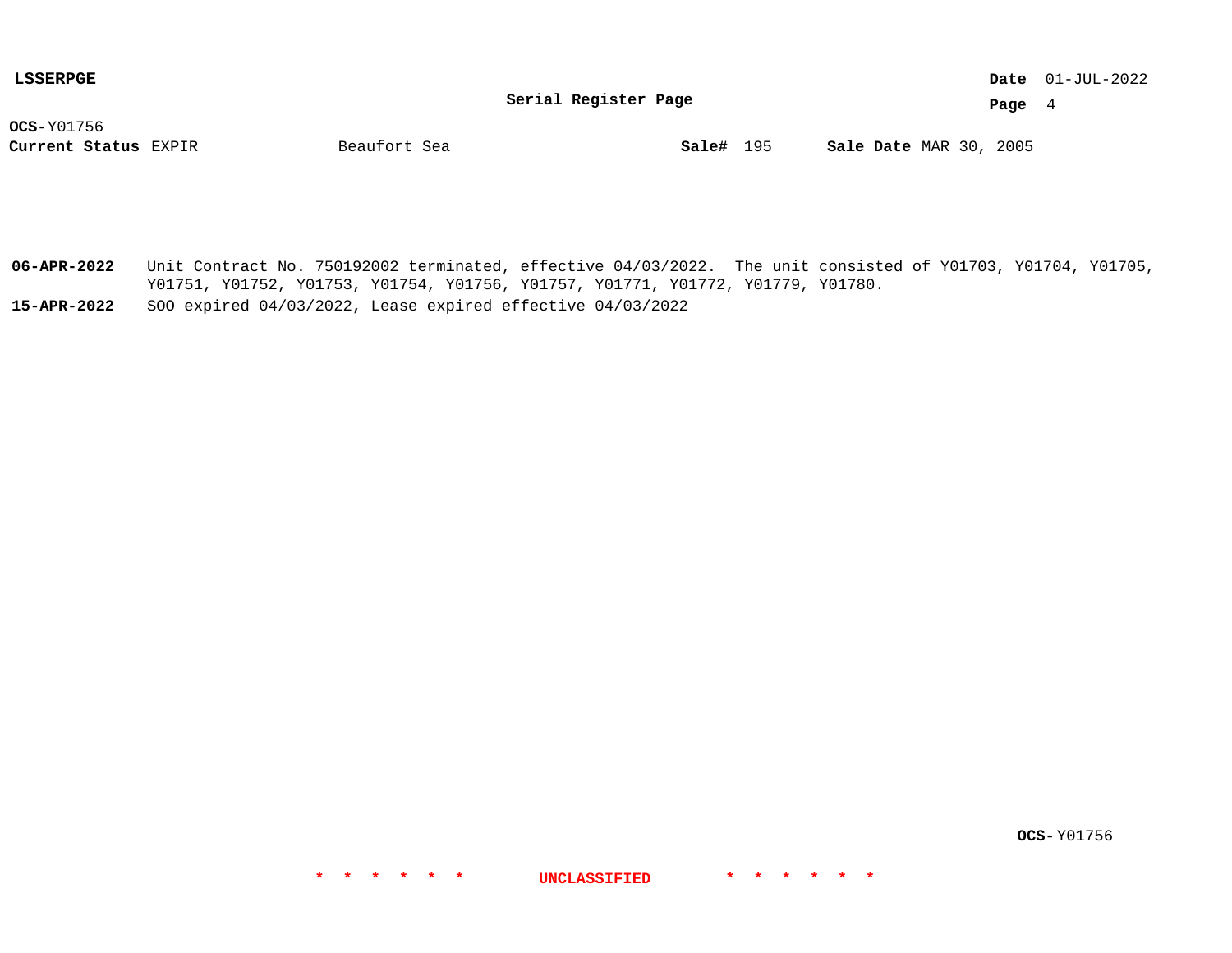**LSSERPGE**

**Serial Register Page**

**OCS-** Y01756

**Current Status** EXPIR    Beaufort Sea    **Sale#** 195    **Sale Date** MAR 30, 2005

| | |
|---|---|
| **06-APR-2022** | Unit Contract No. 750192002 terminated, effective 04/03/2022. The unit consisted of Y01703, Y01704, Y01705, Y01751, Y01752, Y01753, Y01754, Y01756, Y01757, Y01771, Y01772, Y01779, Y01780. |
| **15-APR-2022** | SOO expired 04/03/2022, Lease expired effective 04/03/2022 |

**OCS-** Y01756

* * * * * * **UNCLASSIFIED** * * * * * *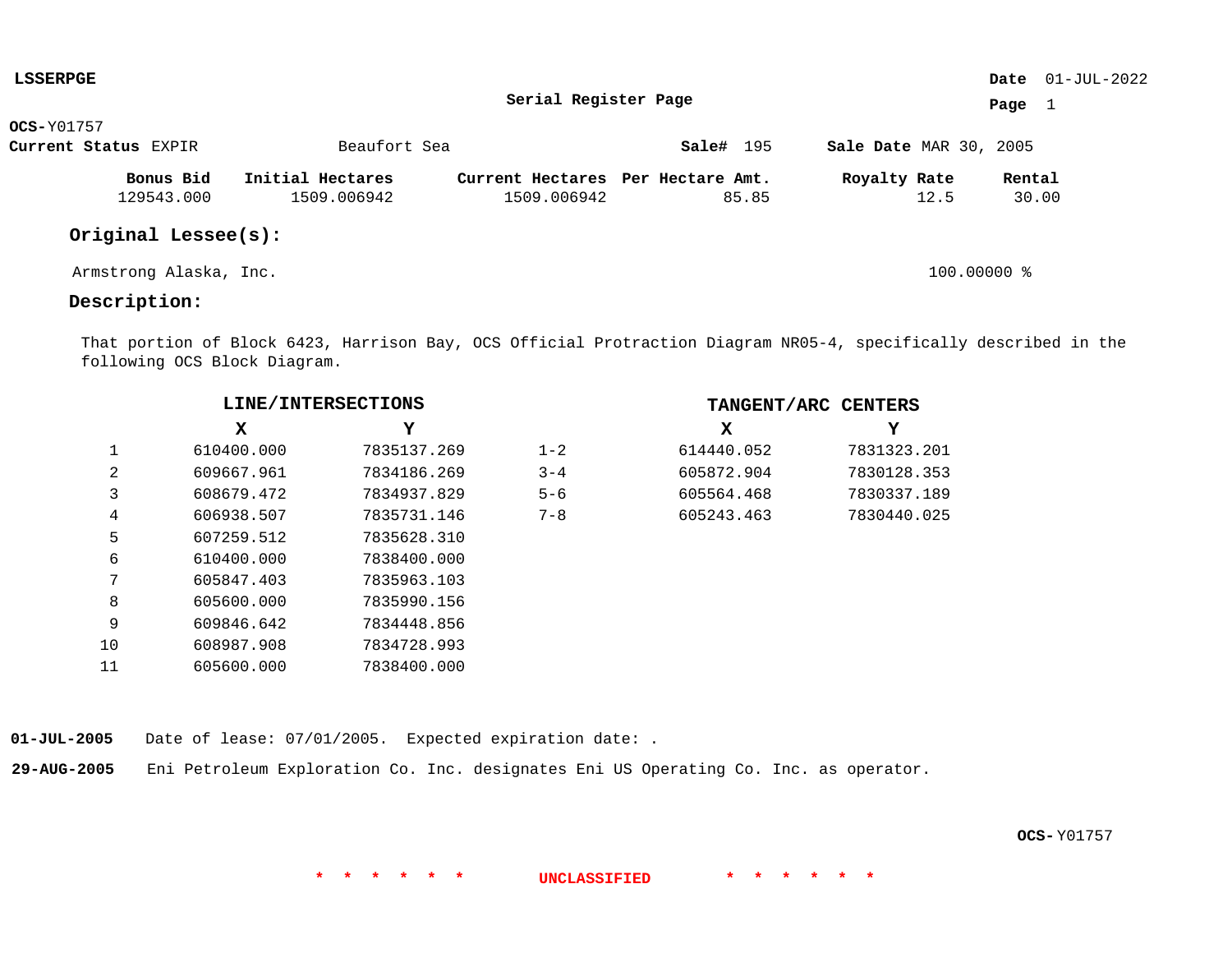**LSSERPGE** **Date** 01-JUL-2022

**Serial Register Page**

**OCS-**Y01757

**Current Status** EXPIR Beaufort Sea **Sale#** 195 **Sale Date** MAR 30, 2005

| Bonus Bid | Initial Hectares | Current Hectares | Per Hectare Amt. | Royalty Rate | Rental |
|---|---|---|---|---|---|
| 129543.000 | 1509.006942 | 1509.006942 | 85.85 | 12.5 | 30.00 |

## Original Lessee(s):

Armstrong Alaska, Inc. 100.00000 %

## Description:

That portion of Block 6423, Harrison Bay, OCS Official Protraction Diagram NR05-4, specifically described in the following OCS Block Diagram.

### LINE/INTERSECTIONS

| | X | Y |
|---|---|---|
| 1 | 610400.000 | 7835137.269 |
| 2 | 609667.961 | 7834186.269 |
| 3 | 608679.472 | 7834937.829 |
| 4 | 606938.507 | 7835731.146 |
| 5 | 607259.512 | 7835628.310 |
| 6 | 610400.000 | 7838400.000 |
| 7 | 605847.403 | 7835963.103 |
| 8 | 605600.000 | 7835990.156 |
| 9 | 609846.642 | 7834448.856 |
| 10 | 608987.908 | 7834728.993 |
| 11 | 605600.000 | 7838400.000 |

### TANGENT/ARC CENTERS

| | X | Y |
|---|---|---|
| 1-2 | 614440.052 | 7831323.201 |
| 3-4 | 605872.904 | 7830128.353 |
| 5-6 | 605564.468 | 7830337.189 |
| 7-8 | 605243.463 | 7830440.025 |

**01-JUL-2005** Date of lease: 07/01/2005. Expected expiration date: .

**29-AUG-2005** Eni Petroleum Exploration Co. Inc. designates Eni US Operating Co. Inc. as operator.

**OCS-**Y01757

* * * * * * UNCLASSIFIED * * * * * *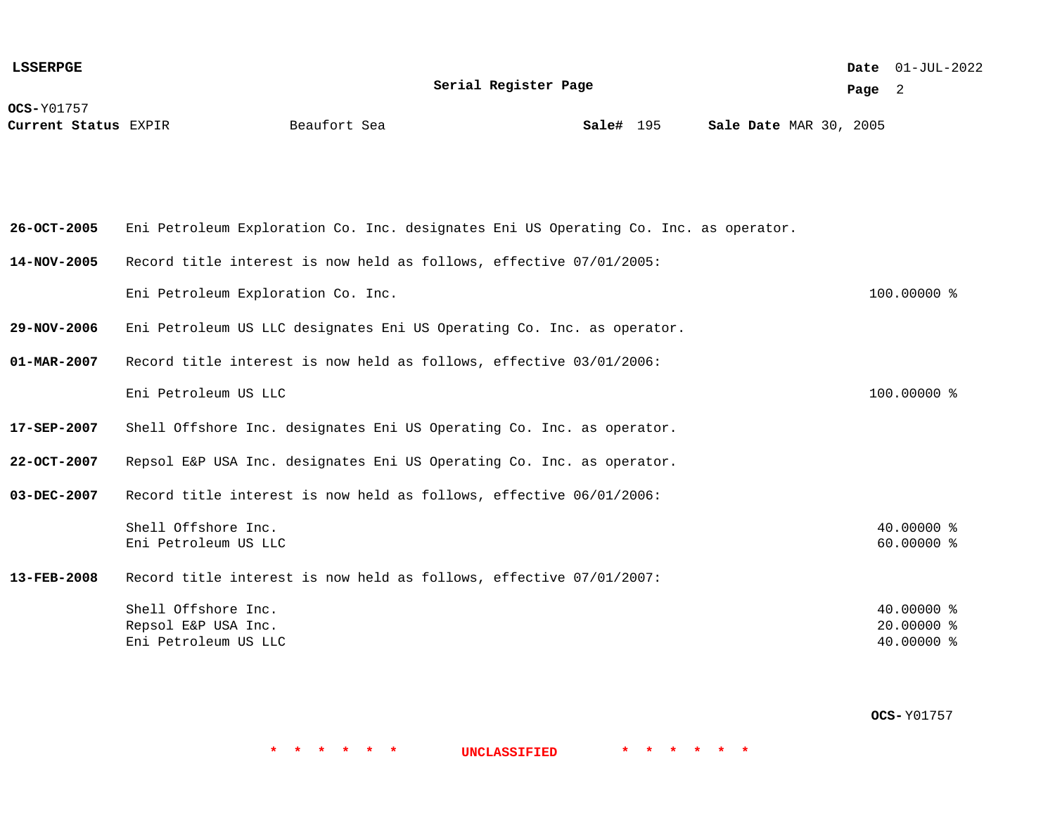**OCS-**Y01757

**Current Status** EXPIR Beaufort Sea **Sale#** 195 **Sale Date** MAR 30, 2005

**26-OCT-2005** Eni Petroleum Exploration Co. Inc. designates Eni US Operating Co. Inc. as operator.

**14-NOV-2005** Record title interest is now held as follows, effective 07/01/2005:

| | |
|---|---|
| Eni Petroleum Exploration Co. Inc. | 100.00000 % |

**29-NOV-2006** Eni Petroleum US LLC designates Eni US Operating Co. Inc. as operator.

**01-MAR-2007** Record title interest is now held as follows, effective 03/01/2006:

| | |
|---|---|
| Eni Petroleum US LLC | 100.00000 % |

**17-SEP-2007** Shell Offshore Inc. designates Eni US Operating Co. Inc. as operator.

**22-OCT-2007** Repsol E&P USA Inc. designates Eni US Operating Co. Inc. as operator.

**03-DEC-2007** Record title interest is now held as follows, effective 06/01/2006:

| | |
|---|---|
| Shell Offshore Inc. | 40.00000 % |
| Eni Petroleum US LLC | 60.00000 % |

**13-FEB-2008** Record title interest is now held as follows, effective 07/01/2007:

| | |
|---|---|
| Shell Offshore Inc. | 40.00000 % |
| Repsol E&P USA Inc. | 20.00000 % |
| Eni Petroleum US LLC | 40.00000 % |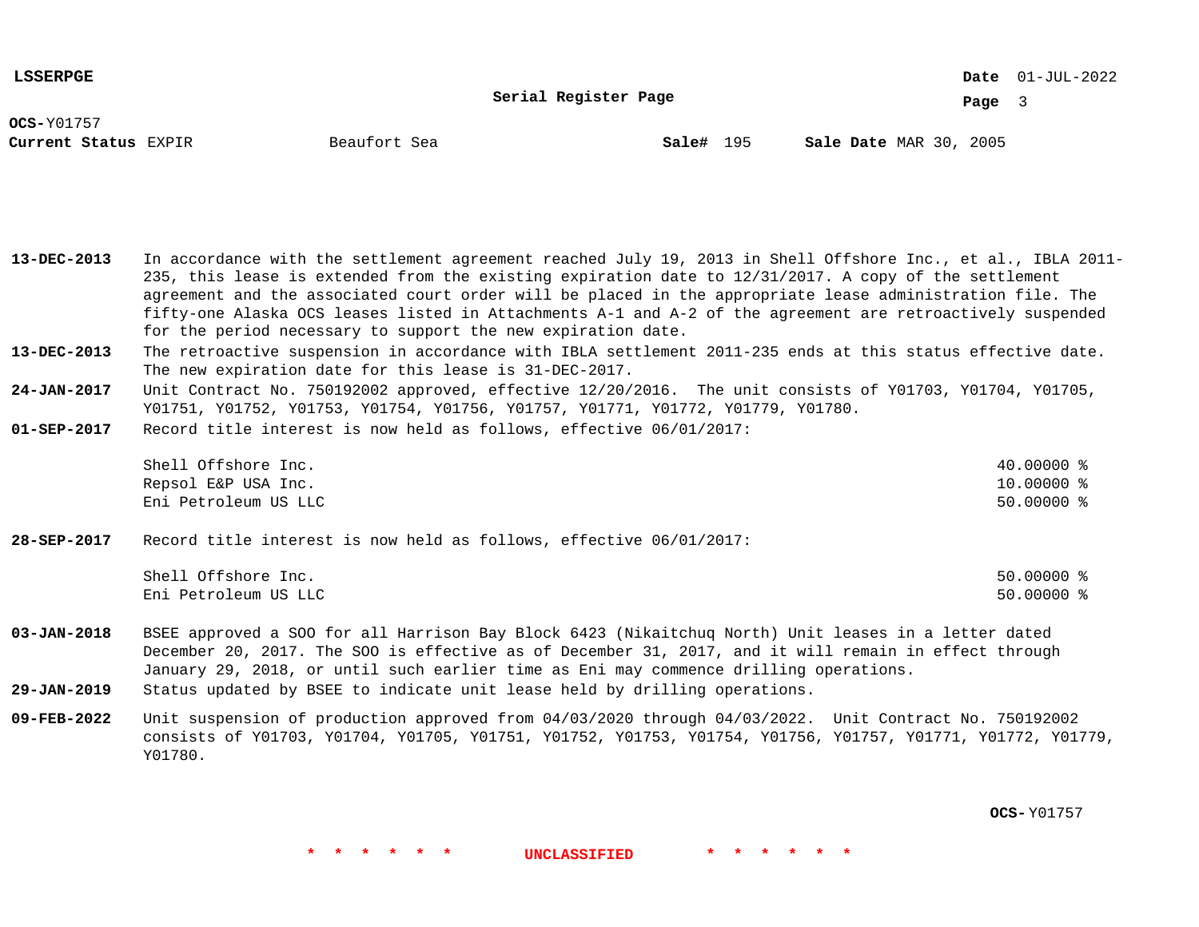**OCS-**Y01757

**Current Status** EXPIR　　Beaufort Sea　　**Sale#** 195　　**Sale Date** MAR 30, 2005

**13-DEC-2013** In accordance with the settlement agreement reached July 19, 2013 in Shell Offshore Inc., et al., IBLA 2011-235, this lease is extended from the existing expiration date to 12/31/2017. A copy of the settlement agreement and the associated court order will be placed in the appropriate lease administration file. The fifty-one Alaska OCS leases listed in Attachments A-1 and A-2 of the agreement are retroactively suspended for the period necessary to support the new expiration date.

**13-DEC-2013** The retroactive suspension in accordance with IBLA settlement 2011-235 ends at this status effective date. The new expiration date for this lease is 31-DEC-2017.

**24-JAN-2017** Unit Contract No. 750192002 approved, effective 12/20/2016. The unit consists of Y01703, Y01704, Y01705, Y01751, Y01752, Y01753, Y01754, Y01756, Y01757, Y01771, Y01772, Y01779, Y01780.

**01-SEP-2017** Record title interest is now held as follows, effective 06/01/2017:

| | |
|---|---|
| Shell Offshore Inc. | 40.00000 % |
| Repsol E&P USA Inc. | 10.00000 % |
| Eni Petroleum US LLC | 50.00000 % |

**28-SEP-2017** Record title interest is now held as follows, effective 06/01/2017:

| | |
|---|---|
| Shell Offshore Inc. | 50.00000 % |
| Eni Petroleum US LLC | 50.00000 % |

**03-JAN-2018** BSEE approved a SOO for all Harrison Bay Block 6423 (Nikaitchuq North) Unit leases in a letter dated December 20, 2017. The SOO is effective as of December 31, 2017, and it will remain in effect through January 29, 2018, or until such earlier time as Eni may commence drilling operations.

**29-JAN-2019** Status updated by BSEE to indicate unit lease held by drilling operations.

**09-FEB-2022** Unit suspension of production approved from 04/03/2020 through 04/03/2022. Unit Contract No. 750192002 consists of Y01703, Y01704, Y01705, Y01751, Y01752, Y01753, Y01754, Y01756, Y01757, Y01771, Y01772, Y01779, Y01780.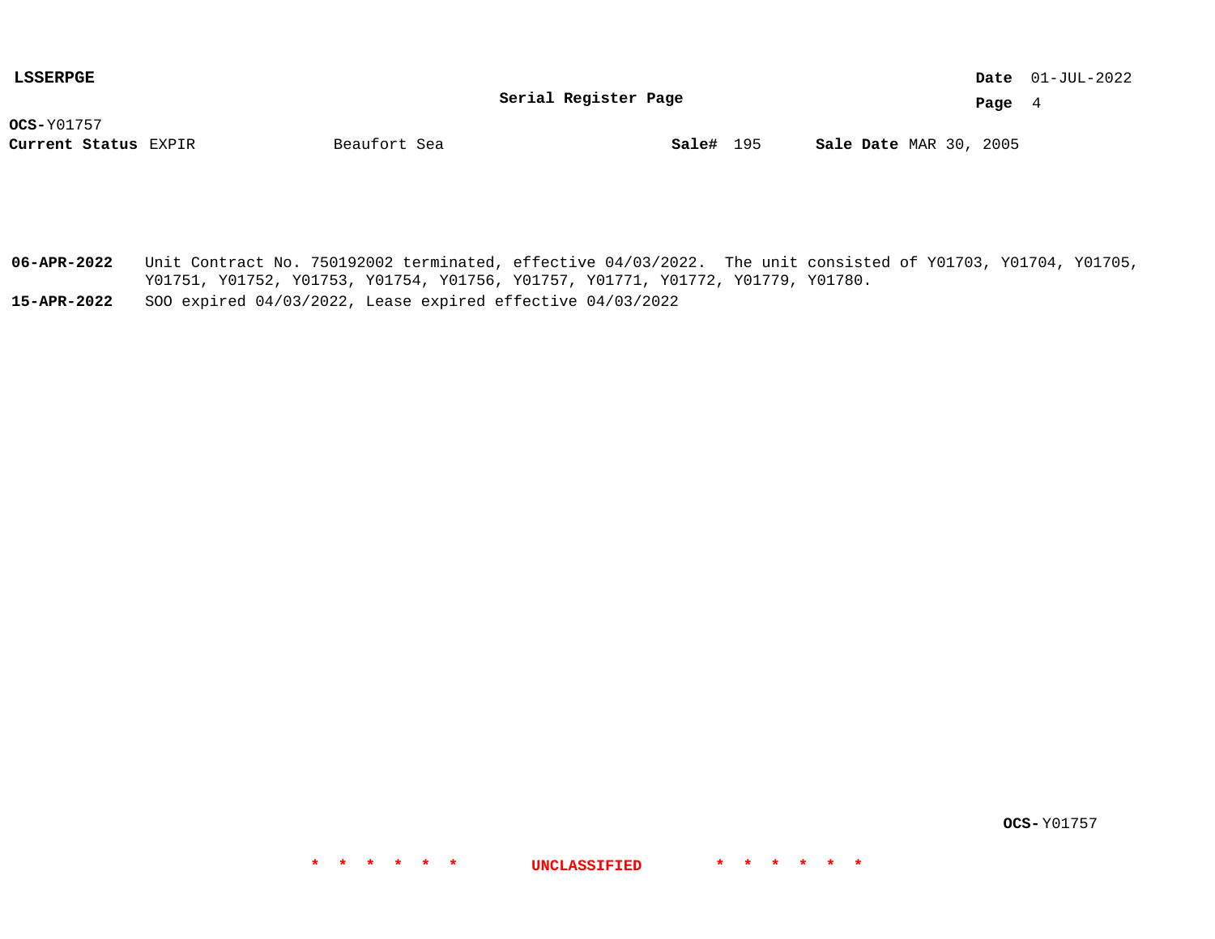**LSSERPGE**

**Serial Register Page**

**OCS-**Y01757

**Current Status** EXPIR　　Beaufort Sea　　**Sale#** 195　　**Sale Date** MAR 30, 2005

**06-APR-2022**　Unit Contract No. 750192002 terminated, effective 04/03/2022. The unit consisted of Y01703, Y01704, Y01705, Y01751, Y01752, Y01753, Y01754, Y01756, Y01757, Y01771, Y01772, Y01779, Y01780.

**15-APR-2022**　SOO expired 04/03/2022, Lease expired effective 04/03/2022

**OCS-**Y01757

* * * * * * UNCLASSIFIED * * * * * *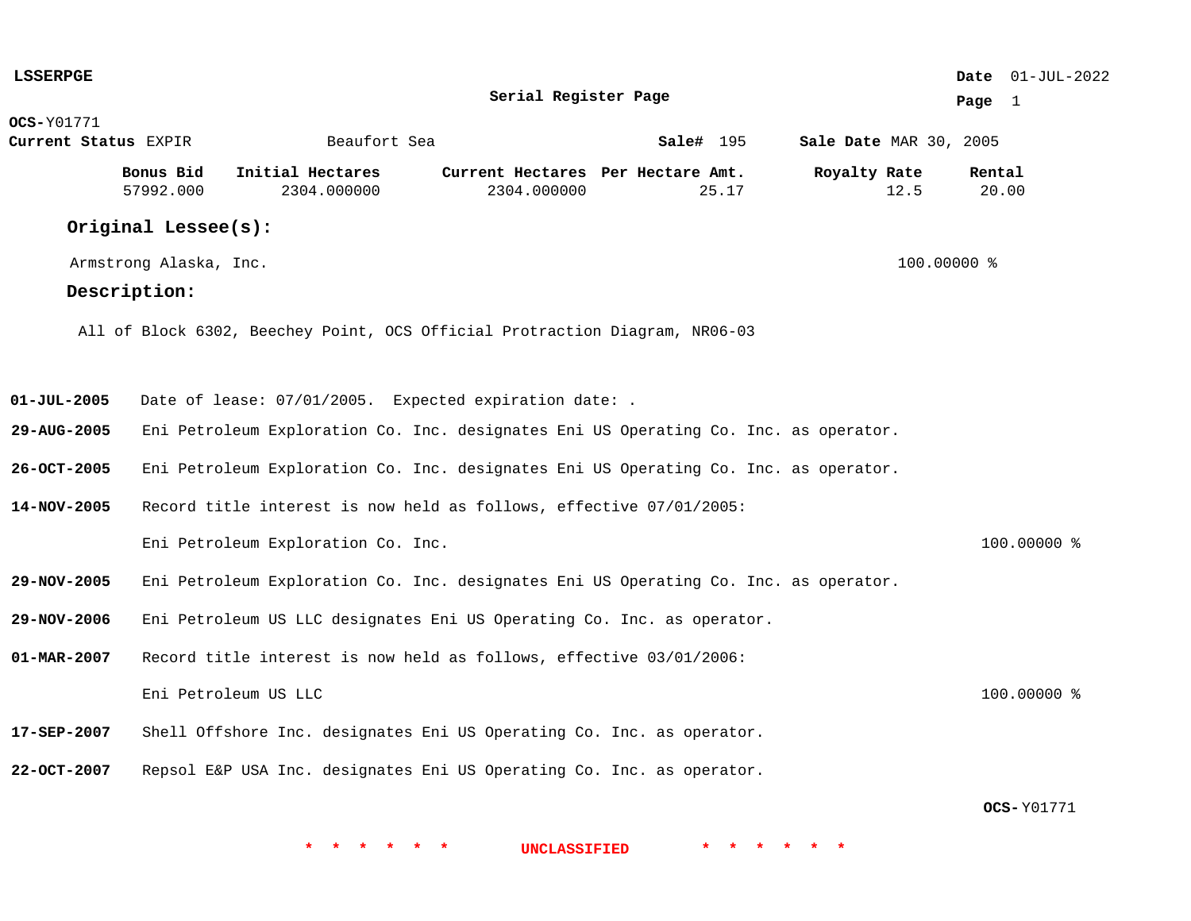**LSSERPGE**

**Date** 01-JUL-2022

**Serial Register Page**

**OCS-**Y01771

**Current Status** EXPIR    Beaufort Sea    **Sale#** 195    **Sale Date** MAR 30, 2005

| Bonus Bid | Initial Hectares | Current Hectares | Per Hectare Amt. | Royalty Rate | Rental |
|---|---|---|---|---|---|
| 57992.000 | 2304.000000 | 2304.000000 | 25.17 | 12.5 | 20.00 |

## Original Lessee(s):

Armstrong Alaska, Inc.    100.00000 %

## Description:

All of Block 6302, Beechey Point, OCS Official Protraction Diagram, NR06-03

**01-JUL-2005** Date of lease: 07/01/2005. Expected expiration date: .

**29-AUG-2005** Eni Petroleum Exploration Co. Inc. designates Eni US Operating Co. Inc. as operator.

**26-OCT-2005** Eni Petroleum Exploration Co. Inc. designates Eni US Operating Co. Inc. as operator.

**14-NOV-2005** Record title interest is now held as follows, effective 07/01/2005:

Eni Petroleum Exploration Co. Inc.    100.00000 %

**29-NOV-2005** Eni Petroleum Exploration Co. Inc. designates Eni US Operating Co. Inc. as operator.

**29-NOV-2006** Eni Petroleum US LLC designates Eni US Operating Co. Inc. as operator.

**01-MAR-2007** Record title interest is now held as follows, effective 03/01/2006:

Eni Petroleum US LLC    100.00000 %

**17-SEP-2007** Shell Offshore Inc. designates Eni US Operating Co. Inc. as operator.

**22-OCT-2007** Repsol E&P USA Inc. designates Eni US Operating Co. Inc. as operator.

**OCS-**Y01771

* * * * * * UNCLASSIFIED * * * * * *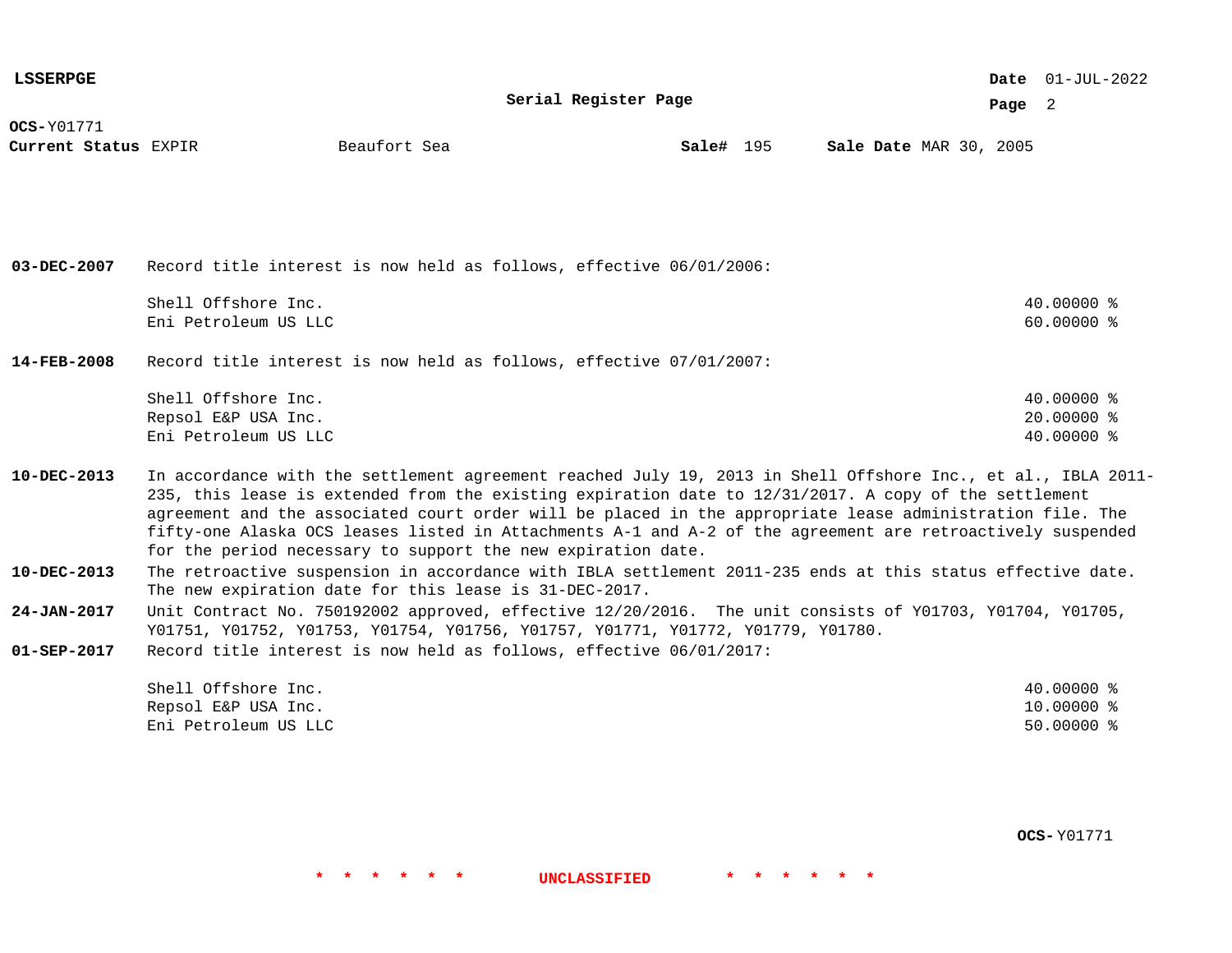**OCS-**Y01771

**Current Status** EXPIR    Beaufort Sea    **Sale#** 195    **Sale Date** MAR 30, 2005

**03-DEC-2007** Record title interest is now held as follows, effective 06/01/2006:

| | |
|---|---|
| Shell Offshore Inc. | 40.00000 % |
| Eni Petroleum US LLC | 60.00000 % |

**14-FEB-2008** Record title interest is now held as follows, effective 07/01/2007:

| | |
|---|---|
| Shell Offshore Inc. | 40.00000 % |
| Repsol E&P USA Inc. | 20.00000 % |
| Eni Petroleum US LLC | 40.00000 % |

**10-DEC-2013** In accordance with the settlement agreement reached July 19, 2013 in Shell Offshore Inc., et al., IBLA 2011-235, this lease is extended from the existing expiration date to 12/31/2017. A copy of the settlement agreement and the associated court order will be placed in the appropriate lease administration file. The fifty-one Alaska OCS leases listed in Attachments A-1 and A-2 of the agreement are retroactively suspended for the period necessary to support the new expiration date.

**10-DEC-2013** The retroactive suspension in accordance with IBLA settlement 2011-235 ends at this status effective date. The new expiration date for this lease is 31-DEC-2017.

**24-JAN-2017** Unit Contract No. 750192002 approved, effective 12/20/2016. The unit consists of Y01703, Y01704, Y01705, Y01751, Y01752, Y01753, Y01754, Y01756, Y01757, Y01771, Y01772, Y01779, Y01780.

**01-SEP-2017** Record title interest is now held as follows, effective 06/01/2017:

| | |
|---|---|
| Shell Offshore Inc. | 40.00000 % |
| Repsol E&P USA Inc. | 10.00000 % |
| Eni Petroleum US LLC | 50.00000 % |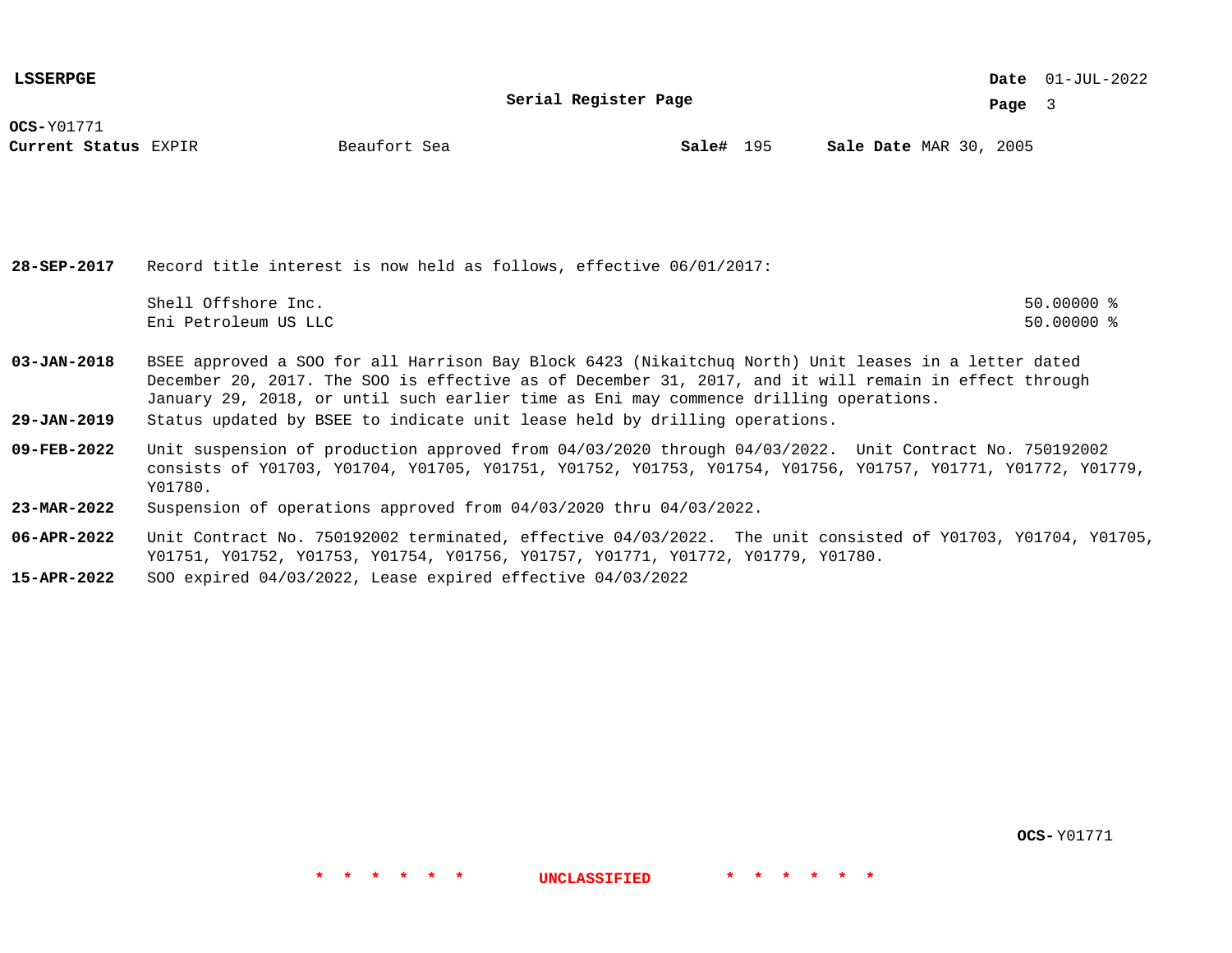**LSSERPGE**

**Serial Register Page**

**OCS-** Y01771

**Current Status** EXPIR    Beaufort Sea    **Sale#** 195    **Sale Date** MAR 30, 2005

**28-SEP-2017** Record title interest is now held as follows, effective 06/01/2017:

| | |
|---|---|
| Shell Offshore Inc. | 50.00000 % |
| Eni Petroleum US LLC | 50.00000 % |

**03-JAN-2018** BSEE approved a SOO for all Harrison Bay Block 6423 (Nikaitchuq North) Unit leases in a letter dated December 20, 2017. The SOO is effective as of December 31, 2017, and it will remain in effect through January 29, 2018, or until such earlier time as Eni may commence drilling operations.

**29-JAN-2019** Status updated by BSEE to indicate unit lease held by drilling operations.

**09-FEB-2022** Unit suspension of production approved from 04/03/2020 through 04/03/2022. Unit Contract No. 750192002 consists of Y01703, Y01704, Y01705, Y01751, Y01752, Y01753, Y01754, Y01756, Y01757, Y01771, Y01772, Y01779, Y01780.

**23-MAR-2022** Suspension of operations approved from 04/03/2020 thru 04/03/2022.

**06-APR-2022** Unit Contract No. 750192002 terminated, effective 04/03/2022. The unit consisted of Y01703, Y01704, Y01705, Y01751, Y01752, Y01753, Y01754, Y01756, Y01757, Y01771, Y01772, Y01779, Y01780.

**15-APR-2022** SOO expired 04/03/2022, Lease expired effective 04/03/2022

**OCS-** Y01771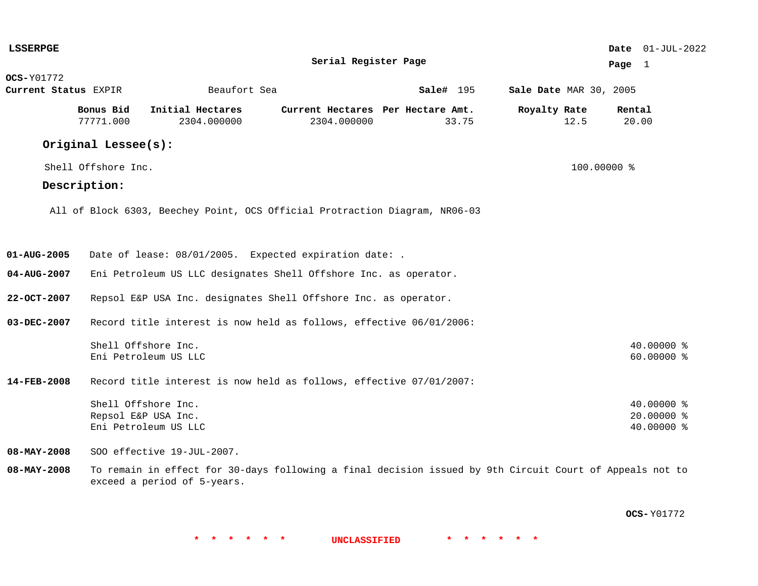**LSSERPGE**

**Serial Register Page**

**Date** 01-JUL-2022

**OCS-**Y01772

**Current Status** EXPIR — Beaufort Sea — **Sale#** 195 — **Sale Date** MAR 30, 2005

| Bonus Bid | Initial Hectares | Current Hectares | Per Hectare Amt. | Royalty Rate | Rental |
|---|---|---|---|---|---|
| 77771.000 | 2304.000000 | 2304.000000 | 33.75 | 12.5 | 20.00 |

## Original Lessee(s):

Shell Offshore Inc. — 100.00000 %

## Description:

All of Block 6303, Beechey Point, OCS Official Protraction Diagram, NR06-03

**01-AUG-2005** Date of lease: 08/01/2005. Expected expiration date: .

**04-AUG-2007** Eni Petroleum US LLC designates Shell Offshore Inc. as operator.

**22-OCT-2007** Repsol E&P USA Inc. designates Shell Offshore Inc. as operator.

**03-DEC-2007** Record title interest is now held as follows, effective 06/01/2006:

| Lessee | Interest |
|---|---|
| Shell Offshore Inc. | 40.00000 % |
| Eni Petroleum US LLC | 60.00000 % |

**14-FEB-2008** Record title interest is now held as follows, effective 07/01/2007:

| Lessee | Interest |
|---|---|
| Shell Offshore Inc. | 40.00000 % |
| Repsol E&P USA Inc. | 20.00000 % |
| Eni Petroleum US LLC | 40.00000 % |

**08-MAY-2008** SOO effective 19-JUL-2007.

**08-MAY-2008** To remain in effect for 30-days following a final decision issued by 9th Circuit Court of Appeals not to exceed a period of 5-years.

**OCS-**Y01772

\* \* \* \* \* \* UNCLASSIFIED \* \* \* \* \* \*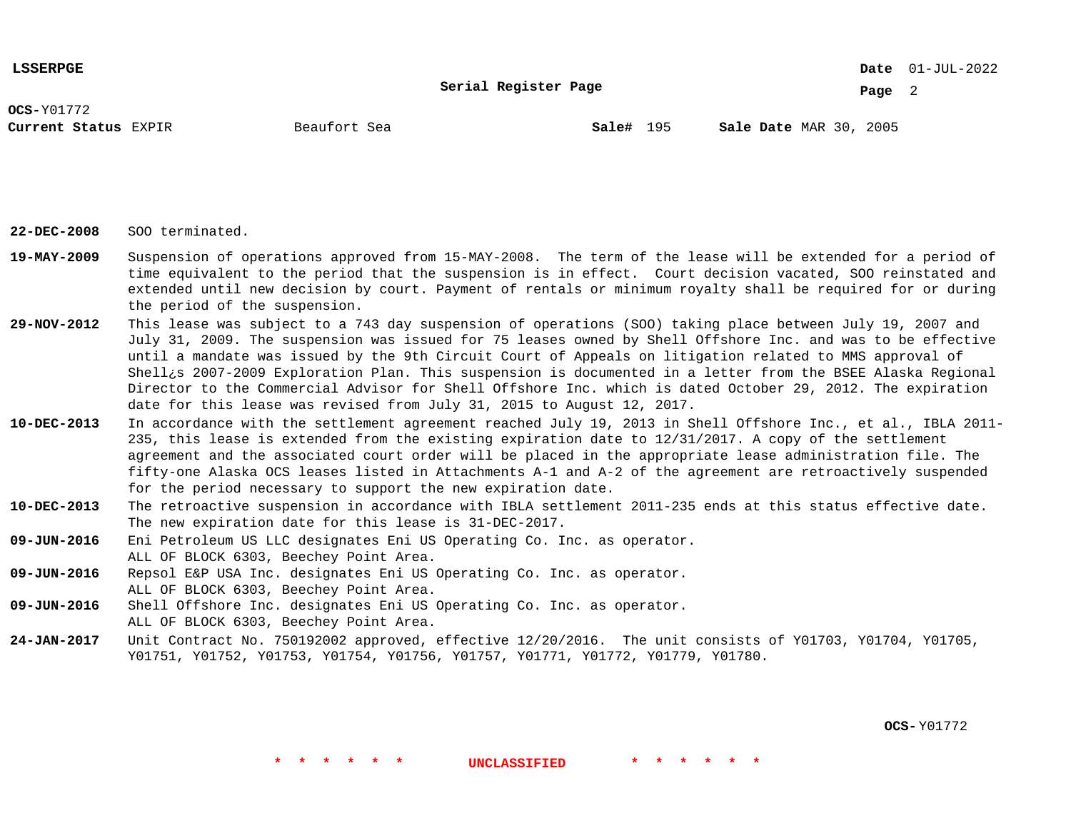**OCS-** Y01772
**Current Status** EXPIR Beaufort Sea **Sale#** 195 **Sale Date** MAR 30, 2005

**22-DEC-2008** SOO terminated.

**19-MAY-2009** Suspension of operations approved from 15-MAY-2008. The term of the lease will be extended for a period of time equivalent to the period that the suspension is in effect. Court decision vacated, SOO reinstated and extended until new decision by court. Payment of rentals or minimum royalty shall be required for or during the period of the suspension.

**29-NOV-2012** This lease was subject to a 743 day suspension of operations (SOO) taking place between July 19, 2007 and July 31, 2009. The suspension was issued for 75 leases owned by Shell Offshore Inc. and was to be effective until a mandate was issued by the 9th Circuit Court of Appeals on litigation related to MMS approval of Shell¿s 2007-2009 Exploration Plan. This suspension is documented in a letter from the BSEE Alaska Regional Director to the Commercial Advisor for Shell Offshore Inc. which is dated October 29, 2012. The expiration date for this lease was revised from July 31, 2015 to August 12, 2017.

**10-DEC-2013** In accordance with the settlement agreement reached July 19, 2013 in Shell Offshore Inc., et al., IBLA 2011-235, this lease is extended from the existing expiration date to 12/31/2017. A copy of the settlement agreement and the associated court order will be placed in the appropriate lease administration file. The fifty-one Alaska OCS leases listed in Attachments A-1 and A-2 of the agreement are retroactively suspended for the period necessary to support the new expiration date.

**10-DEC-2013** The retroactive suspension in accordance with IBLA settlement 2011-235 ends at this status effective date. The new expiration date for this lease is 31-DEC-2017.

**09-JUN-2016** Eni Petroleum US LLC designates Eni US Operating Co. Inc. as operator.
ALL OF BLOCK 6303, Beechey Point Area.

**09-JUN-2016** Repsol E&P USA Inc. designates Eni US Operating Co. Inc. as operator.
ALL OF BLOCK 6303, Beechey Point Area.

**09-JUN-2016** Shell Offshore Inc. designates Eni US Operating Co. Inc. as operator.
ALL OF BLOCK 6303, Beechey Point Area.

**24-JAN-2017** Unit Contract No. 750192002 approved, effective 12/20/2016. The unit consists of Y01703, Y01704, Y01705, Y01751, Y01752, Y01753, Y01754, Y01756, Y01757, Y01771, Y01772, Y01779, Y01780.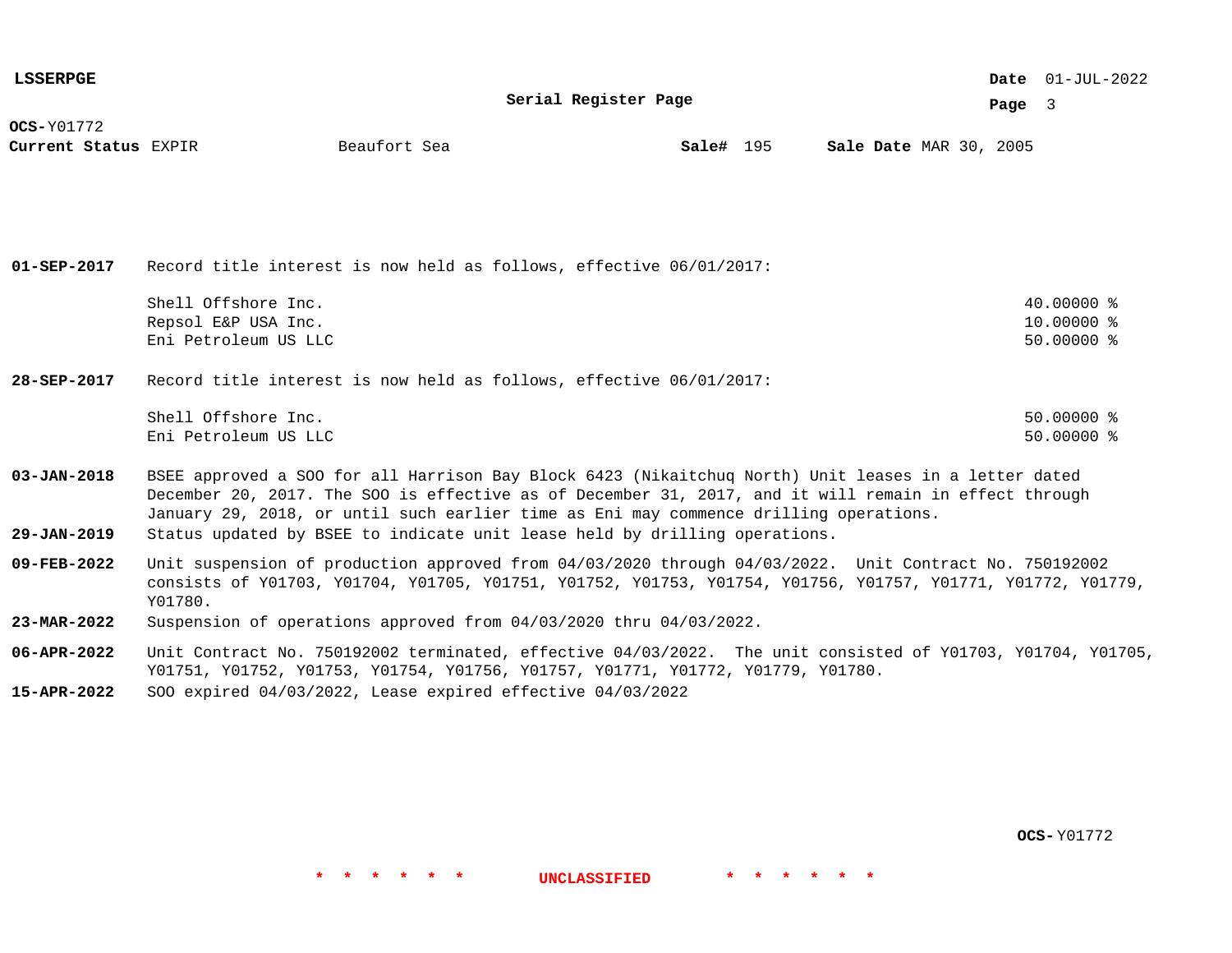**OCS-** Y01772
**Current Status** EXPIR    Beaufort Sea    **Sale#** 195    **Sale Date** MAR 30, 2005

**01-SEP-2017** Record title interest is now held as follows, effective 06/01/2017:

| | |
|---|---|
| Shell Offshore Inc. | 40.00000 % |
| Repsol E&P USA Inc. | 10.00000 % |
| Eni Petroleum US LLC | 50.00000 % |

**28-SEP-2017** Record title interest is now held as follows, effective 06/01/2017:

| | |
|---|---|
| Shell Offshore Inc. | 50.00000 % |
| Eni Petroleum US LLC | 50.00000 % |

**03-JAN-2018** BSEE approved a SOO for all Harrison Bay Block 6423 (Nikaitchuq North) Unit leases in a letter dated December 20, 2017. The SOO is effective as of December 31, 2017, and it will remain in effect through January 29, 2018, or until such earlier time as Eni may commence drilling operations.

**29-JAN-2019** Status updated by BSEE to indicate unit lease held by drilling operations.

**09-FEB-2022** Unit suspension of production approved from 04/03/2020 through 04/03/2022. Unit Contract No. 750192002 consists of Y01703, Y01704, Y01705, Y01751, Y01752, Y01753, Y01754, Y01756, Y01757, Y01771, Y01772, Y01779, Y01780.

**23-MAR-2022** Suspension of operations approved from 04/03/2020 thru 04/03/2022.

**06-APR-2022** Unit Contract No. 750192002 terminated, effective 04/03/2022. The unit consisted of Y01703, Y01704, Y01705, Y01751, Y01752, Y01753, Y01754, Y01756, Y01757, Y01771, Y01772, Y01779, Y01780.

**15-APR-2022** SOO expired 04/03/2022, Lease expired effective 04/03/2022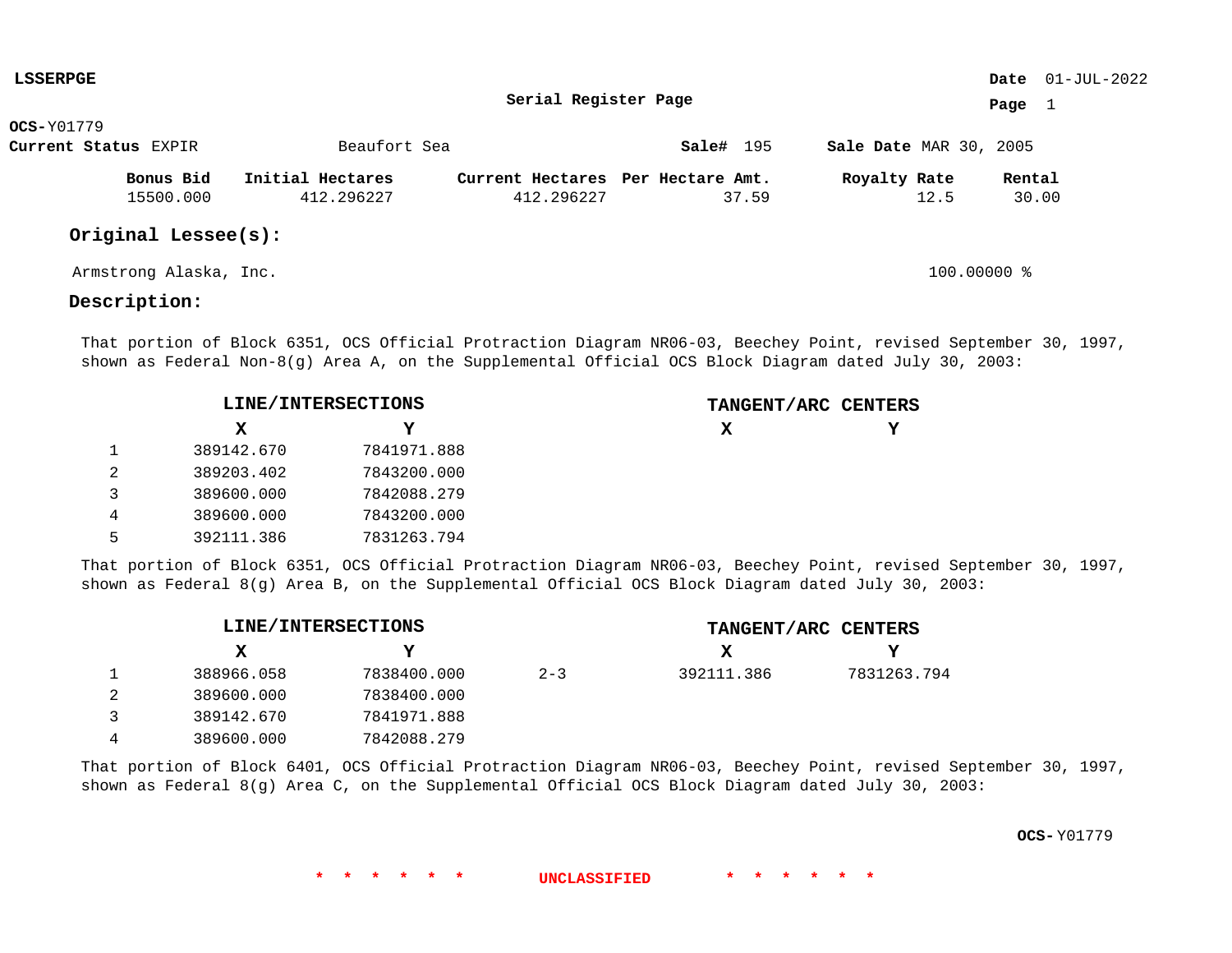**LSSERPGE** **Date** 01-JUL-2022

**Serial Register Page**

**OCS-**Y01779

**Current Status** EXPIR Beaufort Sea **Sale#** 195 **Sale Date** MAR 30, 2005

| Bonus Bid | Initial Hectares | Current Hectares | Per Hectare Amt. | Royalty Rate | Rental |
|---|---|---|---|---|---|
| 15500.000 | 412.296227 | 412.296227 | 37.59 | 12.5 | 30.00 |

## Original Lessee(s):

Armstrong Alaska, Inc. 100.00000 %

## Description:

That portion of Block 6351, OCS Official Protraction Diagram NR06-03, Beechey Point, revised September 30, 1997, shown as Federal Non-8(g) Area A, on the Supplemental Official OCS Block Diagram dated July 30, 2003:

| | LINE/INTERSECTIONS X | LINE/INTERSECTIONS Y | | TANGENT/ARC CENTERS X | TANGENT/ARC CENTERS Y |
|---|---|---|---|---|---|
| 1 | 389142.670 | 7841971.888 | | | |
| 2 | 389203.402 | 7843200.000 | | | |
| 3 | 389600.000 | 7842088.279 | | | |
| 4 | 389600.000 | 7843200.000 | | | |
| 5 | 392111.386 | 7831263.794 | | | |

That portion of Block 6351, OCS Official Protraction Diagram NR06-03, Beechey Point, revised September 30, 1997, shown as Federal 8(g) Area B, on the Supplemental Official OCS Block Diagram dated July 30, 2003:

| | LINE/INTERSECTIONS X | LINE/INTERSECTIONS Y | | TANGENT/ARC CENTERS X | TANGENT/ARC CENTERS Y |
|---|---|---|---|---|---|
| 1 | 388966.058 | 7838400.000 | 2-3 | 392111.386 | 7831263.794 |
| 2 | 389600.000 | 7838400.000 | | | |
| 3 | 389142.670 | 7841971.888 | | | |
| 4 | 389600.000 | 7842088.279 | | | |

That portion of Block 6401, OCS Official Protraction Diagram NR06-03, Beechey Point, revised September 30, 1997, shown as Federal 8(g) Area C, on the Supplemental Official OCS Block Diagram dated July 30, 2003:

**OCS-**Y01779

\* \* \* \* \* \* UNCLASSIFIED \* \* \* \* \* \*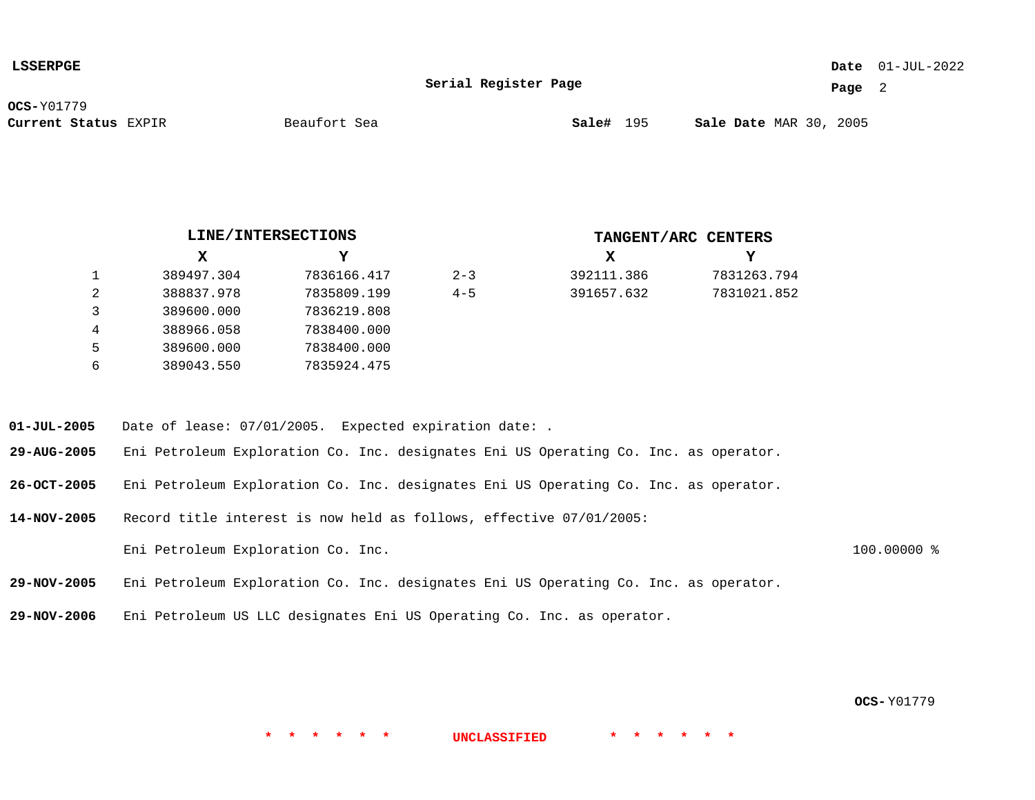**OCS-** Y01779

**Current Status** EXPIR　　Beaufort Sea　　**Sale#** 195　　**Sale Date** MAR 30, 2005

**Serial Register Page**

**Date** 01-JUL-2022

## LINE/INTERSECTIONS

| | X | Y |
|---|---|---|
| 1 | 389497.304 | 7836166.417 |
| 2 | 388837.978 | 7835809.199 |
| 3 | 389600.000 | 7836219.808 |
| 4 | 388966.058 | 7838400.000 |
| 5 | 389600.000 | 7838400.000 |
| 6 | 389043.550 | 7835924.475 |

## TANGENT/ARC CENTERS

| | X | Y |
|---|---|---|
| 2-3 | 392111.386 | 7831263.794 |
| 4-5 | 391657.632 | 7831021.852 |

**01-JUL-2005** Date of lease: 07/01/2005. Expected expiration date: .

**29-AUG-2005** Eni Petroleum Exploration Co. Inc. designates Eni US Operating Co. Inc. as operator.

**26-OCT-2005** Eni Petroleum Exploration Co. Inc. designates Eni US Operating Co. Inc. as operator.

**14-NOV-2005** Record title interest is now held as follows, effective 07/01/2005:

Eni Petroleum Exploration Co. Inc. 100.00000 %

**29-NOV-2005** Eni Petroleum Exploration Co. Inc. designates Eni US Operating Co. Inc. as operator.

**29-NOV-2006** Eni Petroleum US LLC designates Eni US Operating Co. Inc. as operator.

**OCS-** Y01779

* * * * * * UNCLASSIFIED * * * * * *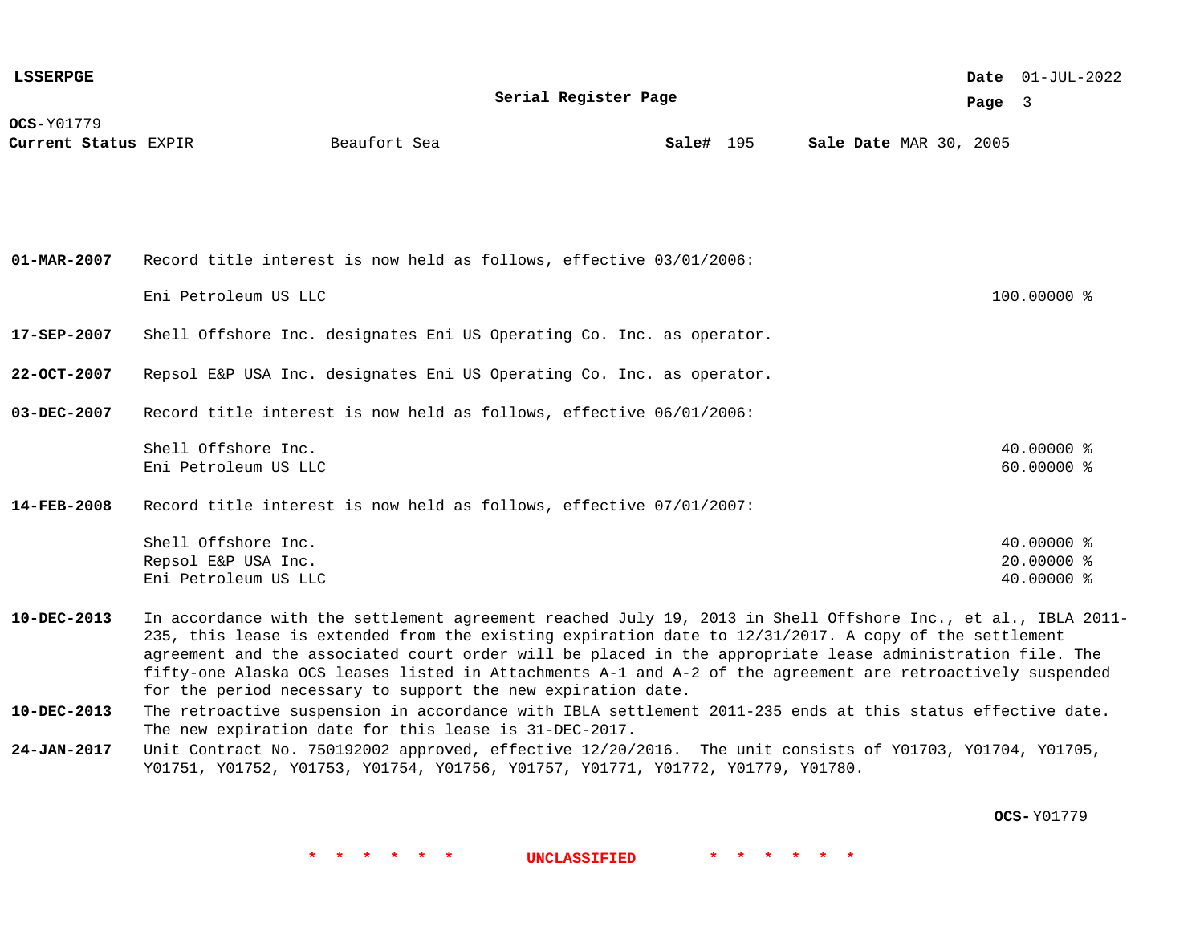**LSSERPGE**

**Serial Register Page**

**Date** 01-JUL-2022

**OCS-** Y01779

**Current Status** EXPIR    Beaufort Sea    **Sale#** 195    **Sale Date** MAR 30, 2005

| | | |
|---|---|---|
| **01-MAR-2007** | Record title interest is now held as follows, effective 03/01/2006: | |
| | Eni Petroleum US LLC | 100.00000 % |
| **17-SEP-2007** | Shell Offshore Inc. designates Eni US Operating Co. Inc. as operator. | |
| **22-OCT-2007** | Repsol E&P USA Inc. designates Eni US Operating Co. Inc. as operator. | |
| **03-DEC-2007** | Record title interest is now held as follows, effective 06/01/2006: | |
| | Shell Offshore Inc. | 40.00000 % |
| | Eni Petroleum US LLC | 60.00000 % |
| **14-FEB-2008** | Record title interest is now held as follows, effective 07/01/2007: | |
| | Shell Offshore Inc. | 40.00000 % |
| | Repsol E&P USA Inc. | 20.00000 % |
| | Eni Petroleum US LLC | 40.00000 % |
| **10-DEC-2013** | In accordance with the settlement agreement reached July 19, 2013 in Shell Offshore Inc., et al., IBLA 2011-235, this lease is extended from the existing expiration date to 12/31/2017. A copy of the settlement agreement and the associated court order will be placed in the appropriate lease administration file. The fifty-one Alaska OCS leases listed in Attachments A-1 and A-2 of the agreement are retroactively suspended for the period necessary to support the new expiration date. | |
| **10-DEC-2013** | The retroactive suspension in accordance with IBLA settlement 2011-235 ends at this status effective date. The new expiration date for this lease is 31-DEC-2017. | |
| **24-JAN-2017** | Unit Contract No. 750192002 approved, effective 12/20/2016. The unit consists of Y01703, Y01704, Y01705, Y01751, Y01752, Y01753, Y01754, Y01756, Y01757, Y01771, Y01772, Y01779, Y01780. | |

**OCS-** Y01779

* * * * * * UNCLASSIFIED * * * * * *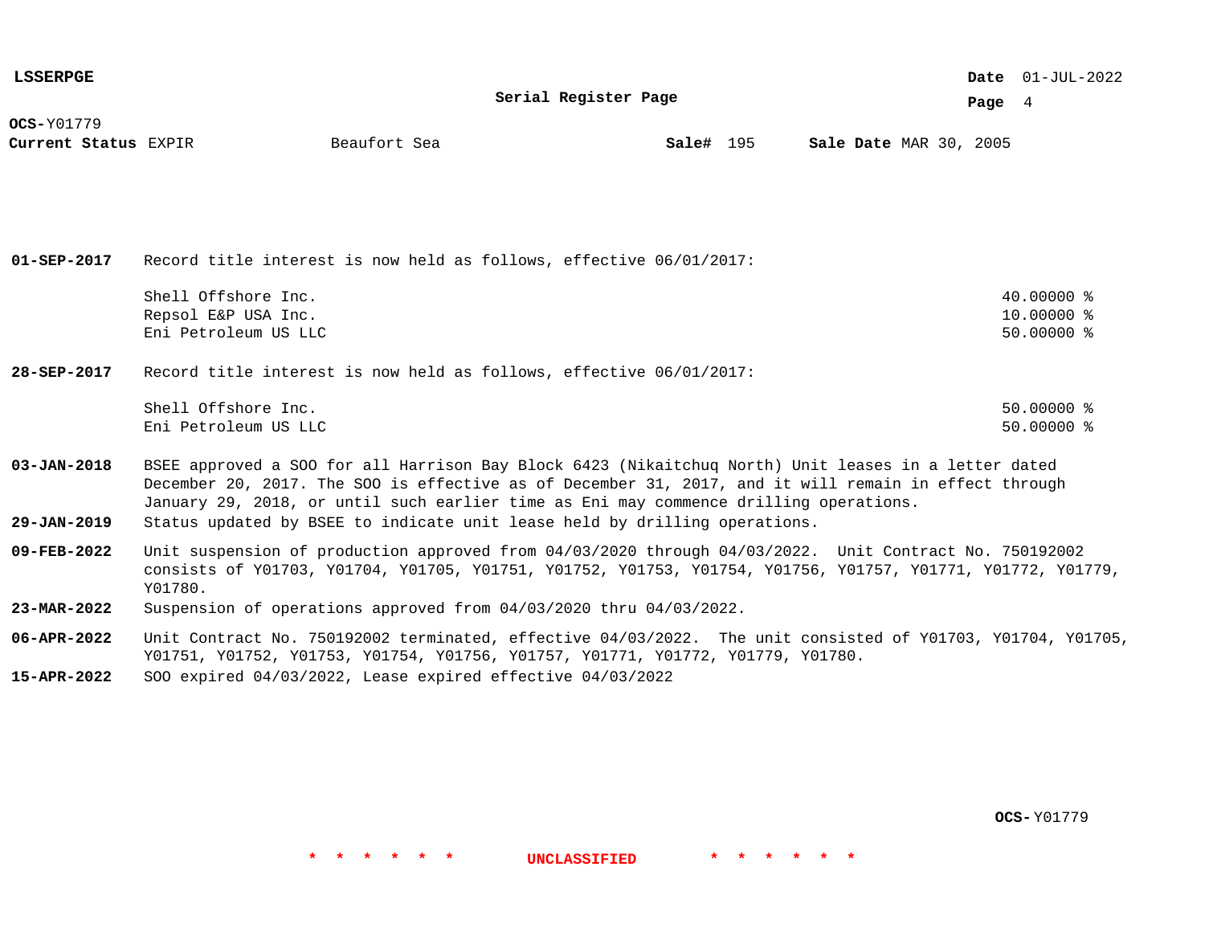**OCS-**Y01779
**Current Status** EXPIR Beaufort Sea **Sale#** 195 **Sale Date** MAR 30, 2005

**01-SEP-2017** Record title interest is now held as follows, effective 06/01/2017:

| | |
|---|---|
| Shell Offshore Inc. | 40.00000 % |
| Repsol E&P USA Inc. | 10.00000 % |
| Eni Petroleum US LLC | 50.00000 % |

**28-SEP-2017** Record title interest is now held as follows, effective 06/01/2017:

| | |
|---|---|
| Shell Offshore Inc. | 50.00000 % |
| Eni Petroleum US LLC | 50.00000 % |

**03-JAN-2018** BSEE approved a SOO for all Harrison Bay Block 6423 (Nikaitchuq North) Unit leases in a letter dated December 20, 2017. The SOO is effective as of December 31, 2017, and it will remain in effect through January 29, 2018, or until such earlier time as Eni may commence drilling operations.

**29-JAN-2019** Status updated by BSEE to indicate unit lease held by drilling operations.

**09-FEB-2022** Unit suspension of production approved from 04/03/2020 through 04/03/2022. Unit Contract No. 750192002 consists of Y01703, Y01704, Y01705, Y01751, Y01752, Y01753, Y01754, Y01756, Y01757, Y01771, Y01772, Y01779, Y01780.

**23-MAR-2022** Suspension of operations approved from 04/03/2020 thru 04/03/2022.

**06-APR-2022** Unit Contract No. 750192002 terminated, effective 04/03/2022. The unit consisted of Y01703, Y01704, Y01705, Y01751, Y01752, Y01753, Y01754, Y01756, Y01757, Y01771, Y01772, Y01779, Y01780.

**15-APR-2022** SOO expired 04/03/2022, Lease expired effective 04/03/2022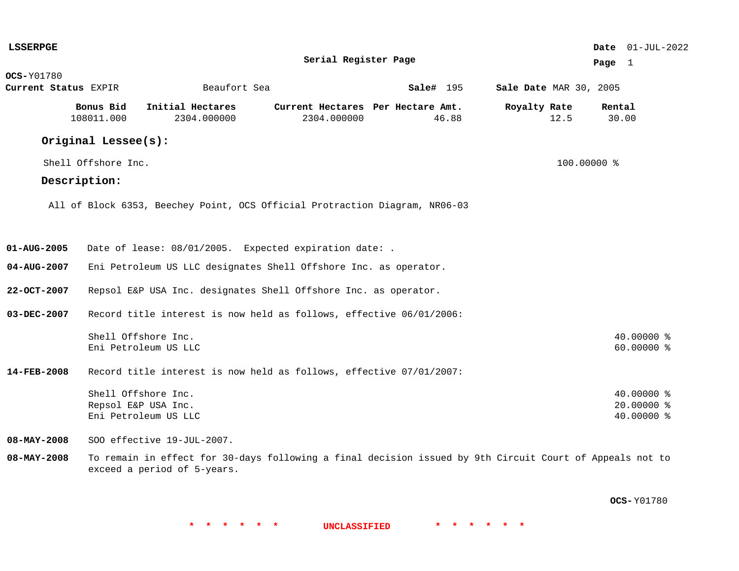**LSSERPGE**

**Serial Register Page**

**Date** 01-JUL-2022

**OCS-**Y01780

**Current Status** EXPIR    Beaufort Sea    **Sale#** 195    **Sale Date** MAR 30, 2005

| Bonus Bid | Initial Hectares | Current Hectares | Per Hectare Amt. | Royalty Rate | Rental |
|---|---|---|---|---|---|
| 108011.000 | 2304.000000 | 2304.000000 | 46.88 | 12.5 | 30.00 |

### Original Lessee(s):

| | |
|---|---|
| Shell Offshore Inc. | 100.00000 % |

### Description:

All of Block 6353, Beechey Point, OCS Official Protraction Diagram, NR06-03

**01-AUG-2005** Date of lease: 08/01/2005. Expected expiration date: .

**04-AUG-2007** Eni Petroleum US LLC designates Shell Offshore Inc. as operator.

**22-OCT-2007** Repsol E&P USA Inc. designates Shell Offshore Inc. as operator.

**03-DEC-2007** Record title interest is now held as follows, effective 06/01/2006:

| | |
|---|---|
| Shell Offshore Inc. | 40.00000 % |
| Eni Petroleum US LLC | 60.00000 % |

**14-FEB-2008** Record title interest is now held as follows, effective 07/01/2007:

| | |
|---|---|
| Shell Offshore Inc. | 40.00000 % |
| Repsol E&P USA Inc. | 20.00000 % |
| Eni Petroleum US LLC | 40.00000 % |

**08-MAY-2008** SOO effective 19-JUL-2007.

**08-MAY-2008** To remain in effect for 30-days following a final decision issued by 9th Circuit Court of Appeals not to exceed a period of 5-years.

**OCS-**Y01780

\* \* \* \* \* \* UNCLASSIFIED \* \* \* \* \* \*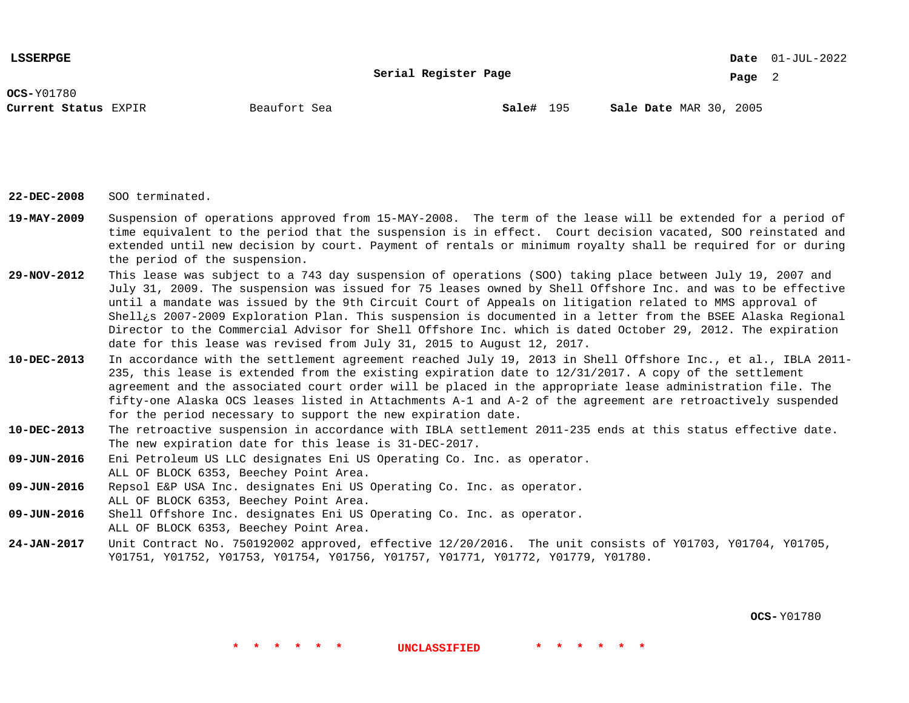**OCS-**Y01780
**Current Status** EXPIR Beaufort Sea **Sale#** 195 **Sale Date** MAR 30, 2005

| | |
|---|---|
| **22-DEC-2008** | SOO terminated. |
| **19-MAY-2009** | Suspension of operations approved from 15-MAY-2008. The term of the lease will be extended for a period of time equivalent to the period that the suspension is in effect. Court decision vacated, SOO reinstated and extended until new decision by court. Payment of rentals or minimum royalty shall be required for or during the period of the suspension. |
| **29-NOV-2012** | This lease was subject to a 743 day suspension of operations (SOO) taking place between July 19, 2007 and July 31, 2009. The suspension was issued for 75 leases owned by Shell Offshore Inc. and was to be effective until a mandate was issued by the 9th Circuit Court of Appeals on litigation related to MMS approval of Shell¿s 2007-2009 Exploration Plan. This suspension is documented in a letter from the BSEE Alaska Regional Director to the Commercial Advisor for Shell Offshore Inc. which is dated October 29, 2012. The expiration date for this lease was revised from July 31, 2015 to August 12, 2017. |
| **10-DEC-2013** | In accordance with the settlement agreement reached July 19, 2013 in Shell Offshore Inc., et al., IBLA 2011-235, this lease is extended from the existing expiration date to 12/31/2017. A copy of the settlement agreement and the associated court order will be placed in the appropriate lease administration file. The fifty-one Alaska OCS leases listed in Attachments A-1 and A-2 of the agreement are retroactively suspended for the period necessary to support the new expiration date. |
| **10-DEC-2013** | The retroactive suspension in accordance with IBLA settlement 2011-235 ends at this status effective date. The new expiration date for this lease is 31-DEC-2017. |
| **09-JUN-2016** | Eni Petroleum US LLC designates Eni US Operating Co. Inc. as operator. ALL OF BLOCK 6353, Beechey Point Area. |
| **09-JUN-2016** | Repsol E&P USA Inc. designates Eni US Operating Co. Inc. as operator. ALL OF BLOCK 6353, Beechey Point Area. |
| **09-JUN-2016** | Shell Offshore Inc. designates Eni US Operating Co. Inc. as operator. ALL OF BLOCK 6353, Beechey Point Area. |
| **24-JAN-2017** | Unit Contract No. 750192002 approved, effective 12/20/2016. The unit consists of Y01703, Y01704, Y01705, Y01751, Y01752, Y01753, Y01754, Y01756, Y01757, Y01771, Y01772, Y01779, Y01780. |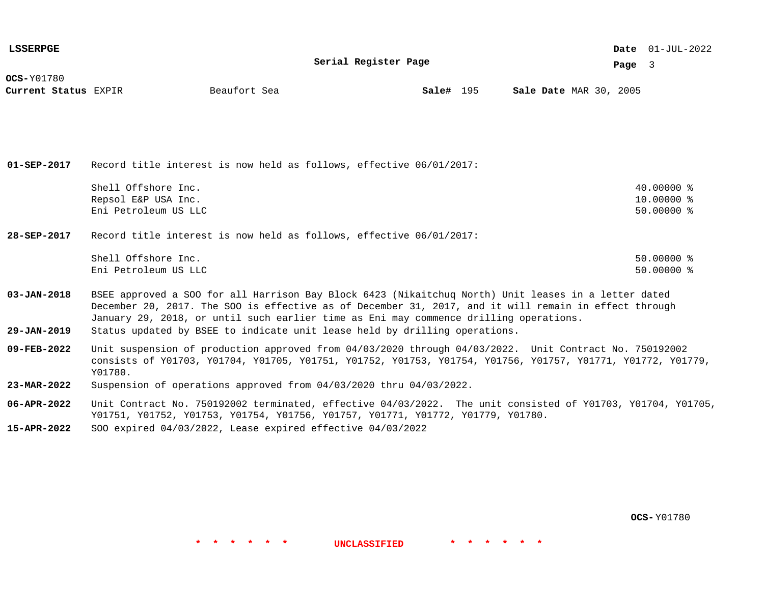**OCS-**Y01780
**Current Status** EXPIR Beaufort Sea **Sale#** 195 **Sale Date** MAR 30, 2005

**Serial Register Page**

**01-SEP-2017** Record title interest is now held as follows, effective 06/01/2017:

| | |
|---|---|
| Shell Offshore Inc. | 40.00000 % |
| Repsol E&P USA Inc. | 10.00000 % |
| Eni Petroleum US LLC | 50.00000 % |

**28-SEP-2017** Record title interest is now held as follows, effective 06/01/2017:

| | |
|---|---|
| Shell Offshore Inc. | 50.00000 % |
| Eni Petroleum US LLC | 50.00000 % |

**03-JAN-2018** BSEE approved a SOO for all Harrison Bay Block 6423 (Nikaitchuq North) Unit leases in a letter dated December 20, 2017. The SOO is effective as of December 31, 2017, and it will remain in effect through January 29, 2018, or until such earlier time as Eni may commence drilling operations.

**29-JAN-2019** Status updated by BSEE to indicate unit lease held by drilling operations.

**09-FEB-2022** Unit suspension of production approved from 04/03/2020 through 04/03/2022. Unit Contract No. 750192002 consists of Y01703, Y01704, Y01705, Y01751, Y01752, Y01753, Y01754, Y01756, Y01757, Y01771, Y01772, Y01779, Y01780.

**23-MAR-2022** Suspension of operations approved from 04/03/2020 thru 04/03/2022.

**06-APR-2022** Unit Contract No. 750192002 terminated, effective 04/03/2022. The unit consisted of Y01703, Y01704, Y01705, Y01751, Y01752, Y01753, Y01754, Y01756, Y01757, Y01771, Y01772, Y01779, Y01780.

**15-APR-2022** SOO expired 04/03/2022, Lease expired effective 04/03/2022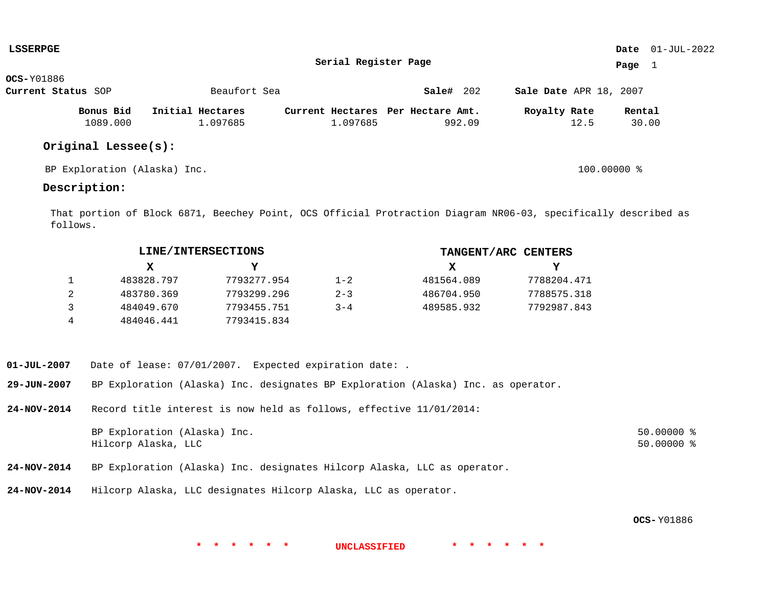**LSSERPGE**

**Serial Register Page**

**Date** 01-JUL-2022

**OCS-**Y01886

**Current Status** SOP Beaufort Sea **Sale#** 202 **Sale Date** APR 18, 2007

| Bonus Bid | Initial Hectares | Current Hectares | Per Hectare Amt. | Royalty Rate | Rental |
|---|---|---|---|---|---|
| 1089.000 | 1.097685 | 1.097685 | 992.09 | 12.5 | 30.00 |

## Original Lessee(s):

BP Exploration (Alaska) Inc. 100.00000 %

## Description:

That portion of Block 6871, Beechey Point, OCS Official Protraction Diagram NR06-03, specifically described as follows.

| | LINE/INTERSECTIONS | | | TANGENT/ARC CENTERS | |
|---|---|---|---|---|---|
| | X | Y | | X | Y |
| 1 | 483828.797 | 7793277.954 | 1-2 | 481564.089 | 7788204.471 |
| 2 | 483780.369 | 7793299.296 | 2-3 | 486704.950 | 7788575.318 |
| 3 | 484049.670 | 7793455.751 | 3-4 | 489585.932 | 7792987.843 |
| 4 | 484046.441 | 7793415.834 | | | |

**01-JUL-2007** Date of lease: 07/01/2007. Expected expiration date: .

**29-JUN-2007** BP Exploration (Alaska) Inc. designates BP Exploration (Alaska) Inc. as operator.

**24-NOV-2014** Record title interest is now held as follows, effective 11/01/2014:

BP Exploration (Alaska) Inc. 50.00000 %
Hilcorp Alaska, LLC 50.00000 %

**24-NOV-2014** BP Exploration (Alaska) Inc. designates Hilcorp Alaska, LLC as operator.

**24-NOV-2014** Hilcorp Alaska, LLC designates Hilcorp Alaska, LLC as operator.

**OCS-**Y01886

* * * * * * UNCLASSIFIED * * * * * *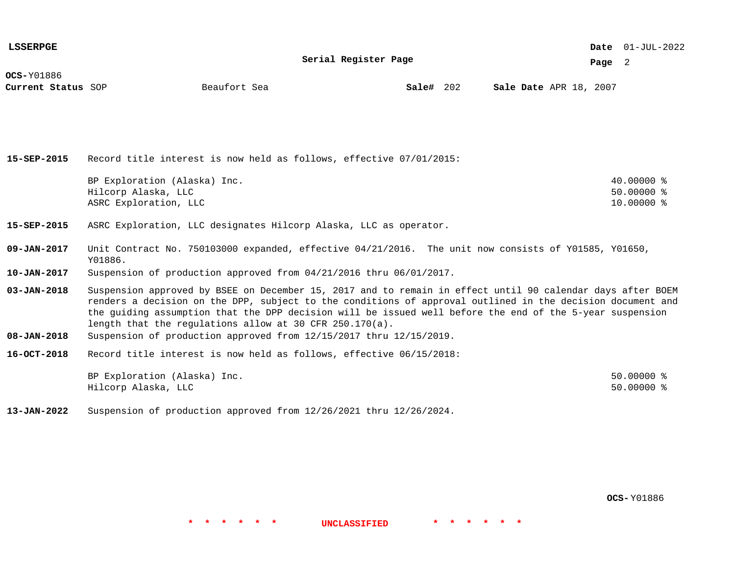**LSSERPGE**

**Serial Register Page**

**OCS-** Y01886
**Current Status** SOP    Beaufort Sea    **Sale#** 202    **Sale Date** APR 18, 2007

| | | |
|---|---|---|
| **15-SEP-2015** | Record title interest is now held as follows, effective 07/01/2015: | |
| | BP Exploration (Alaska) Inc. | 40.00000 % |
| | Hilcorp Alaska, LLC | 50.00000 % |
| | ASRC Exploration, LLC | 10.00000 % |
| **15-SEP-2015** | ASRC Exploration, LLC designates Hilcorp Alaska, LLC as operator. | |
| **09-JAN-2017** | Unit Contract No. 750103000 expanded, effective 04/21/2016. The unit now consists of Y01585, Y01650, Y01886. | |
| **10-JAN-2017** | Suspension of production approved from 04/21/2016 thru 06/01/2017. | |
| **03-JAN-2018** | Suspension approved by BSEE on December 15, 2017 and to remain in effect until 90 calendar days after BOEM renders a decision on the DPP, subject to the conditions of approval outlined in the decision document and the guiding assumption that the DPP decision will be issued well before the end of the 5-year suspension length that the regulations allow at 30 CFR 250.170(a). | |
| **08-JAN-2018** | Suspension of production approved from 12/15/2017 thru 12/15/2019. | |
| **16-OCT-2018** | Record title interest is now held as follows, effective 06/15/2018: | |
| | BP Exploration (Alaska) Inc. | 50.00000 % |
| | Hilcorp Alaska, LLC | 50.00000 % |
| **13-JAN-2022** | Suspension of production approved from 12/26/2021 thru 12/26/2024. | |

**OCS-** Y01886

* * * * * * **UNCLASSIFIED** * * * * * *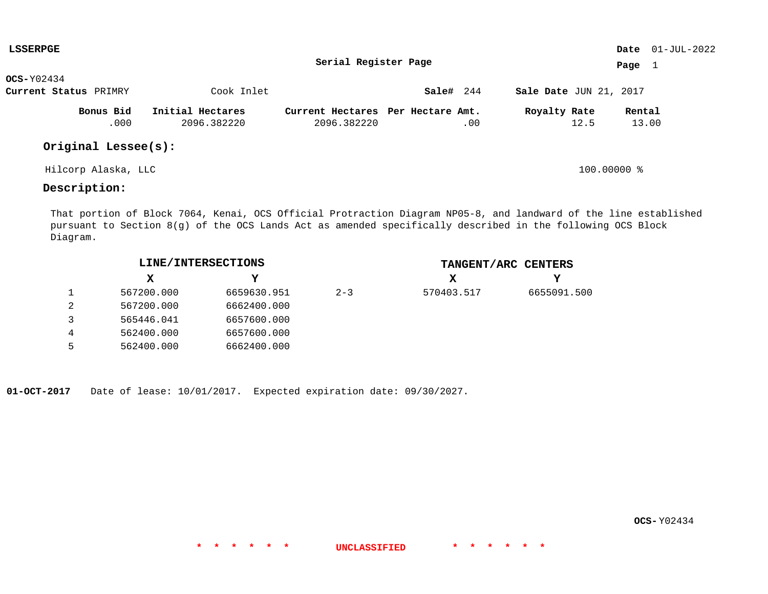**LSSERPGE**

**Date** 01-JUL-2022

**Serial Register Page**

**Page** 1

**OCS-**Y02434

**Current Status** PRIMRY Cook Inlet **Sale#** 244 **Sale Date** JUN 21, 2017

| Bonus Bid | Initial Hectares | Current Hectares | Per Hectare Amt. | Royalty Rate | Rental |
|---|---|---|---|---|---|
| .000 | 2096.382220 | 2096.382220 | .00 | 12.5 | 13.00 |

## Original Lessee(s):

Hilcorp Alaska, LLC 100.00000 %

## Description:

That portion of Block 7064, Kenai, OCS Official Protraction Diagram NP05-8, and landward of the line established pursuant to Section 8(g) of the OCS Lands Act as amended specifically described in the following OCS Block Diagram.

| | LINE/INTERSECTIONS | | | TANGENT/ARC CENTERS | |
|---|---|---|---|---|---|
| | X | Y | | X | Y |
| 1 | 567200.000 | 6659630.951 | 2-3 | 570403.517 | 6655091.500 |
| 2 | 567200.000 | 6662400.000 | | | |
| 3 | 565446.041 | 6657600.000 | | | |
| 4 | 562400.000 | 6657600.000 | | | |
| 5 | 562400.000 | 6662400.000 | | | |

**01-OCT-2017** Date of lease: 10/01/2017. Expected expiration date: 09/30/2027.

**OCS-** Y02434

* * * * * * UNCLASSIFIED * * * * * *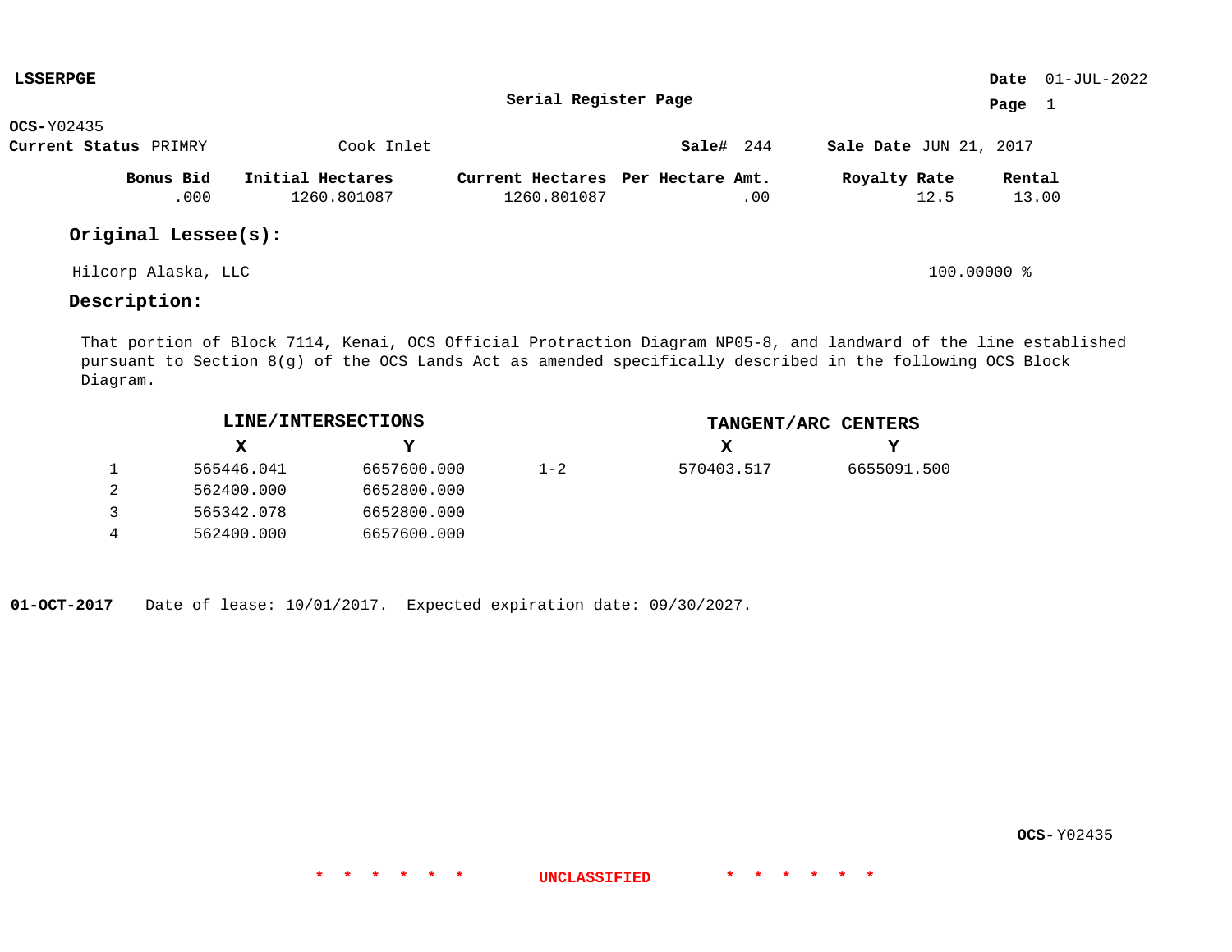**LSSERPGE** **Date** 01-JUL-2022

**Serial Register Page**

**OCS-** Y02435

**Current Status** PRIMRY Cook Inlet **Sale#** 244 **Sale Date** JUN 21, 2017

| Bonus Bid | Initial Hectares | Current Hectares | Per Hectare Amt. | Royalty Rate | Rental |
| --- | --- | --- | --- | --- | --- |
| .000 | 1260.801087 | 1260.801087 | .00 | 12.5 | 13.00 |

## Original Lessee(s):

Hilcorp Alaska, LLC 100.00000 %

## Description:

That portion of Block 7114, Kenai, OCS Official Protraction Diagram NP05-8, and landward of the line established pursuant to Section 8(g) of the OCS Lands Act as amended specifically described in the following OCS Block Diagram.

| | LINE/INTERSECTIONS X | LINE/INTERSECTIONS Y | | TANGENT/ARC CENTERS X | TANGENT/ARC CENTERS Y |
| --- | --- | --- | --- | --- | --- |
| 1 | 565446.041 | 6657600.000 | 1-2 | 570403.517 | 6655091.500 |
| 2 | 562400.000 | 6652800.000 | | | |
| 3 | 565342.078 | 6652800.000 | | | |
| 4 | 562400.000 | 6657600.000 | | | |

**01-OCT-2017** Date of lease: 10/01/2017. Expected expiration date: 09/30/2027.

**OCS-** Y02435

\* \* \* \* \* \* UNCLASSIFIED \* \* \* \* \* \*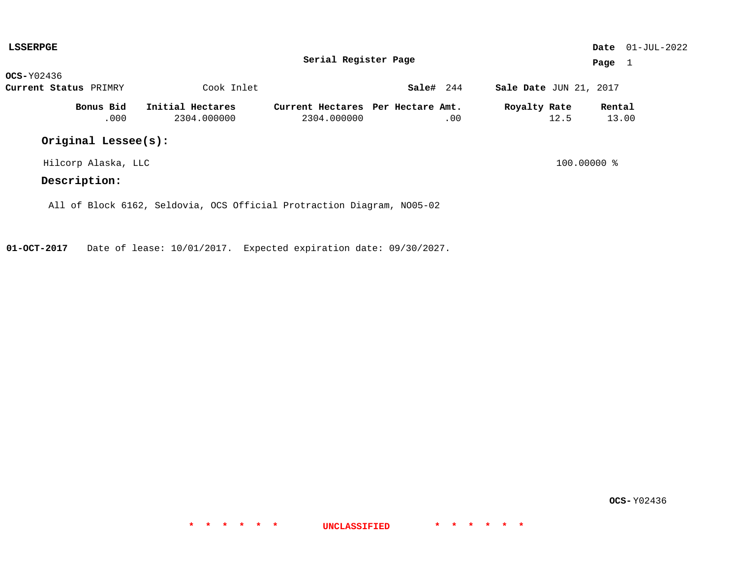**LSSERPGE**

**Serial Register Page**

**Date** 01-JUL-2022

**OCS-**Y02436

**Current Status** PRIMRY    Cook Inlet    **Sale#** 244    **Sale Date** JUN 21, 2017

| Bonus Bid | Initial Hectares | Current Hectares | Per Hectare Amt. | Royalty Rate | Rental |
|---|---|---|---|---|---|
| .000 | 2304.000000 | 2304.000000 | .00 | 12.5 | 13.00 |

## Original Lessee(s):

| Lessee | Share |
|---|---|
| Hilcorp Alaska, LLC | 100.00000 % |

## Description:

All of Block 6162, Seldovia, OCS Official Protraction Diagram, NO05-02

**01-OCT-2017** Date of lease: 10/01/2017. Expected expiration date: 09/30/2027.

**OCS-**Y02436

* * * * * * UNCLASSIFIED * * * * * *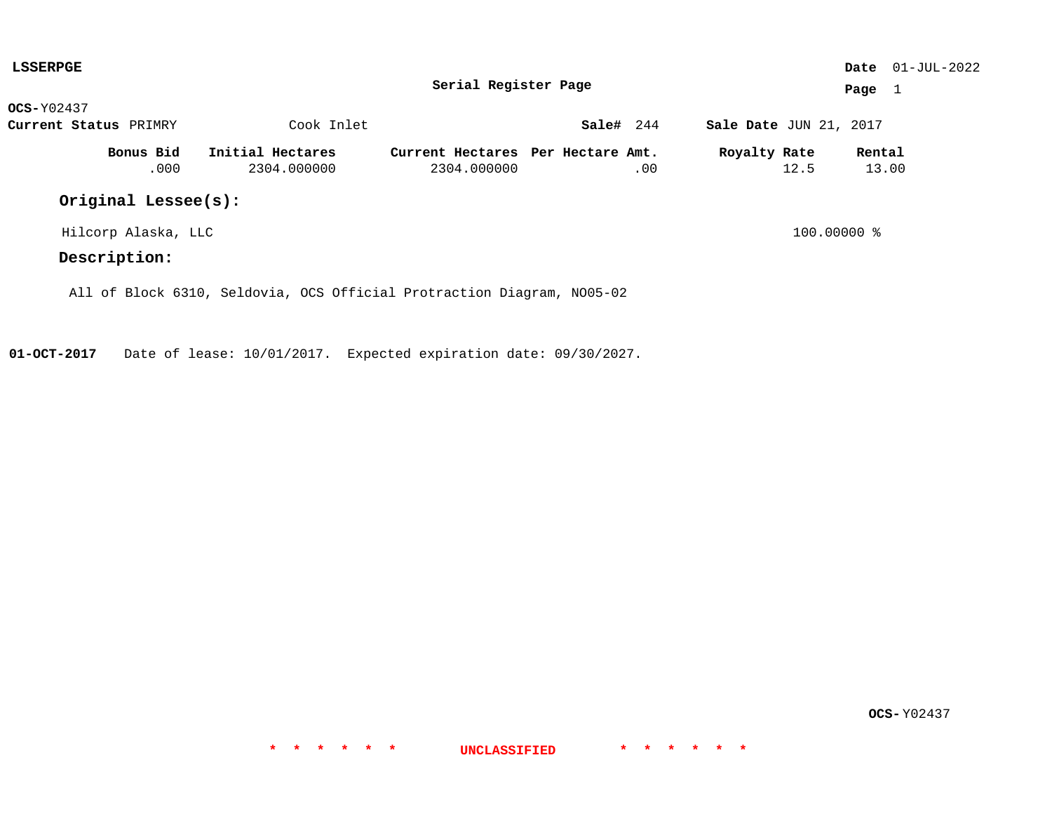**LSSERPGE** **Date** 01-JUL-2022

**Serial Register Page**

**OCS-**Y02437

**Current Status** PRIMRY Cook Inlet **Sale#** 244 **Sale Date** JUN 21, 2017

| Bonus Bid | Initial Hectares | Current Hectares | Per Hectare Amt. | Royalty Rate | Rental |
|---|---|---|---|---|---|
| .000 | 2304.000000 | 2304.000000 | .00 | 12.5 | 13.00 |

## Original Lessee(s):

Hilcorp Alaska, LLC 100.00000 %

## Description:

All of Block 6310, Seldovia, OCS Official Protraction Diagram, NO05-02

**01-OCT-2017** Date of lease: 10/01/2017. Expected expiration date: 09/30/2027.

**OCS-**Y02437

\* \* \* \* \* \* **UNCLASSIFIED** \* \* \* \* \* \*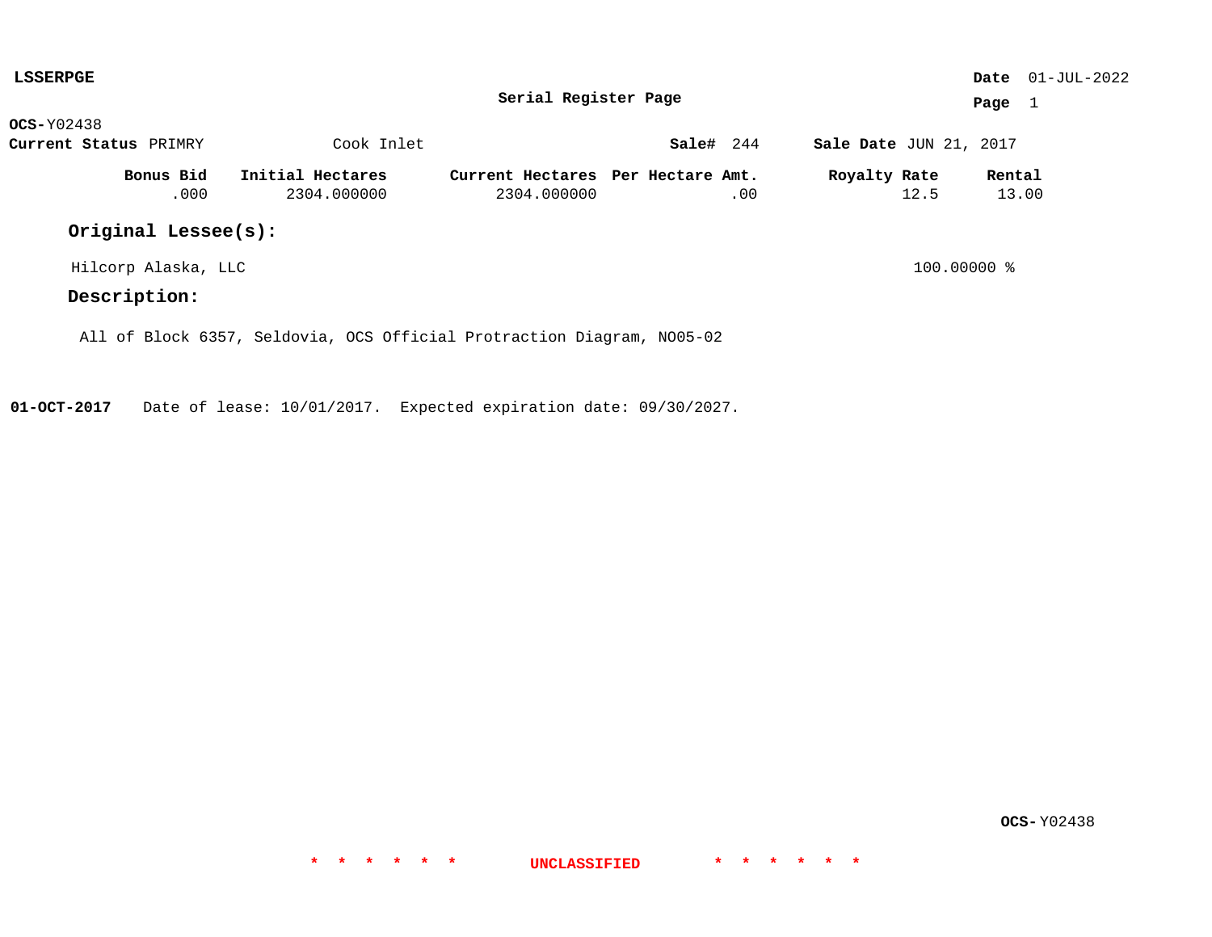**LSSERPGE**

**Date** 01-JUL-2022

**Serial Register Page**

**OCS-**Y02438

**Current Status** PRIMRY    Cook Inlet    **Sale#** 244    **Sale Date** JUN 21, 2017

| Bonus Bid | Initial Hectares | Current Hectares | Per Hectare Amt. | Royalty Rate | Rental |
|---|---|---|---|---|---|
| .000 | 2304.000000 | 2304.000000 | .00 | 12.5 | 13.00 |

## Original Lessee(s):

Hilcorp Alaska, LLC    100.00000 %

## Description:

All of Block 6357, Seldovia, OCS Official Protraction Diagram, NO05-02

**01-OCT-2017**    Date of lease: 10/01/2017.  Expected expiration date: 09/30/2027.

**OCS-**Y02438

\* \* \* \* \* \*    UNCLASSIFIED    \* \* \* \* \* \*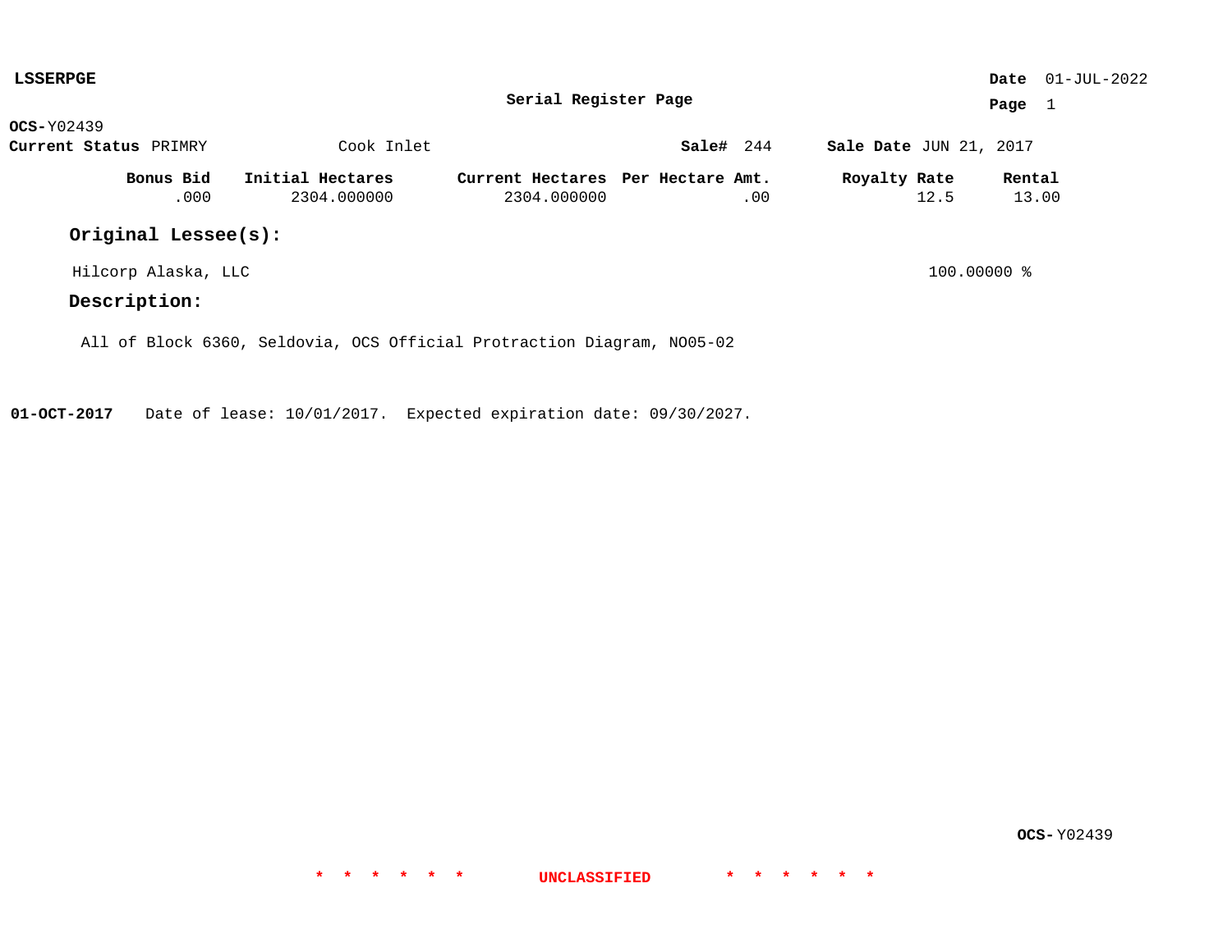**LSSERPGE**

**Date** 01-JUL-2022

## Serial Register Page

**OCS-**Y02439

**Current Status** PRIMRY     Cook Inlet     **Sale#** 244     **Sale Date** JUN 21, 2017

| Bonus Bid | Initial Hectares | Current Hectares | Per Hectare Amt. | Royalty Rate | Rental |
|---|---|---|---|---|---|
| .000 | 2304.000000 | 2304.000000 | .00 | 12.5 | 13.00 |

### Original Lessee(s):

Hilcorp Alaska, LLC     100.00000 %

### Description:

All of Block 6360, Seldovia, OCS Official Protraction Diagram, NO05-02

**01-OCT-2017**   Date of lease: 10/01/2017.  Expected expiration date: 09/30/2027.

**OCS-**Y02439

* * * * * * UNCLASSIFIED * * * * * *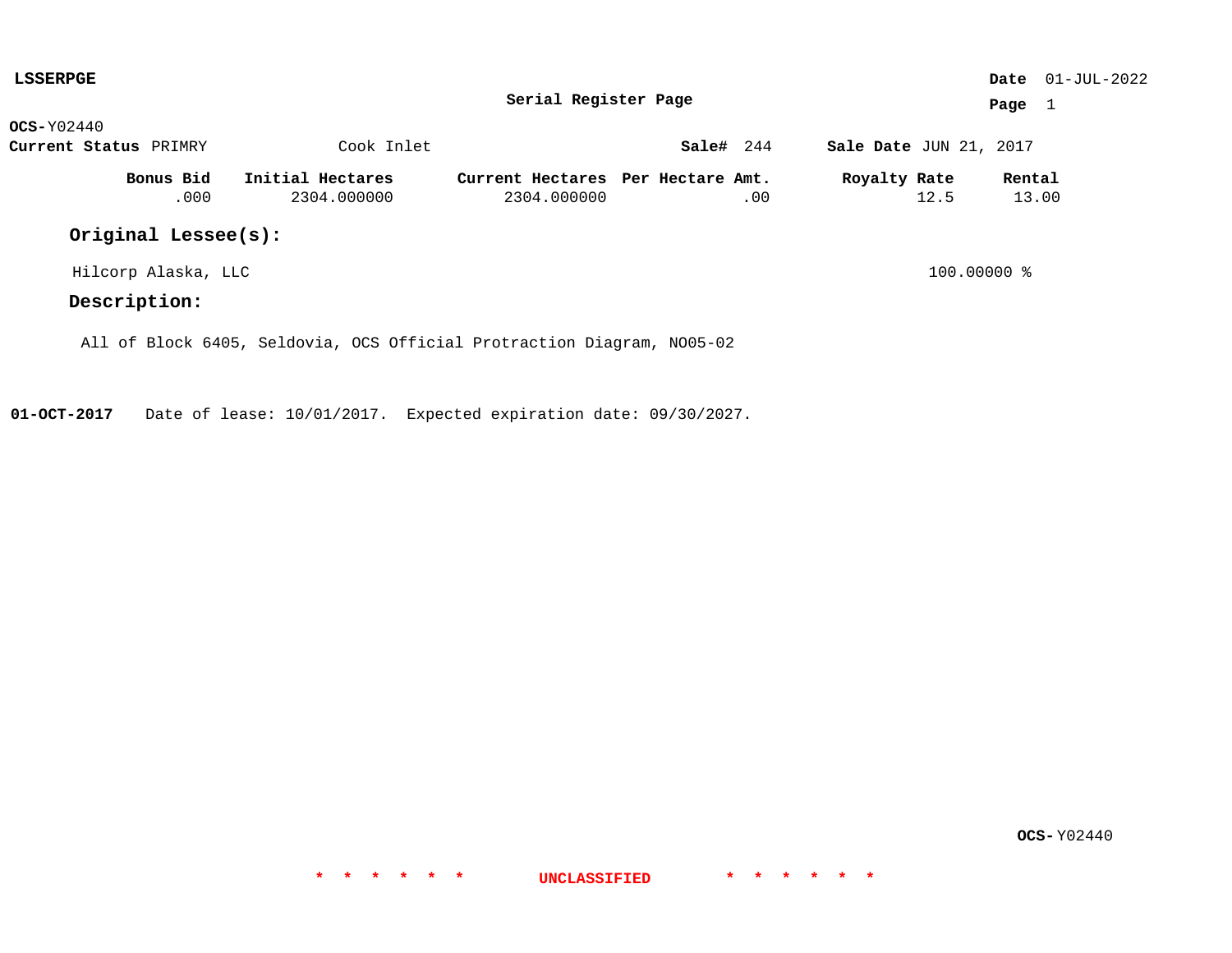**LSSERPGE**

**Date** 01-JUL-2022

**Serial Register Page**

**OCS-**Y02440

**Current Status** PRIMRY    Cook Inlet    **Sale#** 244    **Sale Date** JUN 21, 2017

| Bonus Bid | Initial Hectares | Current Hectares | Per Hectare Amt. | Royalty Rate | Rental |
|---|---|---|---|---|---|
| .000 | 2304.000000 | 2304.000000 | .00 | 12.5 | 13.00 |

## Original Lessee(s):

Hilcorp Alaska, LLC    100.00000 %

## Description:

All of Block 6405, Seldovia, OCS Official Protraction Diagram, NO05-02

**01-OCT-2017**    Date of lease: 10/01/2017.  Expected expiration date: 09/30/2027.

**OCS-**Y02440

* * * * * * UNCLASSIFIED * * * * * *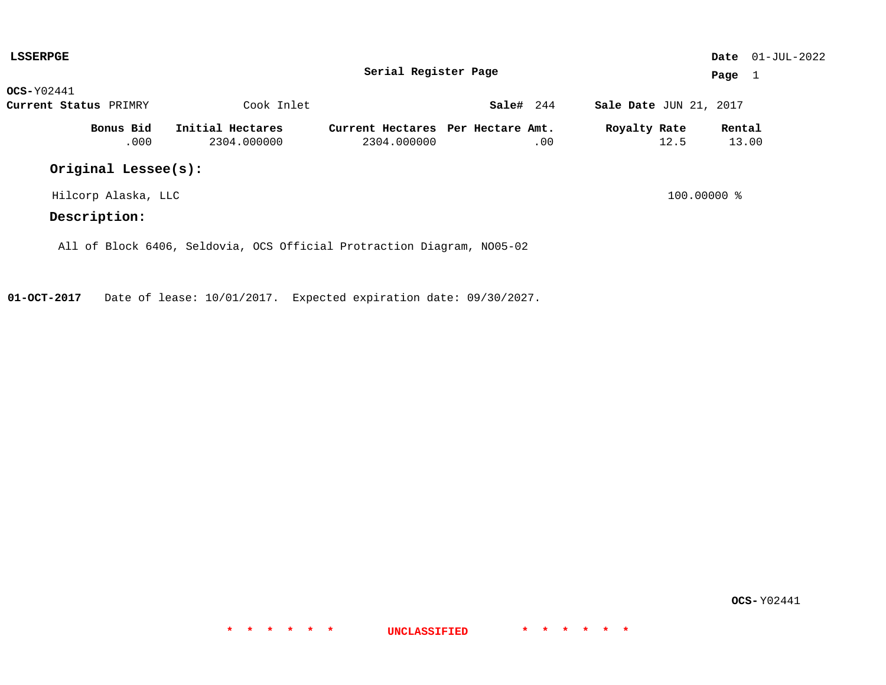**LSSERPGE**

**Date** 01-JUL-2022

**Serial Register Page**

**OCS-**Y02441

**Current Status** PRIMRY Cook Inlet **Sale#** 244 **Sale Date** JUN 21, 2017

| Bonus Bid | Initial Hectares | Current Hectares | Per Hectare Amt. | Royalty Rate | Rental |
|---|---|---|---|---|---|
| .000 | 2304.000000 | 2304.000000 | .00 | 12.5 | 13.00 |

## Original Lessee(s):

Hilcorp Alaska, LLC 100.00000 %

## Description:

All of Block 6406, Seldovia, OCS Official Protraction Diagram, NO05-02

**01-OCT-2017** Date of lease: 10/01/2017. Expected expiration date: 09/30/2027.

**OCS-**Y02441

* * * * * * UNCLASSIFIED * * * * * *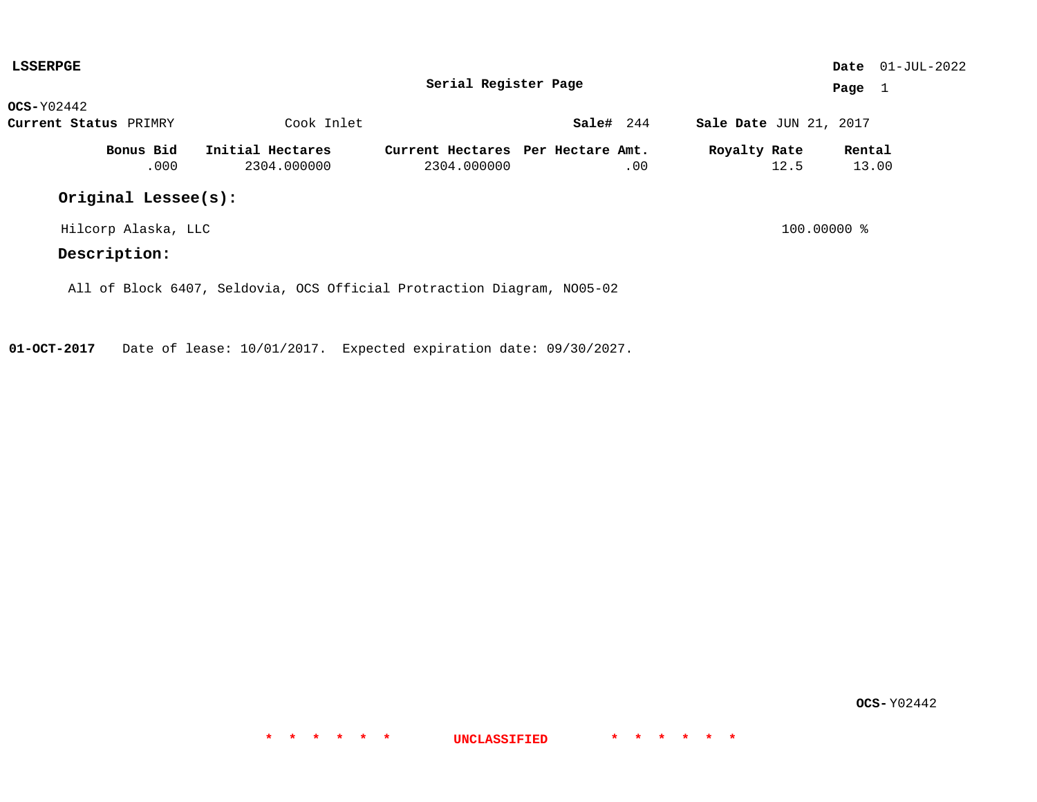**LSSERPGE**

**Serial Register Page**

**Date** 01-JUL-2022

**Page** 1

**OCS-** Y02442

**Current Status** PRIMRY Cook Inlet **Sale#** 244 **Sale Date** JUN 21, 2017

| Bonus Bid | Initial Hectares | Current Hectares | Per Hectare Amt. | Royalty Rate | Rental |
|---|---|---|---|---|---|
| .000 | 2304.000000 | 2304.000000 | .00 | 12.5 | 13.00 |

## Original Lessee(s):

Hilcorp Alaska, LLC 100.00000 %

## Description:

All of Block 6407, Seldovia, OCS Official Protraction Diagram, NO05-02

**01-OCT-2017** Date of lease: 10/01/2017. Expected expiration date: 09/30/2027.

**OCS-** Y02442

* * * * * * UNCLASSIFIED * * * * * *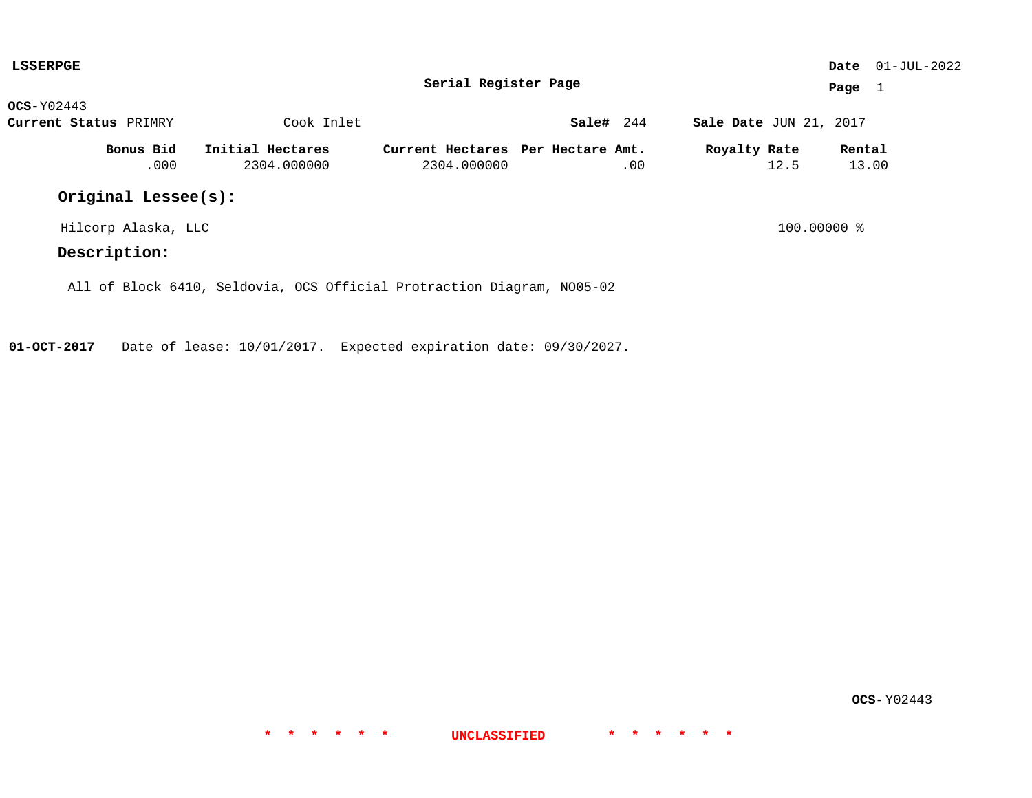**LSSERPGE**

**Date** 01-JUL-2022

**Serial Register Page**

**OCS-**Y02443

**Current Status** PRIMRY Cook Inlet **Sale#** 244 **Sale Date** JUN 21, 2017

| Bonus Bid | Initial Hectares | Current Hectares | Per Hectare Amt. | Royalty Rate | Rental |
|---|---|---|---|---|---|
| .000 | 2304.000000 | 2304.000000 | .00 | 12.5 | 13.00 |

## Original Lessee(s):

Hilcorp Alaska, LLC 100.00000 %

## Description:

All of Block 6410, Seldovia, OCS Official Protraction Diagram, NO05-02

**01-OCT-2017** Date of lease: 10/01/2017. Expected expiration date: 09/30/2027.

**OCS-**Y02443

* * * * * * UNCLASSIFIED * * * * * *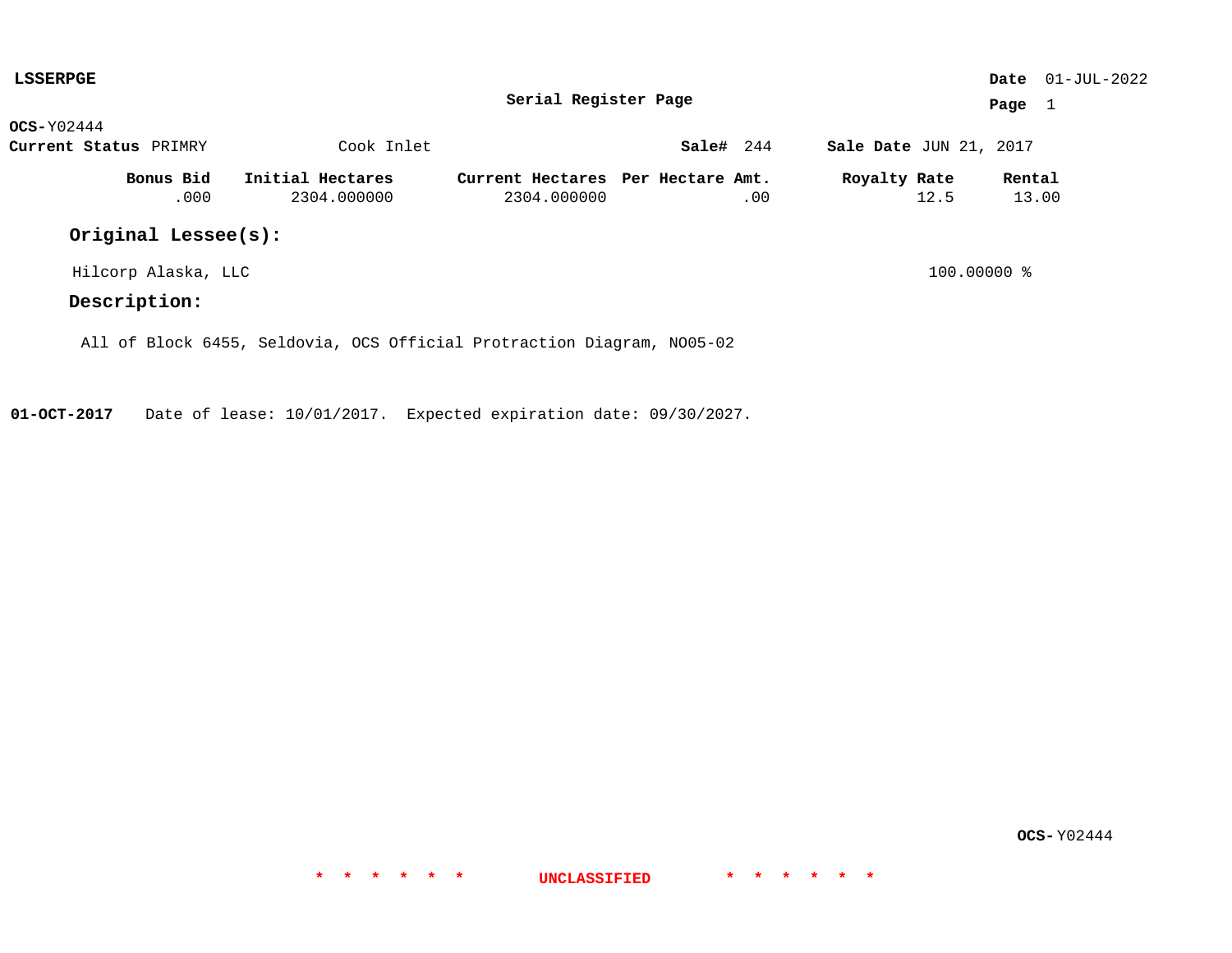**LSSERPGE** **Date** 01-JUL-2022

**Serial Register Page** **Page** 1

**OCS-**Y02444

**Current Status** PRIMRY Cook Inlet **Sale#** 244 **Sale Date** JUN 21, 2017

| Bonus Bid | Initial Hectares | Current Hectares | Per Hectare Amt. | Royalty Rate | Rental |
|---|---|---|---|---|---|
| .000 | 2304.000000 | 2304.000000 | .00 | 12.5 | 13.00 |

## Original Lessee(s):

Hilcorp Alaska, LLC 100.00000 %

## Description:

All of Block 6455, Seldovia, OCS Official Protraction Diagram, NO05-02

**01-OCT-2017** Date of lease: 10/01/2017. Expected expiration date: 09/30/2027.

**OCS-**Y02444

* * * * * * UNCLASSIFIED * * * * * *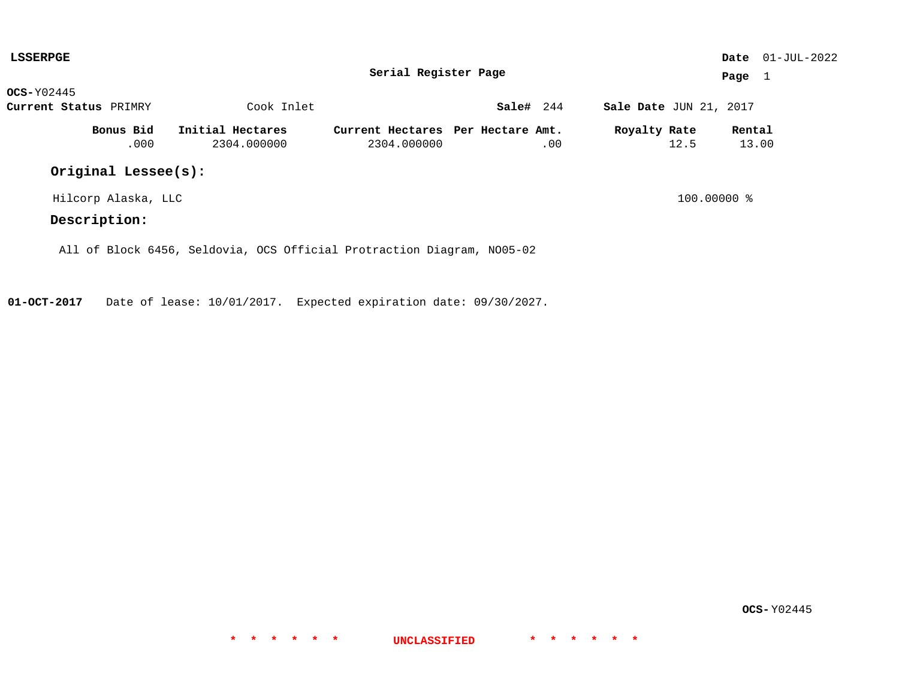**LSSERPGE**

**Serial Register Page**

**Date** 01-JUL-2022

**OCS-**Y02445

**Current Status** PRIMRY    Cook Inlet    **Sale#** 244    **Sale Date** JUN 21, 2017

| Bonus Bid | Initial Hectares | Current Hectares | Per Hectare Amt. | Royalty Rate | Rental |
|---|---|---|---|---|---|
| .000 | 2304.000000 | 2304.000000 | .00 | 12.5 | 13.00 |

## Original Lessee(s):

Hilcorp Alaska, LLC    100.00000 %

## Description:

All of Block 6456, Seldovia, OCS Official Protraction Diagram, NO05-02

**01-OCT-2017**    Date of lease: 10/01/2017.  Expected expiration date: 09/30/2027.

**OCS-**Y02445

* * * * * *    **UNCLASSIFIED**    * * * * * *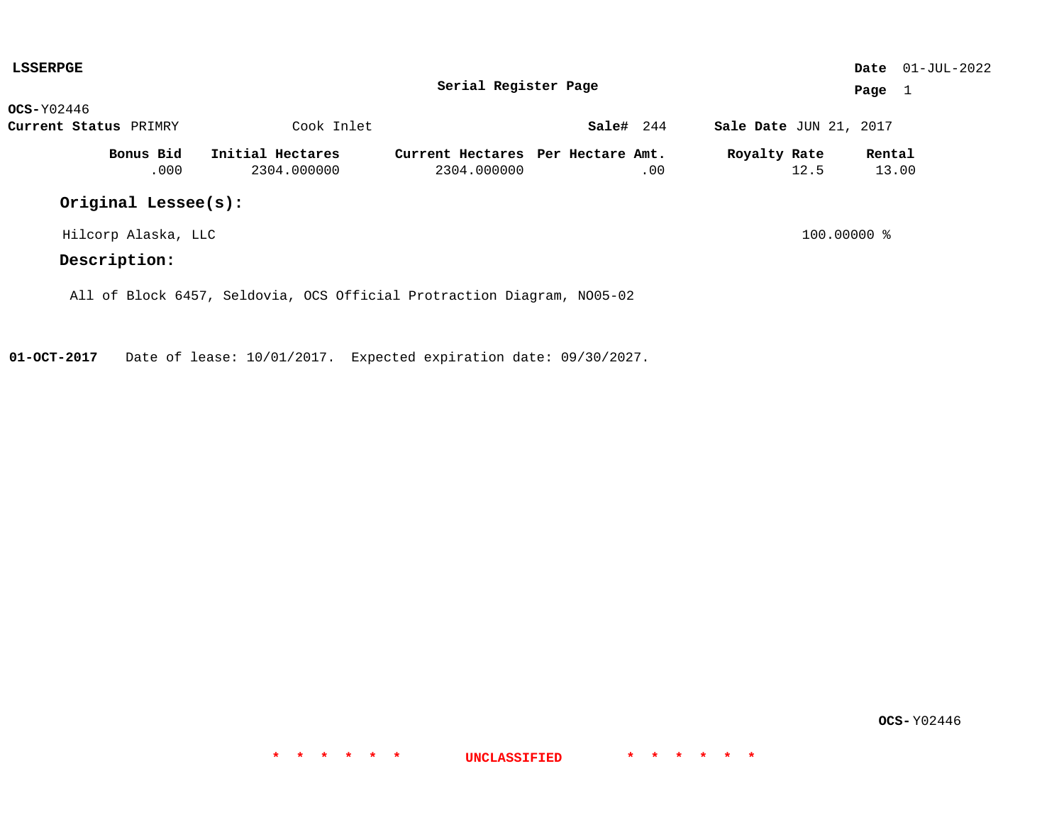**LSSERPGE**

**Date** 01-JUL-2022

**Serial Register Page**

**OCS-**Y02446

**Current Status** PRIMRY Cook Inlet **Sale#** 244 **Sale Date** JUN 21, 2017

| Bonus Bid | Initial Hectares | Current Hectares | Per Hectare Amt. | Royalty Rate | Rental |
|---|---|---|---|---|---|
| .000 | 2304.000000 | 2304.000000 | .00 | 12.5 | 13.00 |

## Original Lessee(s):

Hilcorp Alaska, LLC 100.00000 %

## Description:

All of Block 6457, Seldovia, OCS Official Protraction Diagram, NO05-02

**01-OCT-2017** Date of lease: 10/01/2017. Expected expiration date: 09/30/2027.

**OCS-**Y02446

* * * * * * UNCLASSIFIED * * * * * *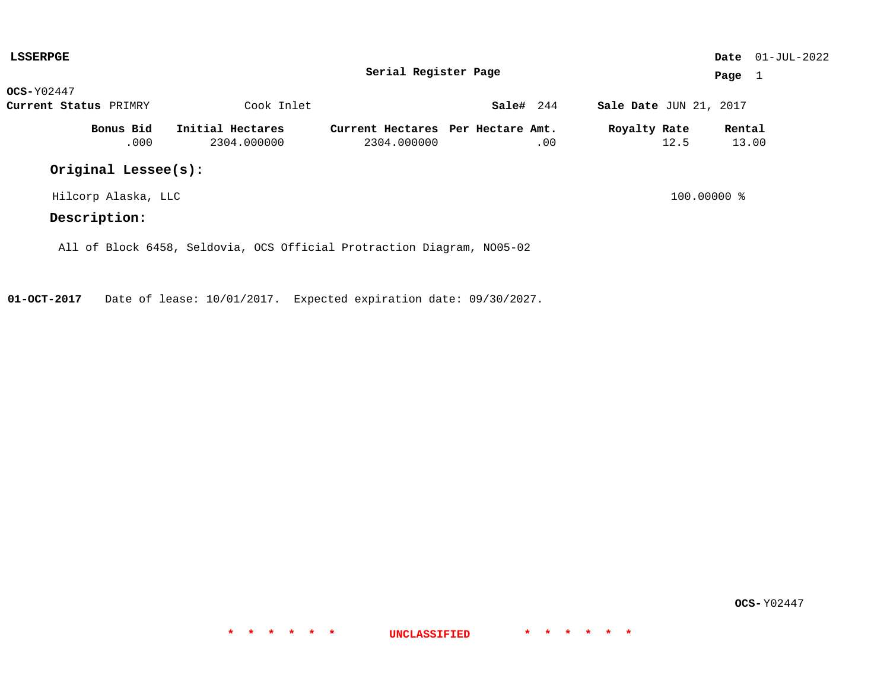**LSSERPGE** **Date** 01-JUL-2022

**Serial Register Page**

**OCS-**Y02447

**Current Status** PRIMRY Cook Inlet **Sale#** 244 **Sale Date** JUN 21, 2017

| Bonus Bid | Initial Hectares | Current Hectares | Per Hectare Amt. | Royalty Rate | Rental |
|---|---|---|---|---|---|
| .000 | 2304.000000 | 2304.000000 | .00 | 12.5 | 13.00 |

## Original Lessee(s):

Hilcorp Alaska, LLC 100.00000 %

## Description:

All of Block 6458, Seldovia, OCS Official Protraction Diagram, NO05-02

**01-OCT-2017** Date of lease: 10/01/2017. Expected expiration date: 09/30/2027.

**OCS-**Y02447

\* \* \* \* \* \* **UNCLASSIFIED** \* \* \* \* \* \*